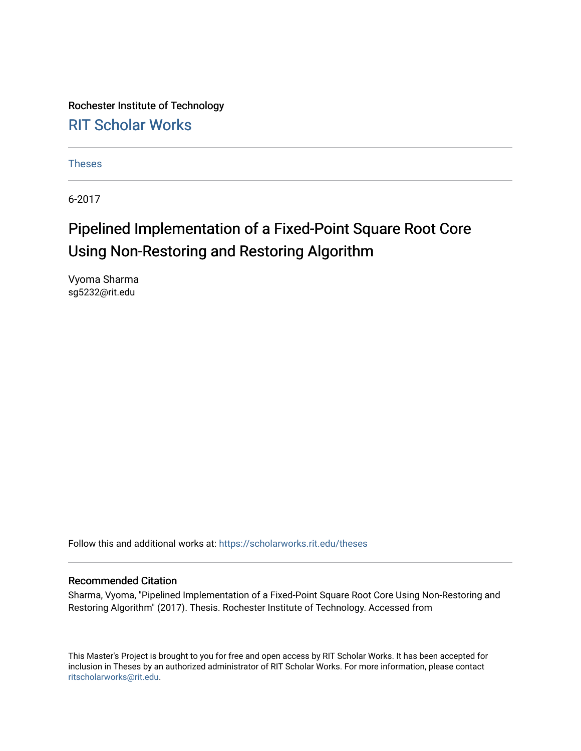Rochester Institute of Technology

RIT Scholar Works

Theses

6-2017

# Pipelined Implementation of a Fixed-Point Square Root Core Using Non-Restoring and Restoring Algorithm

Vyoma Sharma
sg5232@rit.edu

Follow this and additional works at: https://scholarworks.rit.edu/theses

## Recommended Citation

Sharma, Vyoma, "Pipelined Implementation of a Fixed-Point Square Root Core Using Non-Restoring and Restoring Algorithm" (2017). Thesis. Rochester Institute of Technology. Accessed from

This Master's Project is brought to you for free and open access by RIT Scholar Works. It has been accepted for inclusion in Theses by an authorized administrator of RIT Scholar Works. For more information, please contact ritscholarworks@rit.edu.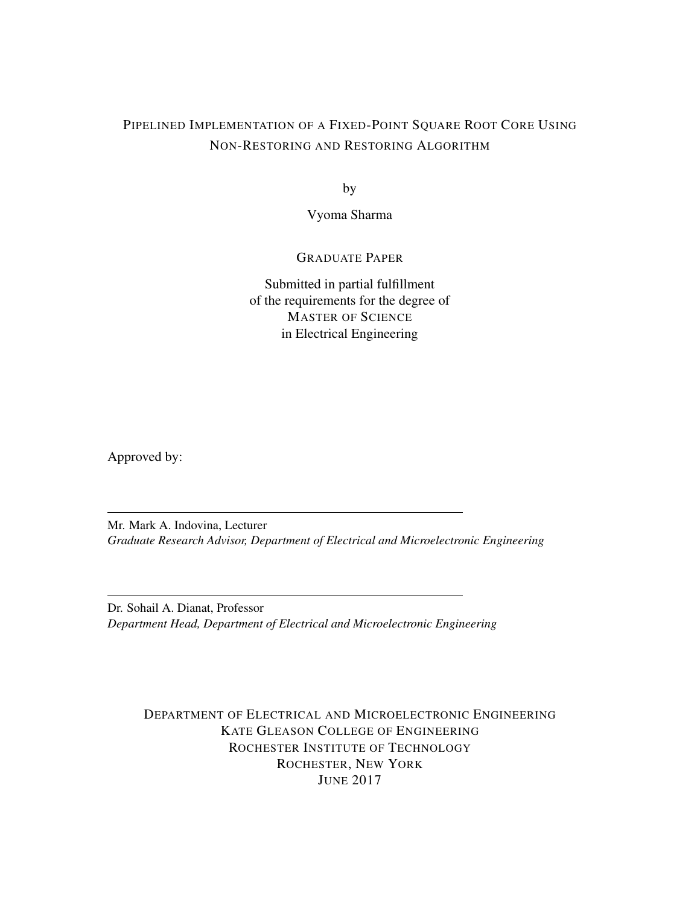# Pipelined Implementation of a Fixed-Point Square Root Core Using Non-Restoring and Restoring Algorithm

by

Vyoma Sharma

GRADUATE PAPER

Submitted in partial fulfillment
of the requirements for the degree of
MASTER OF SCIENCE
in Electrical Engineering

Approved by:

---

Mr. Mark A. Indovina, Lecturer
*Graduate Research Advisor, Department of Electrical and Microelectronic Engineering*

---

Dr. Sohail A. Dianat, Professor
*Department Head, Department of Electrical and Microelectronic Engineering*

DEPARTMENT OF ELECTRICAL AND MICROELECTRONIC ENGINEERING
KATE GLEASON COLLEGE OF ENGINEERING
ROCHESTER INSTITUTE OF TECHNOLOGY
ROCHESTER, NEW YORK
JUNE 2017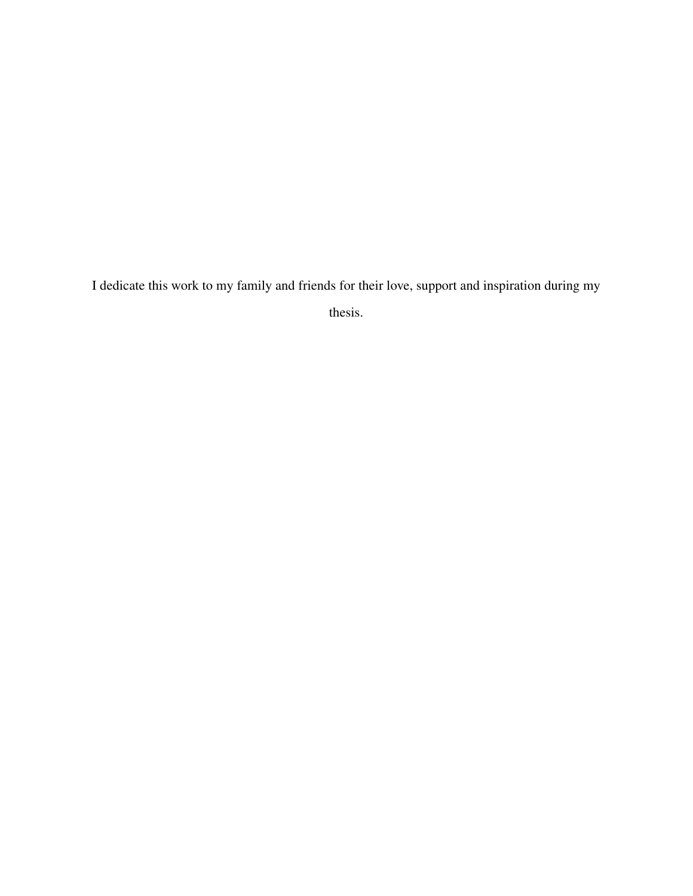I dedicate this work to my family and friends for their love, support and inspiration during my thesis.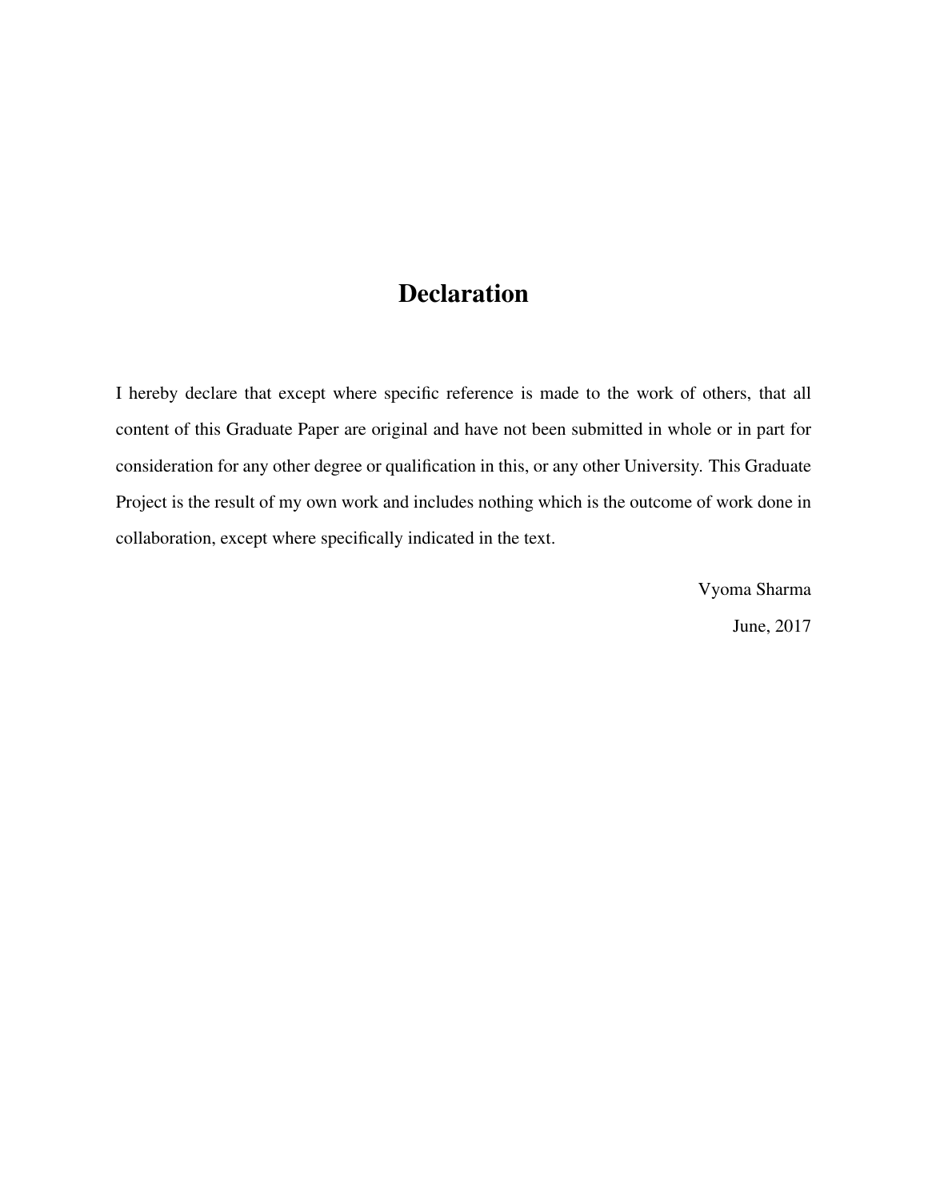# Declaration

I hereby declare that except where specific reference is made to the work of others, that all content of this Graduate Paper are original and have not been submitted in whole or in part for consideration for any other degree or qualification in this, or any other University. This Graduate Project is the result of my own work and includes nothing which is the outcome of work done in collaboration, except where specifically indicated in the text.

Vyoma Sharma

June, 2017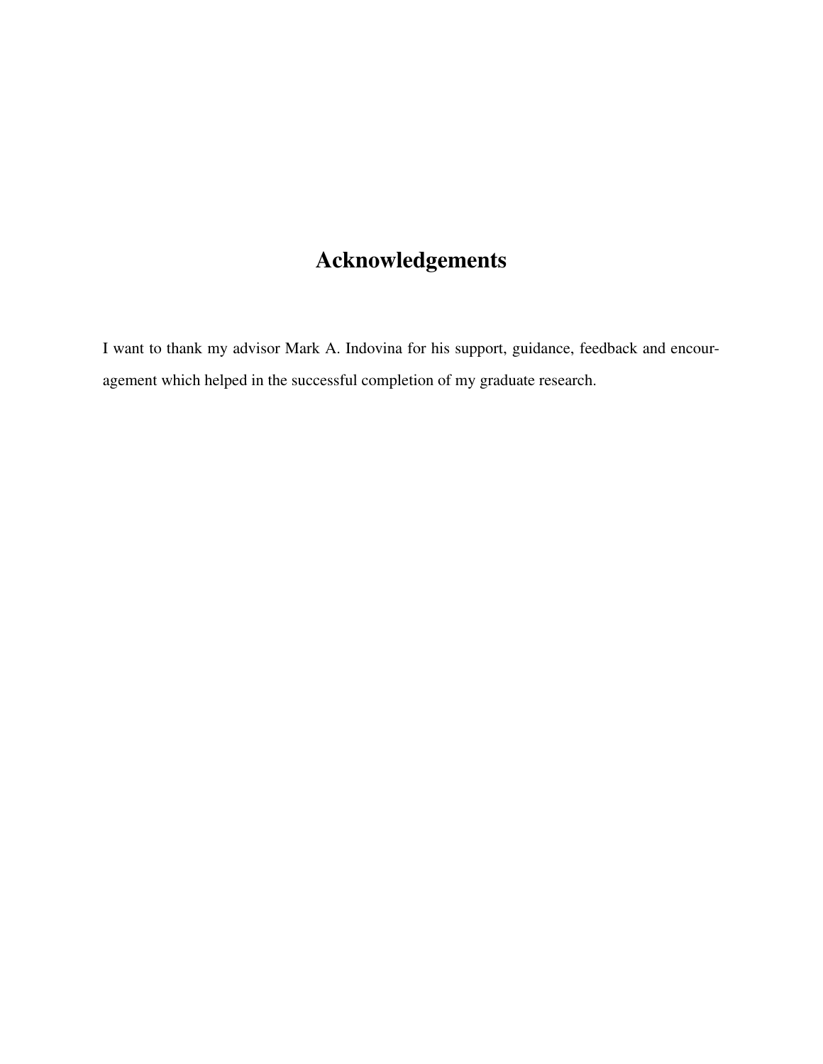# Acknowledgements

I want to thank my advisor Mark A. Indovina for his support, guidance, feedback and encouragement which helped in the successful completion of my graduate research.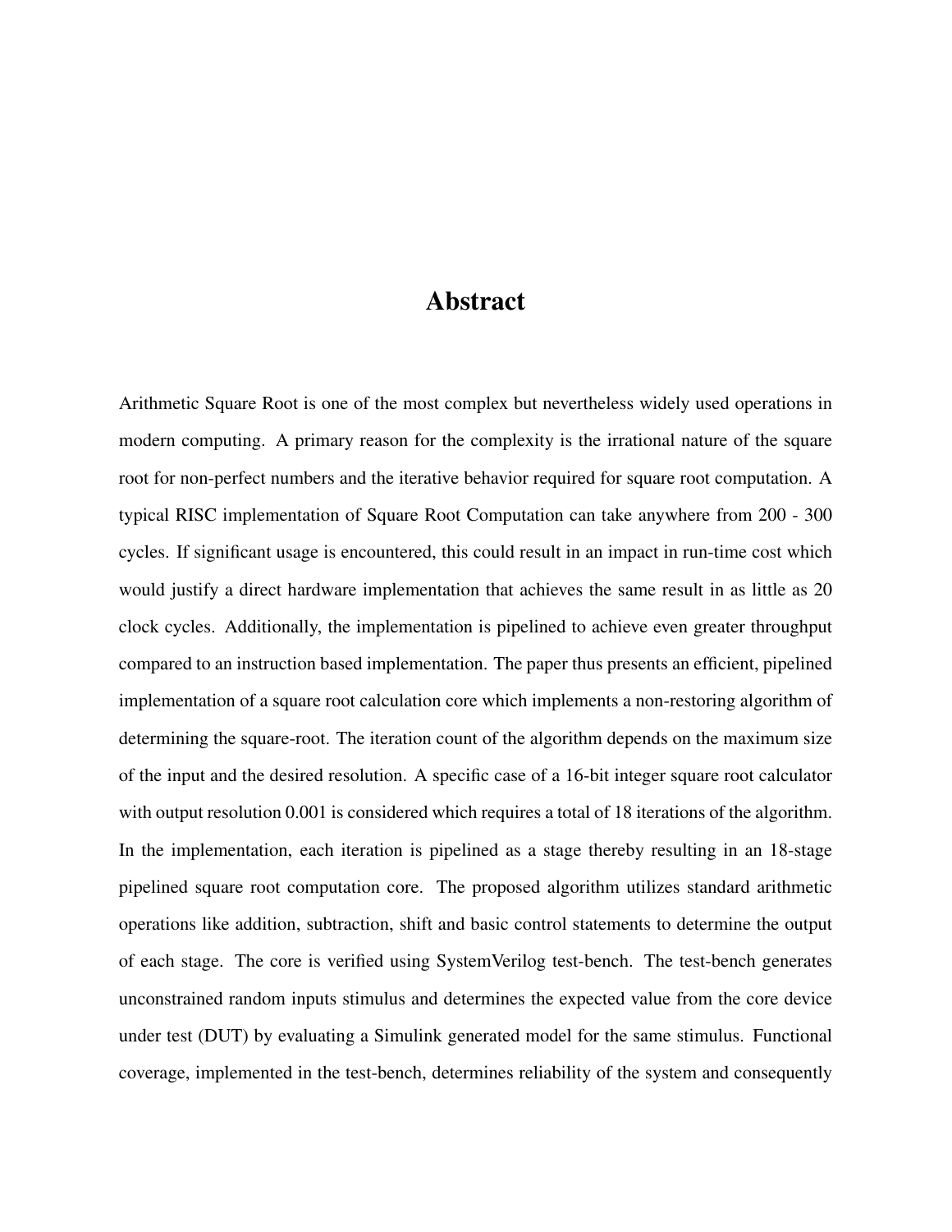# Abstract

Arithmetic Square Root is one of the most complex but nevertheless widely used operations in modern computing. A primary reason for the complexity is the irrational nature of the square root for non-perfect numbers and the iterative behavior required for square root computation. A typical RISC implementation of Square Root Computation can take anywhere from 200 - 300 cycles. If significant usage is encountered, this could result in an impact in run-time cost which would justify a direct hardware implementation that achieves the same result in as little as 20 clock cycles. Additionally, the implementation is pipelined to achieve even greater throughput compared to an instruction based implementation. The paper thus presents an efficient, pipelined implementation of a square root calculation core which implements a non-restoring algorithm of determining the square-root. The iteration count of the algorithm depends on the maximum size of the input and the desired resolution. A specific case of a 16-bit integer square root calculator with output resolution 0.001 is considered which requires a total of 18 iterations of the algorithm. In the implementation, each iteration is pipelined as a stage thereby resulting in an 18-stage pipelined square root computation core. The proposed algorithm utilizes standard arithmetic operations like addition, subtraction, shift and basic control statements to determine the output of each stage. The core is verified using SystemVerilog test-bench. The test-bench generates unconstrained random inputs stimulus and determines the expected value from the core device under test (DUT) by evaluating a Simulink generated model for the same stimulus. Functional coverage, implemented in the test-bench, determines reliability of the system and consequently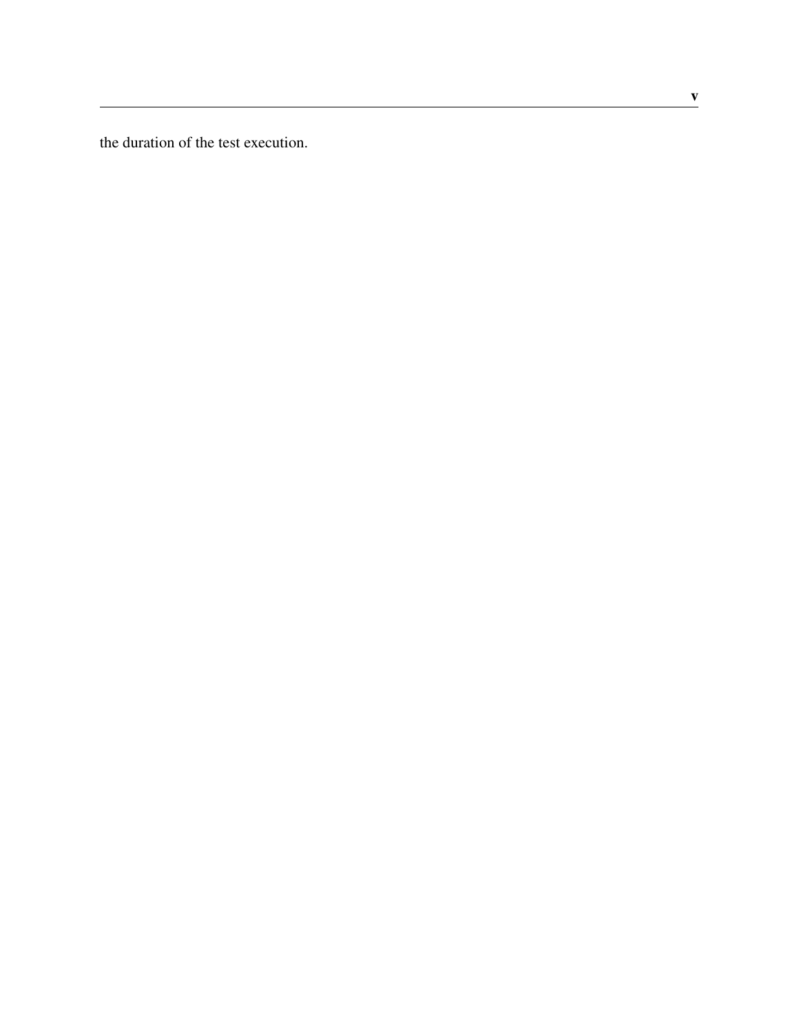the duration of the test execution.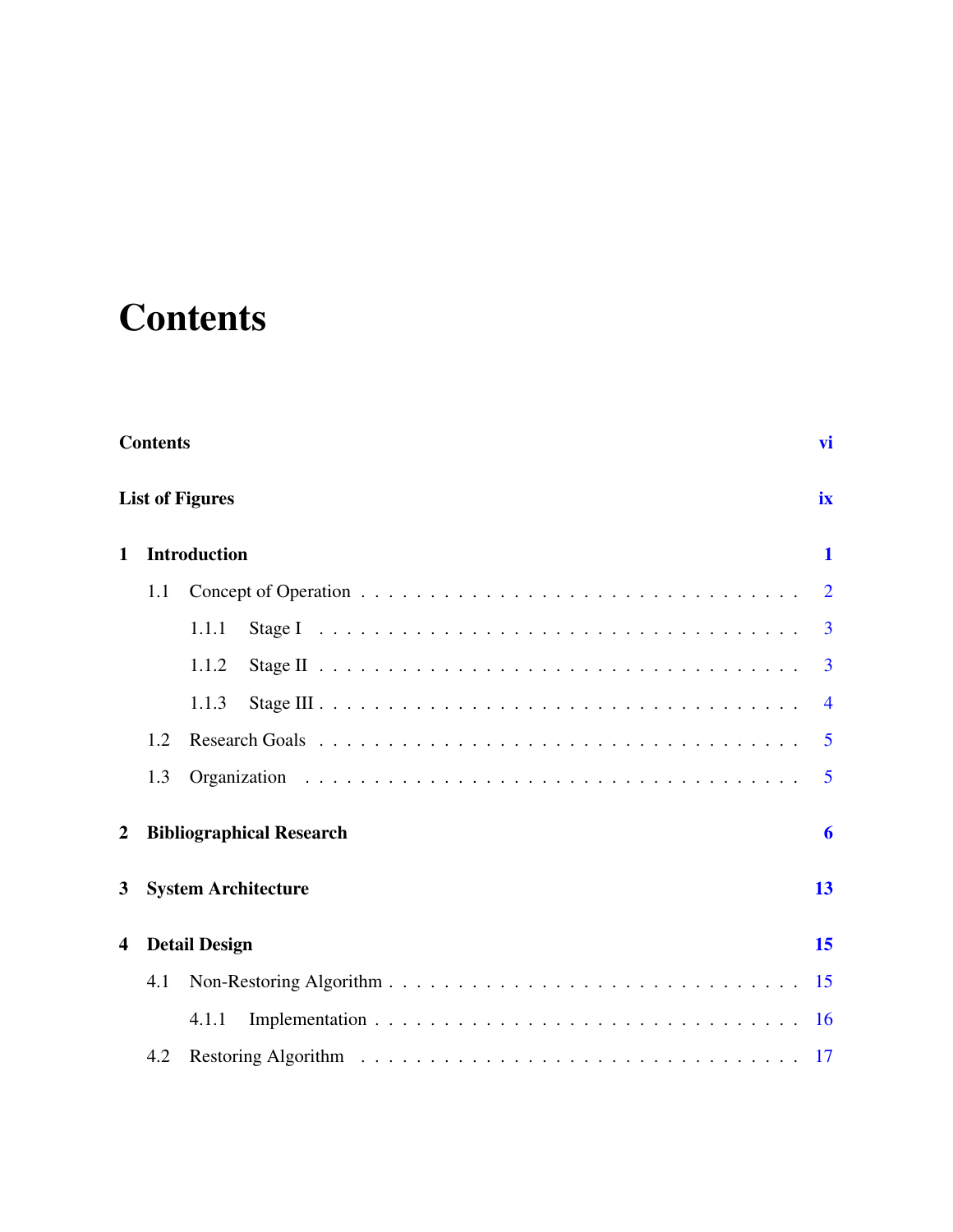# Contents

**Contents** **vi**

**List of Figures** **ix**

**1 Introduction** **1**

- 1.1 Concept of Operation . . . . . . . . . . 2
  - 1.1.1 Stage I . . . . . . . . . . 3
  - 1.1.2 Stage II . . . . . . . . . . 3
  - 1.1.3 Stage III . . . . . . . . . . 4
- 1.2 Research Goals . . . . . . . . . . 5
- 1.3 Organization . . . . . . . . . . 5

**2 Bibliographical Research** **6**

**3 System Architecture** **13**

**4 Detail Design** **15**

- 4.1 Non-Restoring Algorithm . . . . . . . . . . 15
  - 4.1.1 Implementation . . . . . . . . . . 16
- 4.2 Restoring Algorithm . . . . . . . . . . 17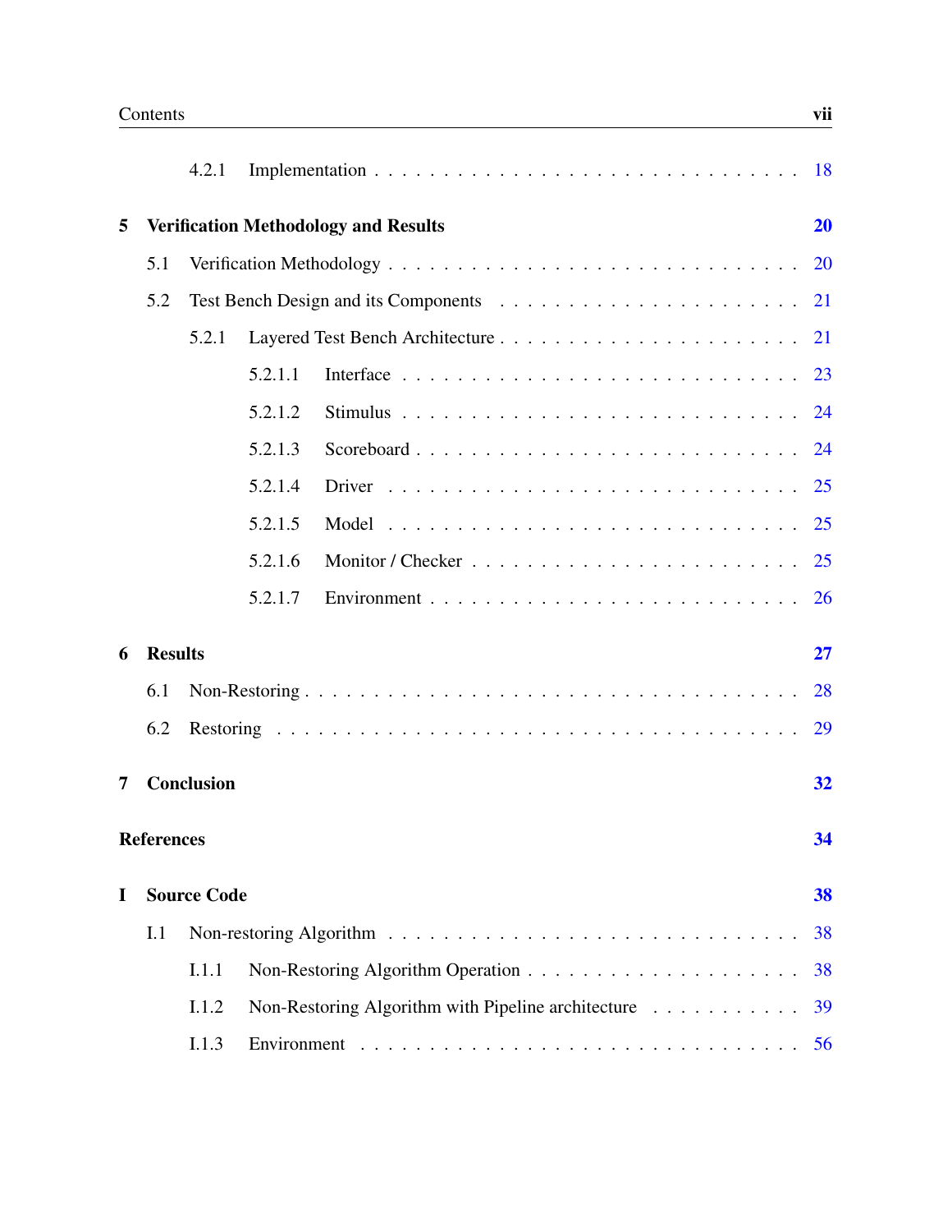4.2.1 Implementation . . . . . . . . . . . . . . . . . . . . . . . . . . . 18

**5 Verification Methodology and Results** **20**

5.1 Verification Methodology . . . . . . . . . . . . . . . . . . . . . . . . . . 20

5.2 Test Bench Design and its Components . . . . . . . . . . . . . . . . . . . . 21

5.2.1 Layered Test Bench Architecture . . . . . . . . . . . . . . . . . . . . 21

5.2.1.1 Interface . . . . . . . . . . . . . . . . . . . . . . . . . . 23

5.2.1.2 Stimulus . . . . . . . . . . . . . . . . . . . . . . . . . . 24

5.2.1.3 Scoreboard . . . . . . . . . . . . . . . . . . . . . . . . . 24

5.2.1.4 Driver . . . . . . . . . . . . . . . . . . . . . . . . . . . 25

5.2.1.5 Model . . . . . . . . . . . . . . . . . . . . . . . . . . . 25

5.2.1.6 Monitor / Checker . . . . . . . . . . . . . . . . . . . . . 25

5.2.1.7 Environment . . . . . . . . . . . . . . . . . . . . . . . . 26

**6 Results** **27**

6.1 Non-Restoring . . . . . . . . . . . . . . . . . . . . . . . . . . . . . . . . 28

6.2 Restoring . . . . . . . . . . . . . . . . . . . . . . . . . . . . . . . . . . 29

**7 Conclusion** **32**

**References** **34**

**I Source Code** **38**

I.1 Non-restoring Algorithm . . . . . . . . . . . . . . . . . . . . . . . . . . . 38

I.1.1 Non-Restoring Algorithm Operation . . . . . . . . . . . . . . . . . . 38

I.1.2 Non-Restoring Algorithm with Pipeline architecture . . . . . . . . . . . 39

I.1.3 Environment . . . . . . . . . . . . . . . . . . . . . . . . . . . . . 56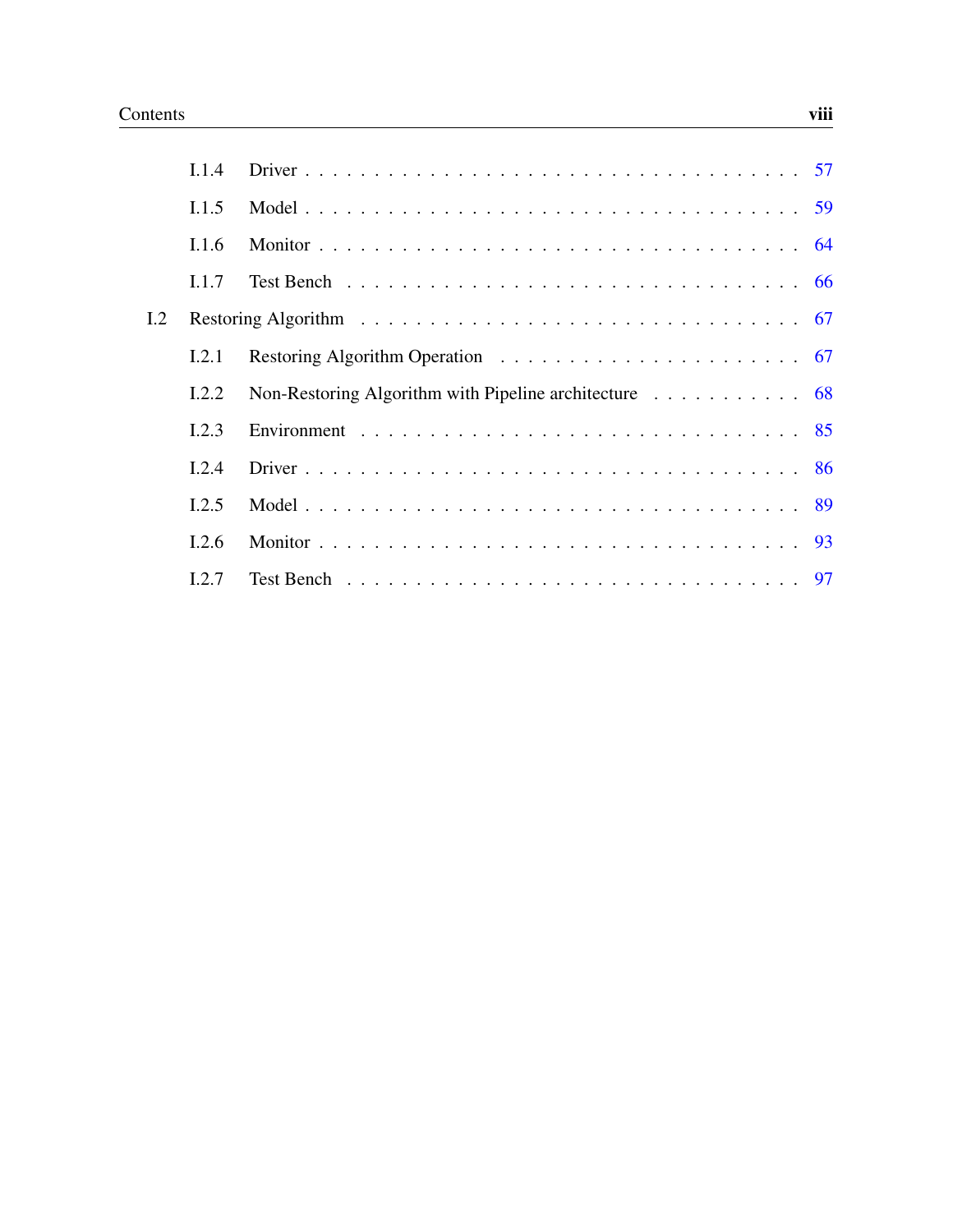- I.1.4 Driver . . . . . . . . . . 57
- I.1.5 Model . . . . . . . . . . 59
- I.1.6 Monitor . . . . . . . . . . 64
- I.1.7 Test Bench . . . . . . . . . . 66

I.2 Restoring Algorithm . . . . . . . . . . 67

- I.2.1 Restoring Algorithm Operation . . . . . . . . . . 67
- I.2.2 Non-Restoring Algorithm with Pipeline architecture . . . . . . . . . . 68
- I.2.3 Environment . . . . . . . . . . 85
- I.2.4 Driver . . . . . . . . . . 86
- I.2.5 Model . . . . . . . . . . 89
- I.2.6 Monitor . . . . . . . . . . 93
- I.2.7 Test Bench . . . . . . . . . . 97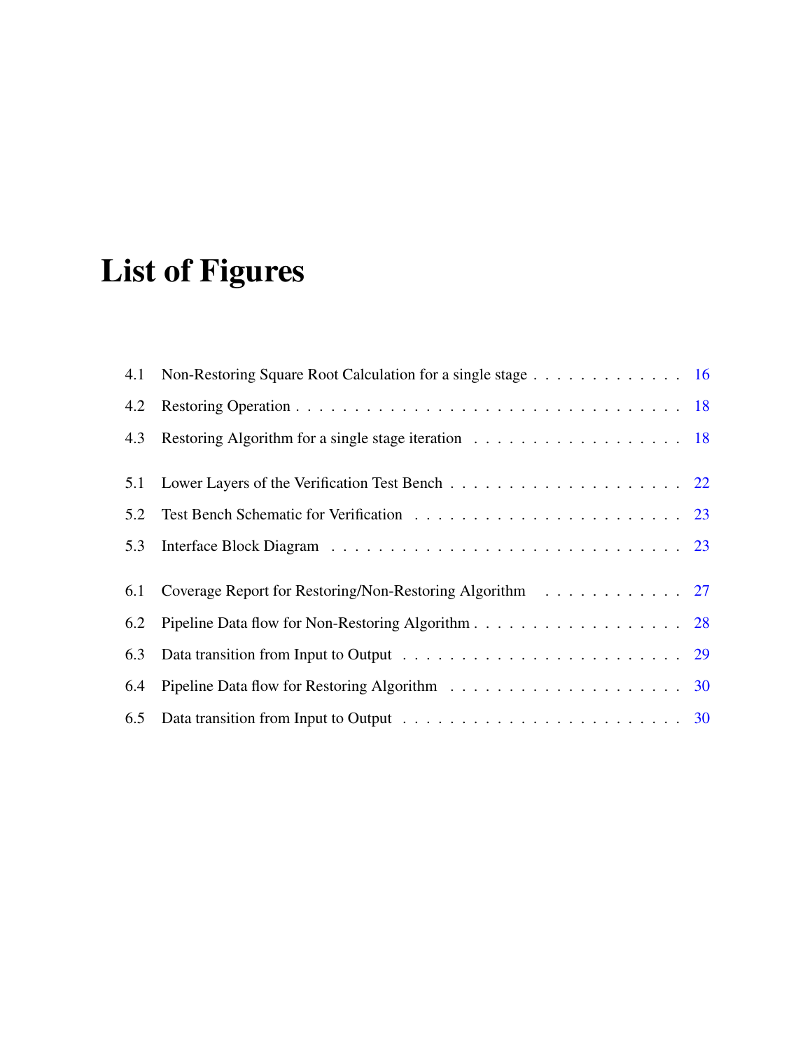# List of Figures

4.1 Non-Restoring Square Root Calculation for a single stage . . . . . . . . . . . . . 16

4.2 Restoring Operation . . . . . . . . . . . . . . . . . . . . . . . . . . . . . . . . . 18

4.3 Restoring Algorithm for a single stage iteration . . . . . . . . . . . . . . . . . . 18

5.1 Lower Layers of the Verification Test Bench . . . . . . . . . . . . . . . . . . . . 22

5.2 Test Bench Schematic for Verification . . . . . . . . . . . . . . . . . . . . . . . 23

5.3 Interface Block Diagram . . . . . . . . . . . . . . . . . . . . . . . . . . . . . . 23

6.1 Coverage Report for Restoring/Non-Restoring Algorithm . . . . . . . . . . . . 27

6.2 Pipeline Data flow for Non-Restoring Algorithm . . . . . . . . . . . . . . . . . . 28

6.3 Data transition from Input to Output . . . . . . . . . . . . . . . . . . . . . . . . 29

6.4 Pipeline Data flow for Restoring Algorithm . . . . . . . . . . . . . . . . . . . . 30

6.5 Data transition from Input to Output . . . . . . . . . . . . . . . . . . . . . . . . 30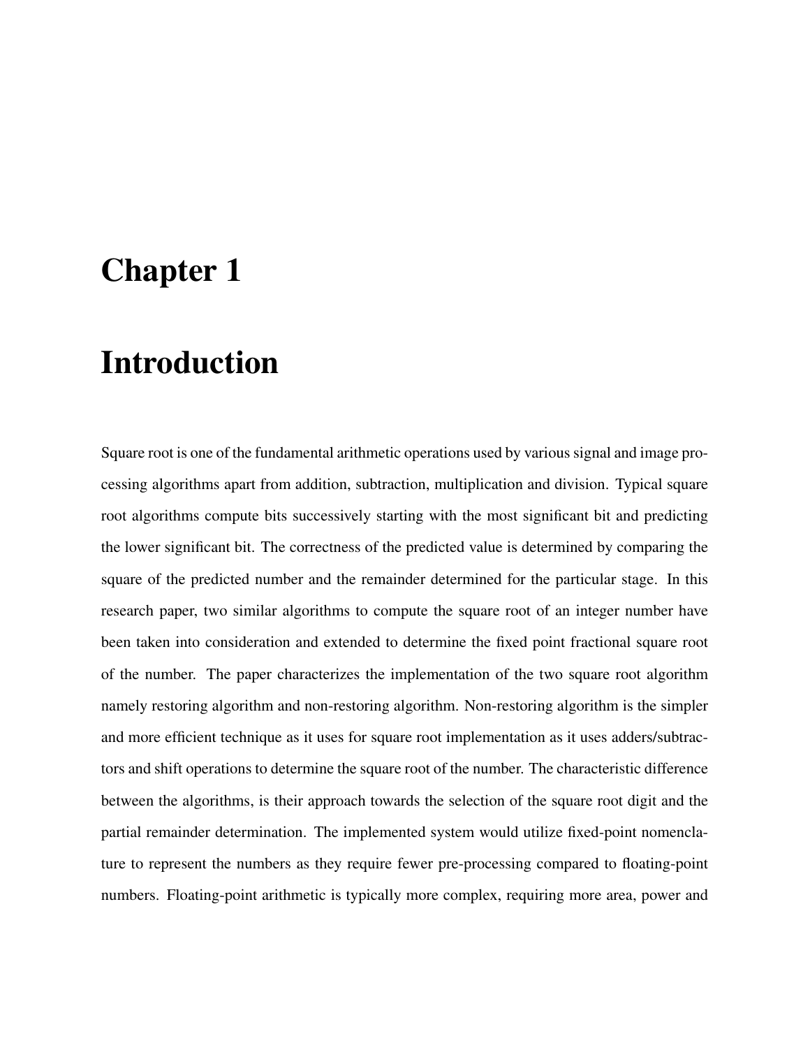# Chapter 1

# Introduction

Square root is one of the fundamental arithmetic operations used by various signal and image processing algorithms apart from addition, subtraction, multiplication and division. Typical square root algorithms compute bits successively starting with the most significant bit and predicting the lower significant bit. The correctness of the predicted value is determined by comparing the square of the predicted number and the remainder determined for the particular stage. In this research paper, two similar algorithms to compute the square root of an integer number have been taken into consideration and extended to determine the fixed point fractional square root of the number. The paper characterizes the implementation of the two square root algorithm namely restoring algorithm and non-restoring algorithm. Non-restoring algorithm is the simpler and more efficient technique as it uses for square root implementation as it uses adders/subtractors and shift operations to determine the square root of the number. The characteristic difference between the algorithms, is their approach towards the selection of the square root digit and the partial remainder determination. The implemented system would utilize fixed-point nomenclature to represent the numbers as they require fewer pre-processing compared to floating-point numbers. Floating-point arithmetic is typically more complex, requiring more area, power and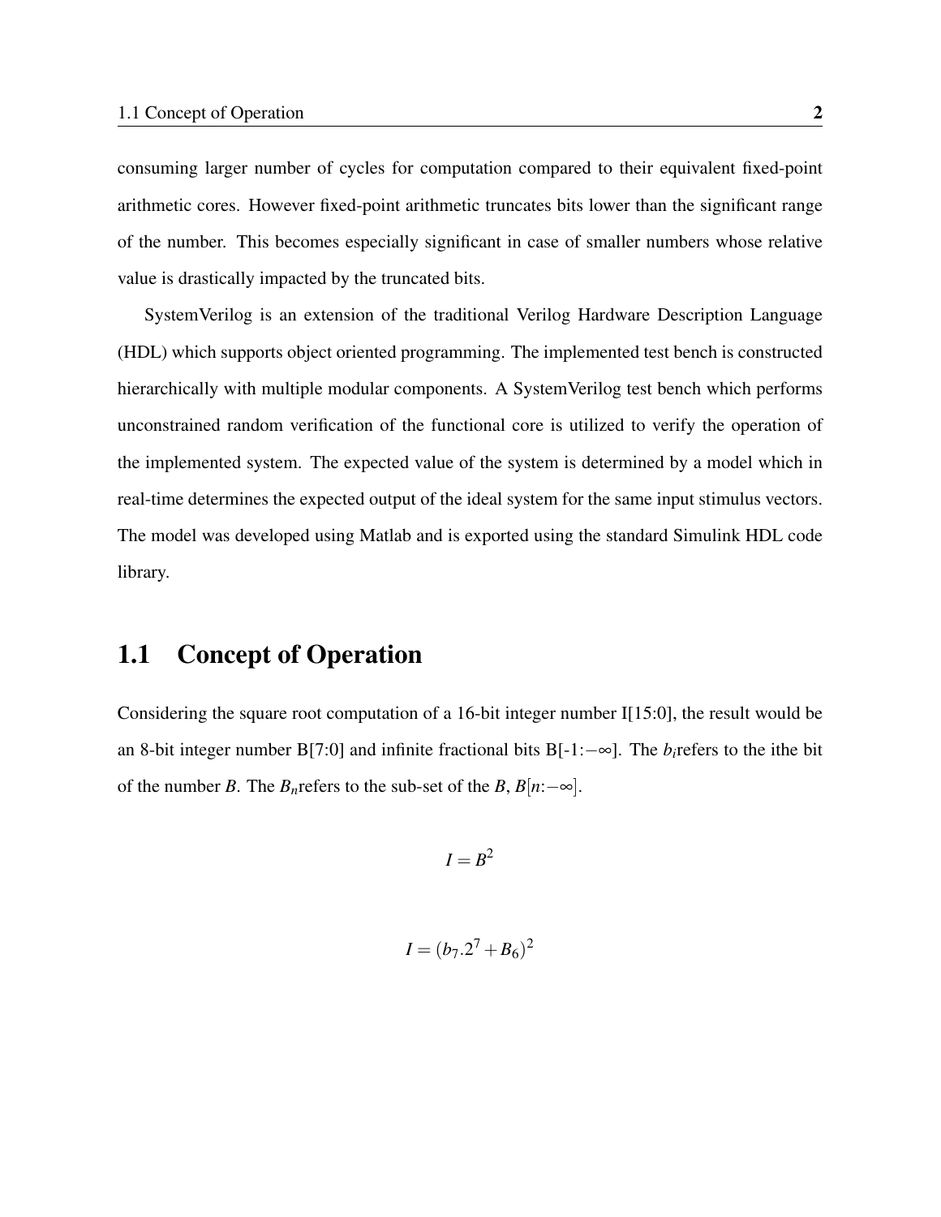consuming larger number of cycles for computation compared to their equivalent fixed-point arithmetic cores. However fixed-point arithmetic truncates bits lower than the significant range of the number. This becomes especially significant in case of smaller numbers whose relative value is drastically impacted by the truncated bits.

SystemVerilog is an extension of the traditional Verilog Hardware Description Language (HDL) which supports object oriented programming. The implemented test bench is constructed hierarchically with multiple modular components. A SystemVerilog test bench which performs unconstrained random verification of the functional core is utilized to verify the operation of the implemented system. The expected value of the system is determined by a model which in real-time determines the expected output of the ideal system for the same input stimulus vectors. The model was developed using Matlab and is exported using the standard Simulink HDL code library.

## 1.1 Concept of Operation

Considering the square root computation of a 16-bit integer number I[15:0], the result would be an 8-bit integer number B[7:0] and infinite fractional bits B[-1:$-\infty$]. The $b_i$refers to the ithe bit of the number $B$. The $B_n$refers to the sub-set of the $B$, $B[n{:}-\infty]$.

$$I = B^2$$

$$I = (b_7.2^7 + B_6)^2$$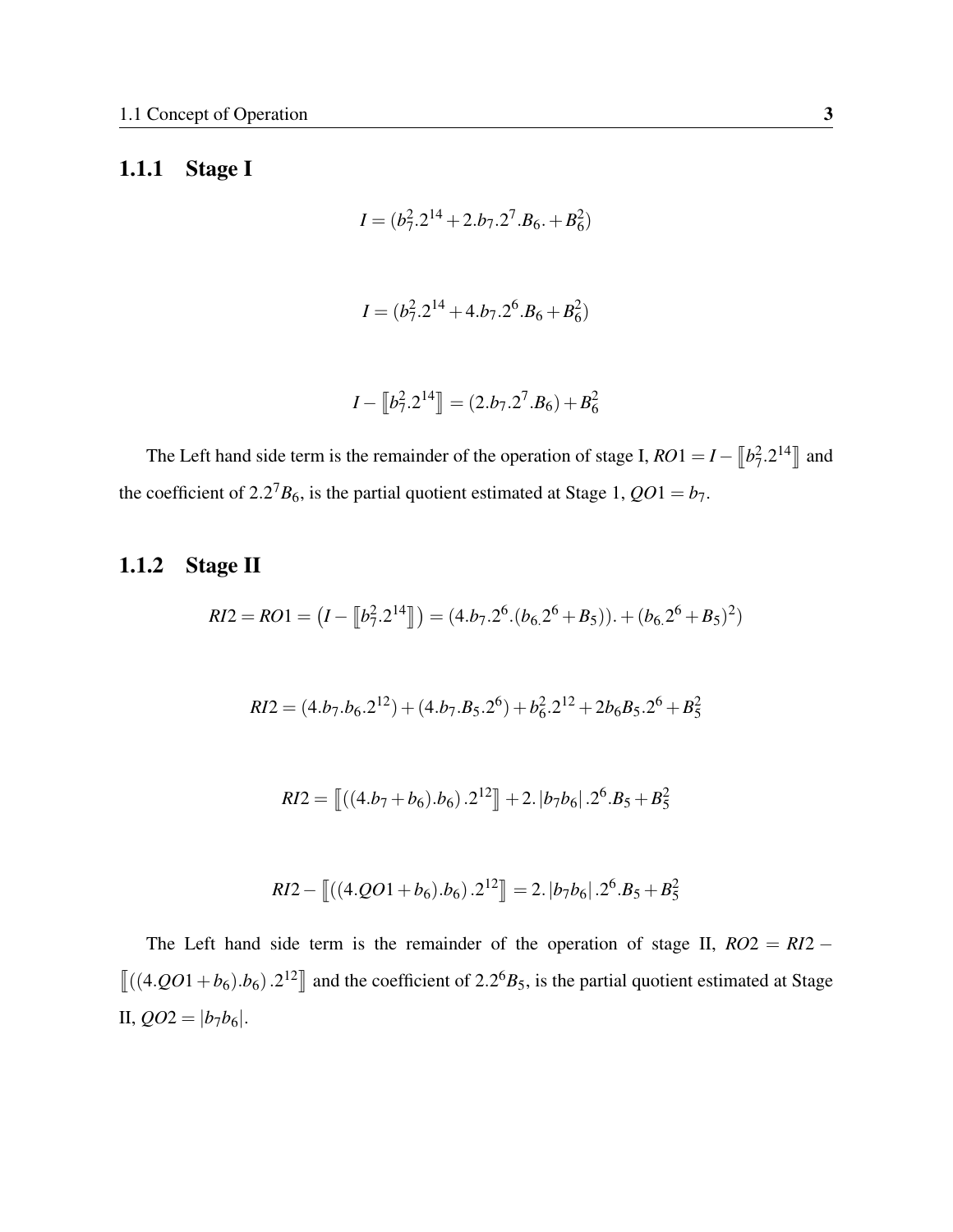### 1.1.1 Stage I

$$I = (b_7^2.2^{14} + 2.b_7.2^7.B_6. + B_6^2)$$

$$I = (b_7^2.2^{14} + 4.b_7.2^6.B_6 + B_6^2)$$

$$I - \llbracket b_7^2.2^{14} \rrbracket = (2.b_7.2^7.B_6) + B_6^2$$

The Left hand side term is the remainder of the operation of stage I, $RO1 = I - \llbracket b_7^2.2^{14} \rrbracket$ and the coefficient of $2.2^7 B_6$, is the partial quotient estimated at Stage 1, $QO1 = b_7$.

### 1.1.2 Stage II

$$RI2 = RO1 = \left(I - \llbracket b_7^2.2^{14} \rrbracket\right) = (4.b_7.2^6.(b_{6.}2^6 + B_5)). + (b_{6.}2^6 + B_5)^2)$$

$$RI2 = (4.b_7.b_6.2^{12}) + (4.b_7.B_5.2^6) + b_6^2.2^{12} + 2b_6B_5.2^6 + B_5^2$$

$$RI2 = \llbracket ((4.b_7 + b_6).b_6).2^{12} \rrbracket + 2.\left|b_7b_6\right|.2^6.B_5 + B_5^2$$

$$RI2 - \llbracket ((4.QO1 + b_6).b_6).2^{12} \rrbracket = 2.\left|b_7b_6\right|.2^6.B_5 + B_5^2$$

The Left hand side term is the remainder of the operation of stage II, $RO2 = RI2 - \llbracket ((4.QO1 + b_6).b_6).2^{12} \rrbracket$ and the coefficient of $2.2^6 B_5$, is the partial quotient estimated at Stage II, $QO2 = \left|b_7b_6\right|$.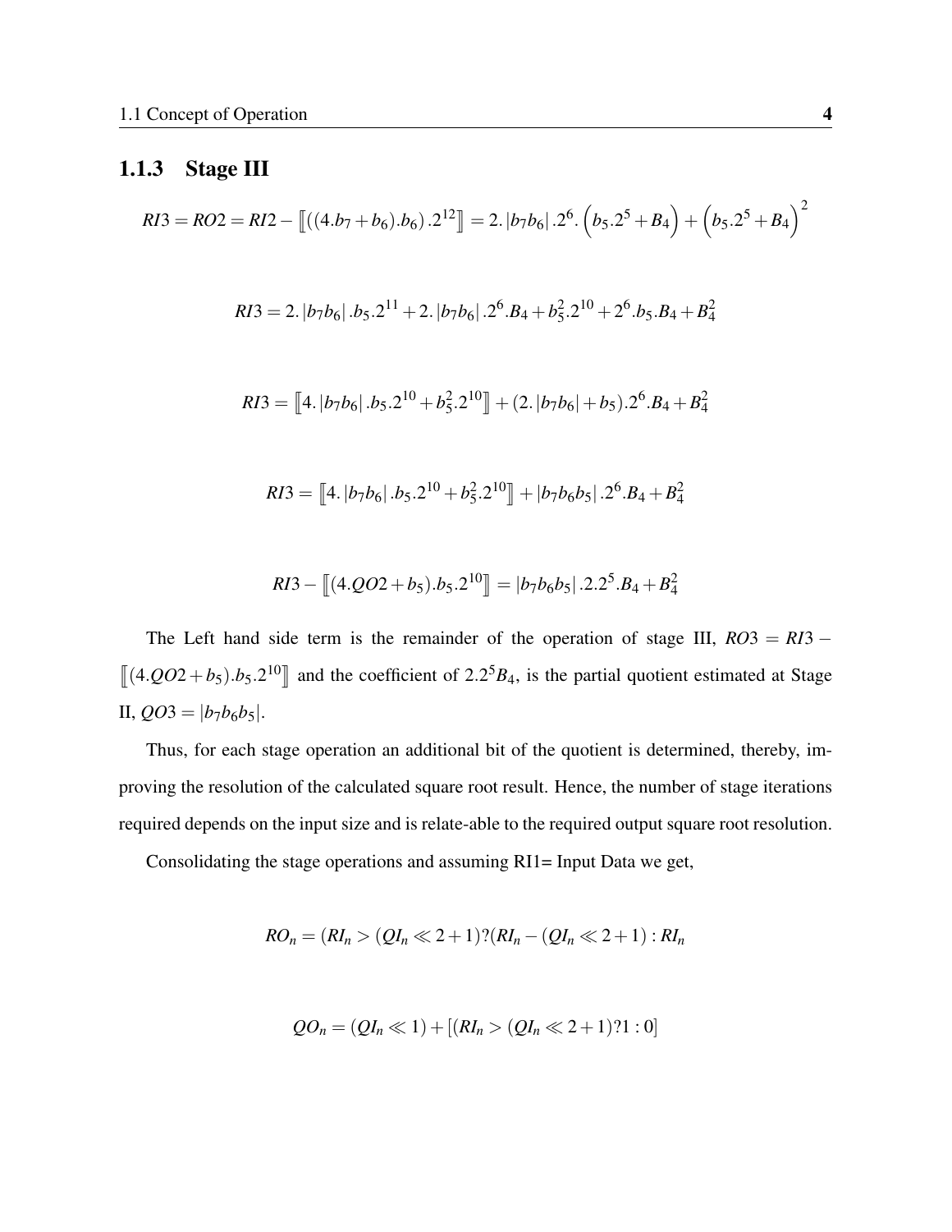### 1.1.3 Stage III

$$RI3 = RO2 = RI2 - \left[\!\left[ \left((4.b_7 + b_6).b_6\right).2^{12} \right]\!\right] = 2.\left|b_7 b_6\right|.2^6.\left(b_5.2^5 + B_4\right) + \left(b_5.2^5 + B_4\right)^2$$

$$RI3 = 2.\left|b_7 b_6\right|.b_5.2^{11} + 2.\left|b_7 b_6\right|.2^6.B_4 + b_5^2.2^{10} + 2^6.b_5.B_4 + B_4^2$$

$$RI3 = \left[\!\left[ 4.\left|b_7 b_6\right|.b_5.2^{10} + b_5^2.2^{10} \right]\!\right] + (2.\left|b_7 b_6\right| + b_5).2^6.B_4 + B_4^2$$

$$RI3 = \left[\!\left[ 4.\left|b_7 b_6\right|.b_5.2^{10} + b_5^2.2^{10} \right]\!\right] + \left|b_7 b_6 b_5\right|.2^6.B_4 + B_4^2$$

$$RI3 - \left[\!\left[ (4.QO2 + b_5).b_5.2^{10} \right]\!\right] = \left|b_7 b_6 b_5\right|.2.2^5.B_4 + B_4^2$$

The Left hand side term is the remainder of the operation of stage III, $RO3 = RI3 - \left[\!\left[ (4.QO2 + b_5).b_5.2^{10} \right]\!\right]$ and the coefficient of $2.2^5 B_4$, is the partial quotient estimated at Stage II, $QO3 = \left|b_7 b_6 b_5\right|$.

Thus, for each stage operation an additional bit of the quotient is determined, thereby, improving the resolution of the calculated square root result. Hence, the number of stage iterations required depends on the input size and is relate-able to the required output square root resolution.

Consolidating the stage operations and assuming RI1= Input Data we get,

$$RO_n = (RI_n > (QI_n \ll 2 + 1)?(RI_n - (QI_n \ll 2 + 1) : RI_n$$

$$QO_n = (QI_n \ll 1) + [(RI_n > (QI_n \ll 2 + 1)?1 : 0]$$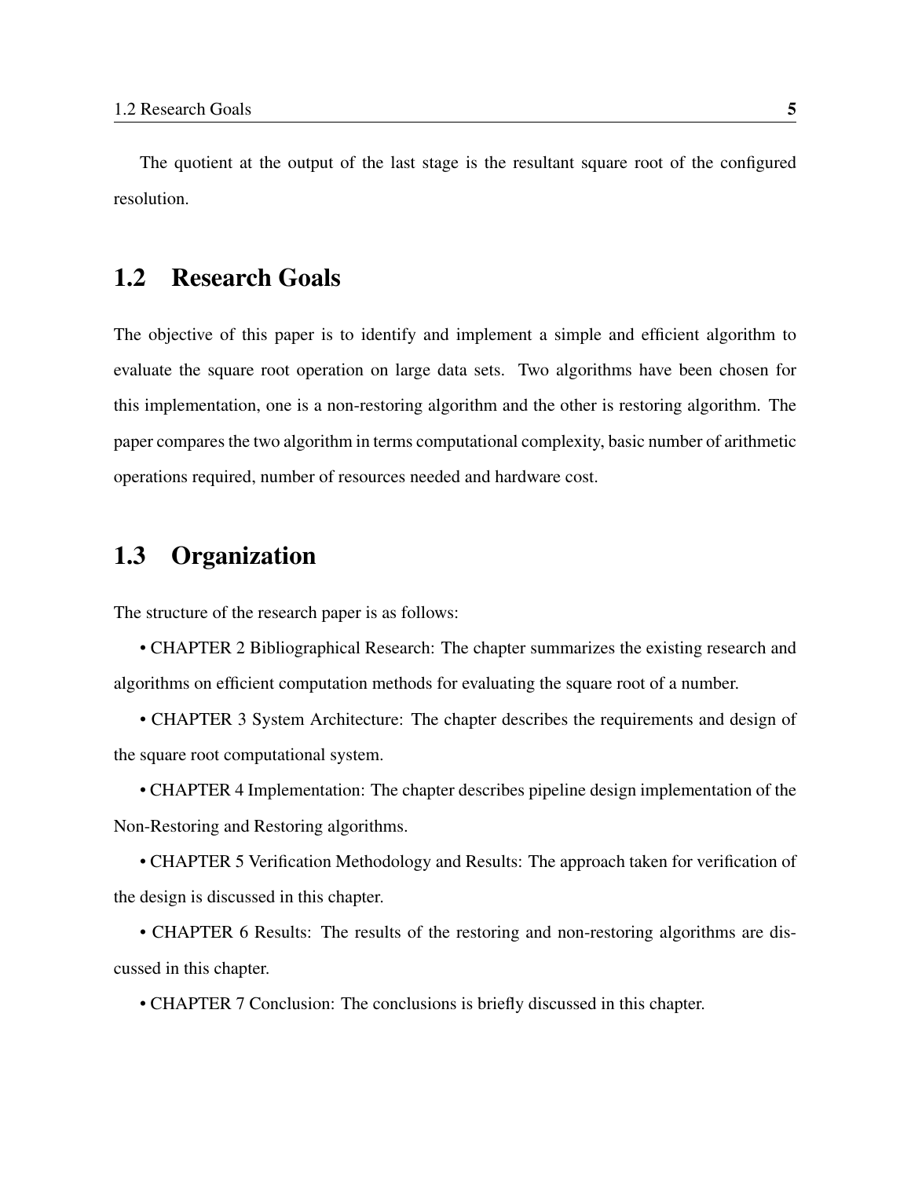The quotient at the output of the last stage is the resultant square root of the configured resolution.

## 1.2 Research Goals

The objective of this paper is to identify and implement a simple and efficient algorithm to evaluate the square root operation on large data sets. Two algorithms have been chosen for this implementation, one is a non-restoring algorithm and the other is restoring algorithm. The paper compares the two algorithm in terms computational complexity, basic number of arithmetic operations required, number of resources needed and hardware cost.

## 1.3 Organization

The structure of the research paper is as follows:

• CHAPTER 2 Bibliographical Research: The chapter summarizes the existing research and algorithms on efficient computation methods for evaluating the square root of a number.

• CHAPTER 3 System Architecture: The chapter describes the requirements and design of the square root computational system.

• CHAPTER 4 Implementation: The chapter describes pipeline design implementation of the Non-Restoring and Restoring algorithms.

• CHAPTER 5 Verification Methodology and Results: The approach taken for verification of the design is discussed in this chapter.

• CHAPTER 6 Results: The results of the restoring and non-restoring algorithms are discussed in this chapter.

• CHAPTER 7 Conclusion: The conclusions is briefly discussed in this chapter.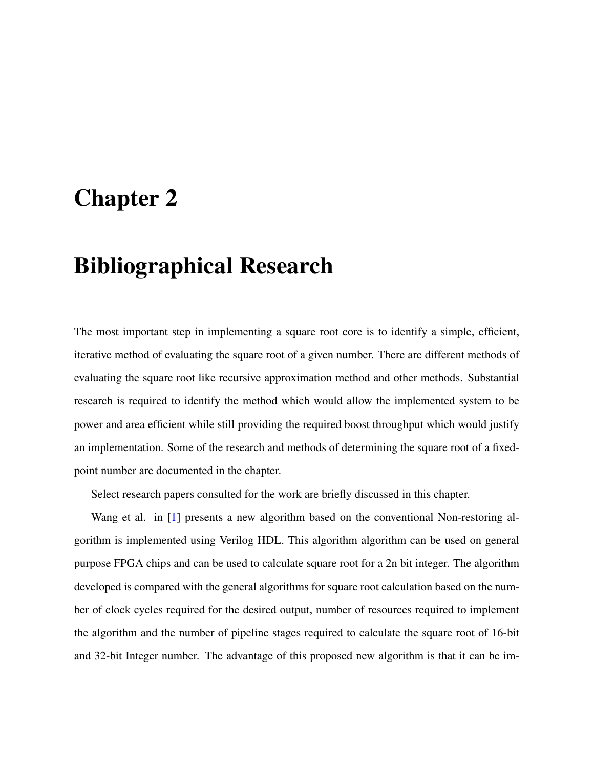# Chapter 2

# Bibliographical Research

The most important step in implementing a square root core is to identify a simple, efficient, iterative method of evaluating the square root of a given number. There are different methods of evaluating the square root like recursive approximation method and other methods. Substantial research is required to identify the method which would allow the implemented system to be power and area efficient while still providing the required boost throughput which would justify an implementation. Some of the research and methods of determining the square root of a fixed-point number are documented in the chapter.

Select research papers consulted for the work are briefly discussed in this chapter.

Wang et al. in [1] presents a new algorithm based on the conventional Non-restoring algorithm is implemented using Verilog HDL. This algorithm algorithm can be used on general purpose FPGA chips and can be used to calculate square root for a 2n bit integer. The algorithm developed is compared with the general algorithms for square root calculation based on the number of clock cycles required for the desired output, number of resources required to implement the algorithm and the number of pipeline stages required to calculate the square root of 16-bit and 32-bit Integer number. The advantage of this proposed new algorithm is that it can be im-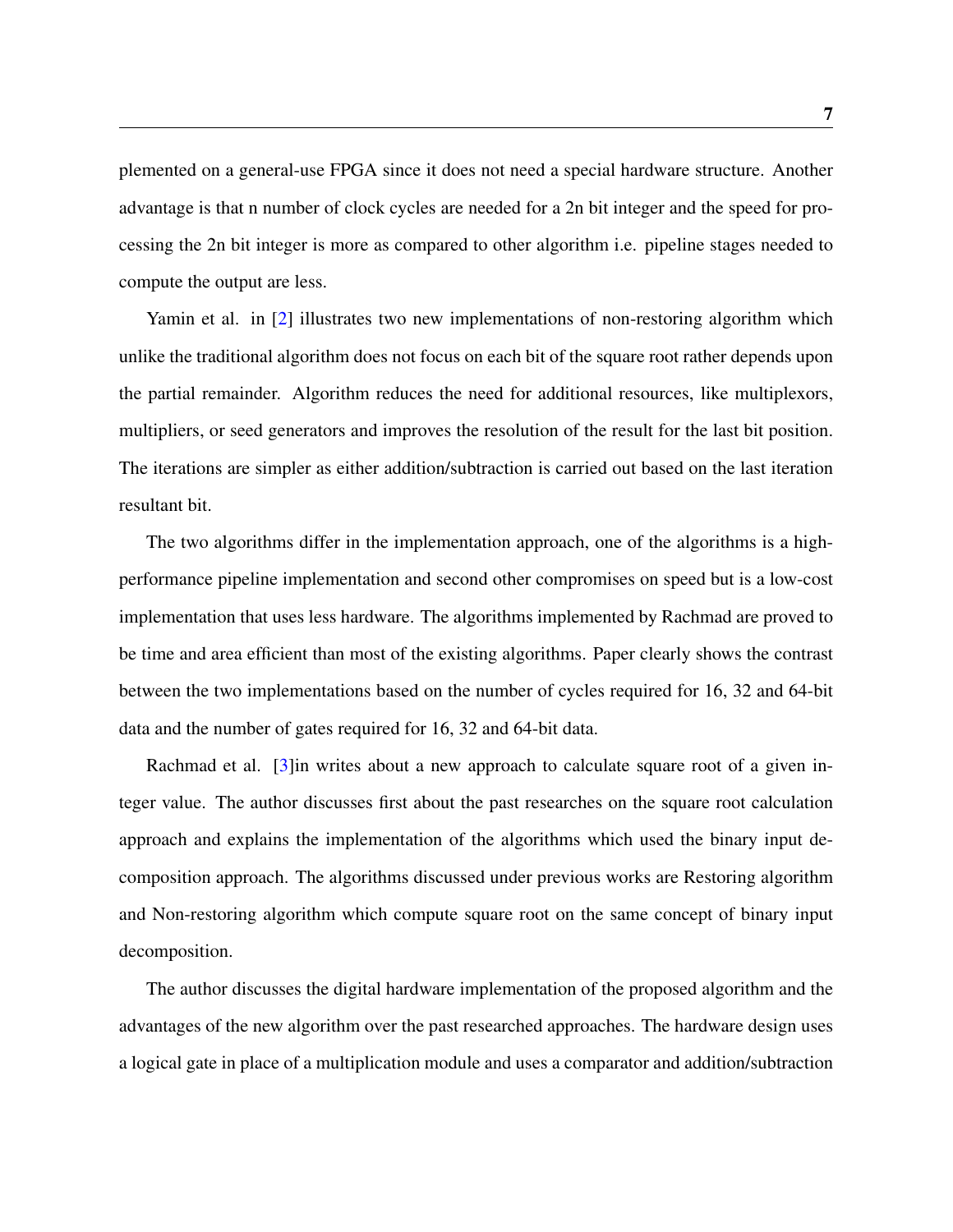plemented on a general-use FPGA since it does not need a special hardware structure. Another advantage is that n number of clock cycles are needed for a 2n bit integer and the speed for processing the 2n bit integer is more as compared to other algorithm i.e. pipeline stages needed to compute the output are less.

Yamin et al. in [2] illustrates two new implementations of non-restoring algorithm which unlike the traditional algorithm does not focus on each bit of the square root rather depends upon the partial remainder. Algorithm reduces the need for additional resources, like multiplexors, multipliers, or seed generators and improves the resolution of the result for the last bit position. The iterations are simpler as either addition/subtraction is carried out based on the last iteration resultant bit.

The two algorithms differ in the implementation approach, one of the algorithms is a high-performance pipeline implementation and second other compromises on speed but is a low-cost implementation that uses less hardware. The algorithms implemented by Rachmad are proved to be time and area efficient than most of the existing algorithms. Paper clearly shows the contrast between the two implementations based on the number of cycles required for 16, 32 and 64-bit data and the number of gates required for 16, 32 and 64-bit data.

Rachmad et al. [3]in writes about a new approach to calculate square root of a given integer value. The author discusses first about the past researches on the square root calculation approach and explains the implementation of the algorithms which used the binary input decomposition approach. The algorithms discussed under previous works are Restoring algorithm and Non-restoring algorithm which compute square root on the same concept of binary input decomposition.

The author discusses the digital hardware implementation of the proposed algorithm and the advantages of the new algorithm over the past researched approaches. The hardware design uses a logical gate in place of a multiplication module and uses a comparator and addition/subtraction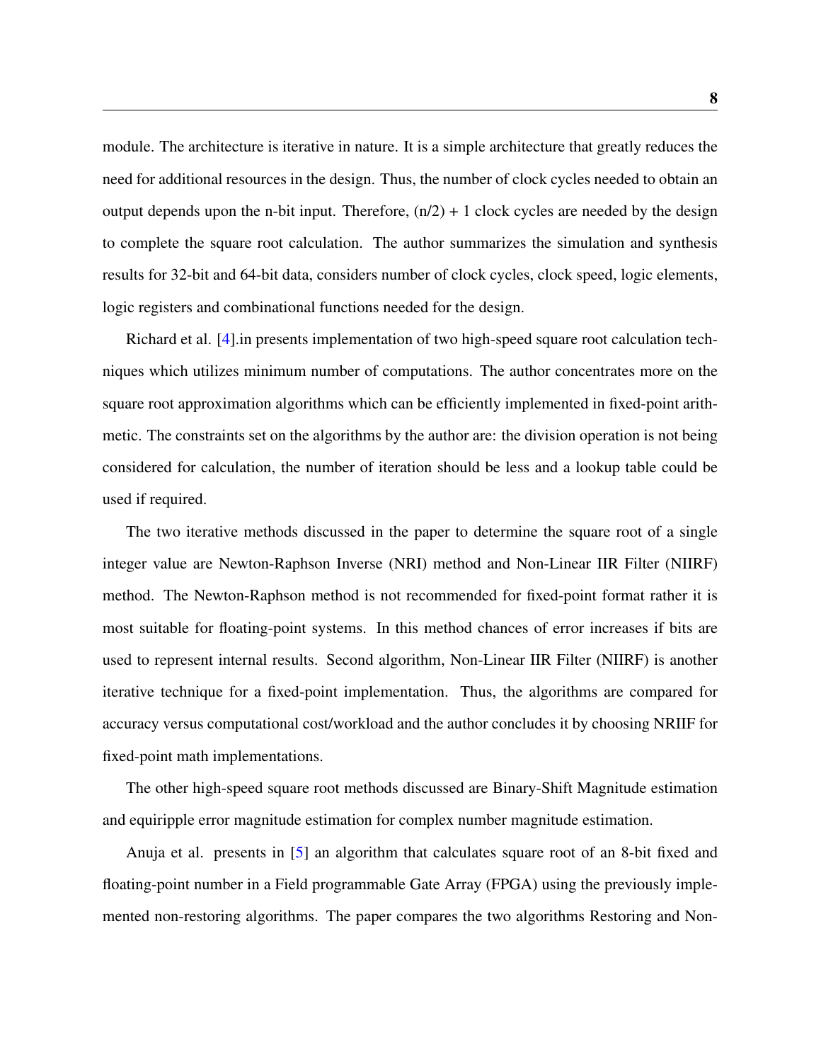module. The architecture is iterative in nature. It is a simple architecture that greatly reduces the need for additional resources in the design. Thus, the number of clock cycles needed to obtain an output depends upon the n-bit input. Therefore, $(n/2) + 1$ clock cycles are needed by the design to complete the square root calculation. The author summarizes the simulation and synthesis results for 32-bit and 64-bit data, considers number of clock cycles, clock speed, logic elements, logic registers and combinational functions needed for the design.

Richard et al. [4].in presents implementation of two high-speed square root calculation techniques which utilizes minimum number of computations. The author concentrates more on the square root approximation algorithms which can be efficiently implemented in fixed-point arithmetic. The constraints set on the algorithms by the author are: the division operation is not being considered for calculation, the number of iteration should be less and a lookup table could be used if required.

The two iterative methods discussed in the paper to determine the square root of a single integer value are Newton-Raphson Inverse (NRI) method and Non-Linear IIR Filter (NIIRF) method. The Newton-Raphson method is not recommended for fixed-point format rather it is most suitable for floating-point systems. In this method chances of error increases if bits are used to represent internal results. Second algorithm, Non-Linear IIR Filter (NIIRF) is another iterative technique for a fixed-point implementation. Thus, the algorithms are compared for accuracy versus computational cost/workload and the author concludes it by choosing NRIIF for fixed-point math implementations.

The other high-speed square root methods discussed are Binary-Shift Magnitude estimation and equiripple error magnitude estimation for complex number magnitude estimation.

Anuja et al. presents in [5] an algorithm that calculates square root of an 8-bit fixed and floating-point number in a Field programmable Gate Array (FPGA) using the previously implemented non-restoring algorithms. The paper compares the two algorithms Restoring and Non-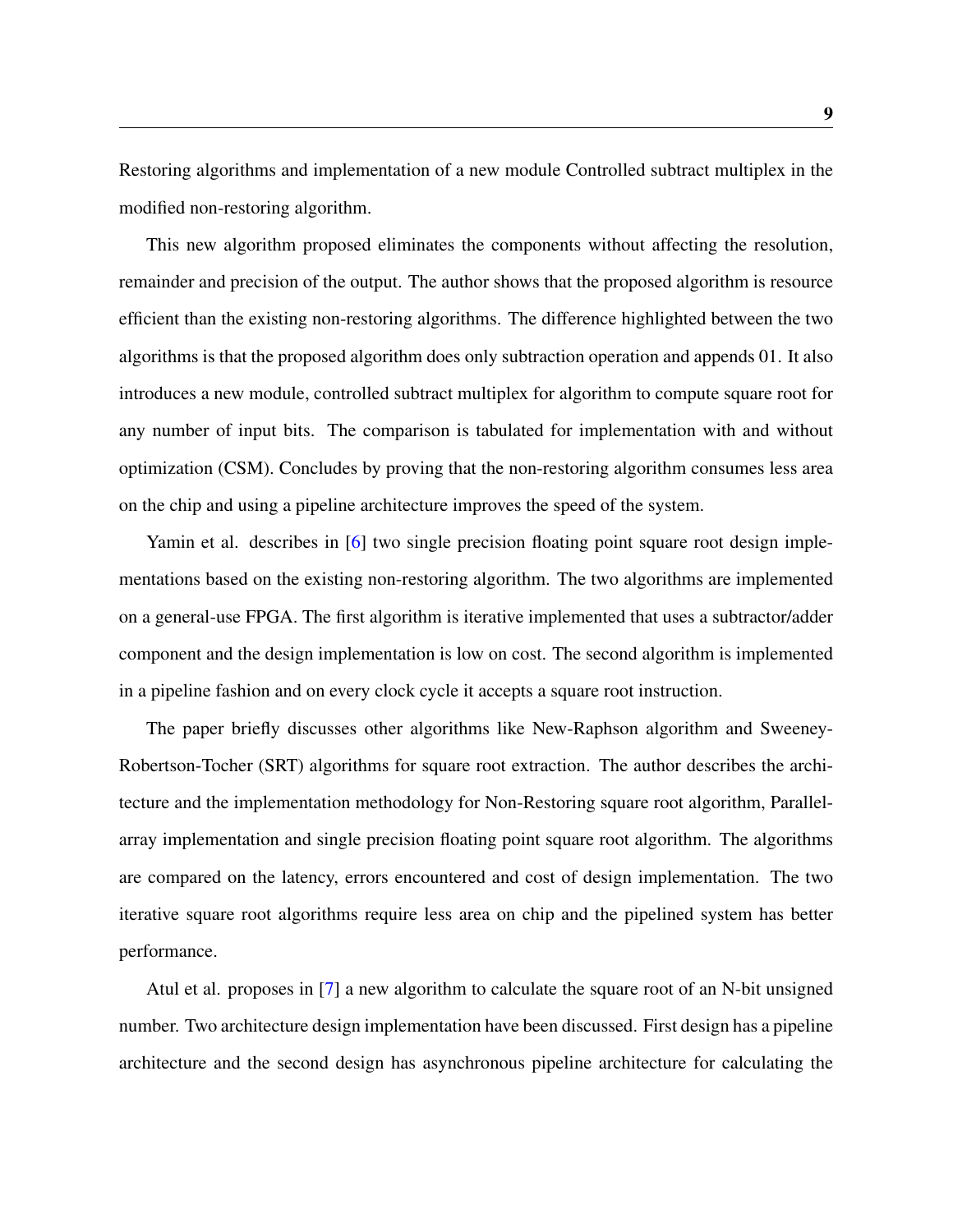Restoring algorithms and implementation of a new module Controlled subtract multiplex in the modified non-restoring algorithm.

This new algorithm proposed eliminates the components without affecting the resolution, remainder and precision of the output. The author shows that the proposed algorithm is resource efficient than the existing non-restoring algorithms. The difference highlighted between the two algorithms is that the proposed algorithm does only subtraction operation and appends 01. It also introduces a new module, controlled subtract multiplex for algorithm to compute square root for any number of input bits. The comparison is tabulated for implementation with and without optimization (CSM). Concludes by proving that the non-restoring algorithm consumes less area on the chip and using a pipeline architecture improves the speed of the system.

Yamin et al. describes in [6] two single precision floating point square root design implementations based on the existing non-restoring algorithm. The two algorithms are implemented on a general-use FPGA. The first algorithm is iterative implemented that uses a subtractor/adder component and the design implementation is low on cost. The second algorithm is implemented in a pipeline fashion and on every clock cycle it accepts a square root instruction.

The paper briefly discusses other algorithms like New-Raphson algorithm and Sweeney-Robertson-Tocher (SRT) algorithms for square root extraction. The author describes the architecture and the implementation methodology for Non-Restoring square root algorithm, Parallel-array implementation and single precision floating point square root algorithm. The algorithms are compared on the latency, errors encountered and cost of design implementation. The two iterative square root algorithms require less area on chip and the pipelined system has better performance.

Atul et al. proposes in [7] a new algorithm to calculate the square root of an N-bit unsigned number. Two architecture design implementation have been discussed. First design has a pipeline architecture and the second design has asynchronous pipeline architecture for calculating the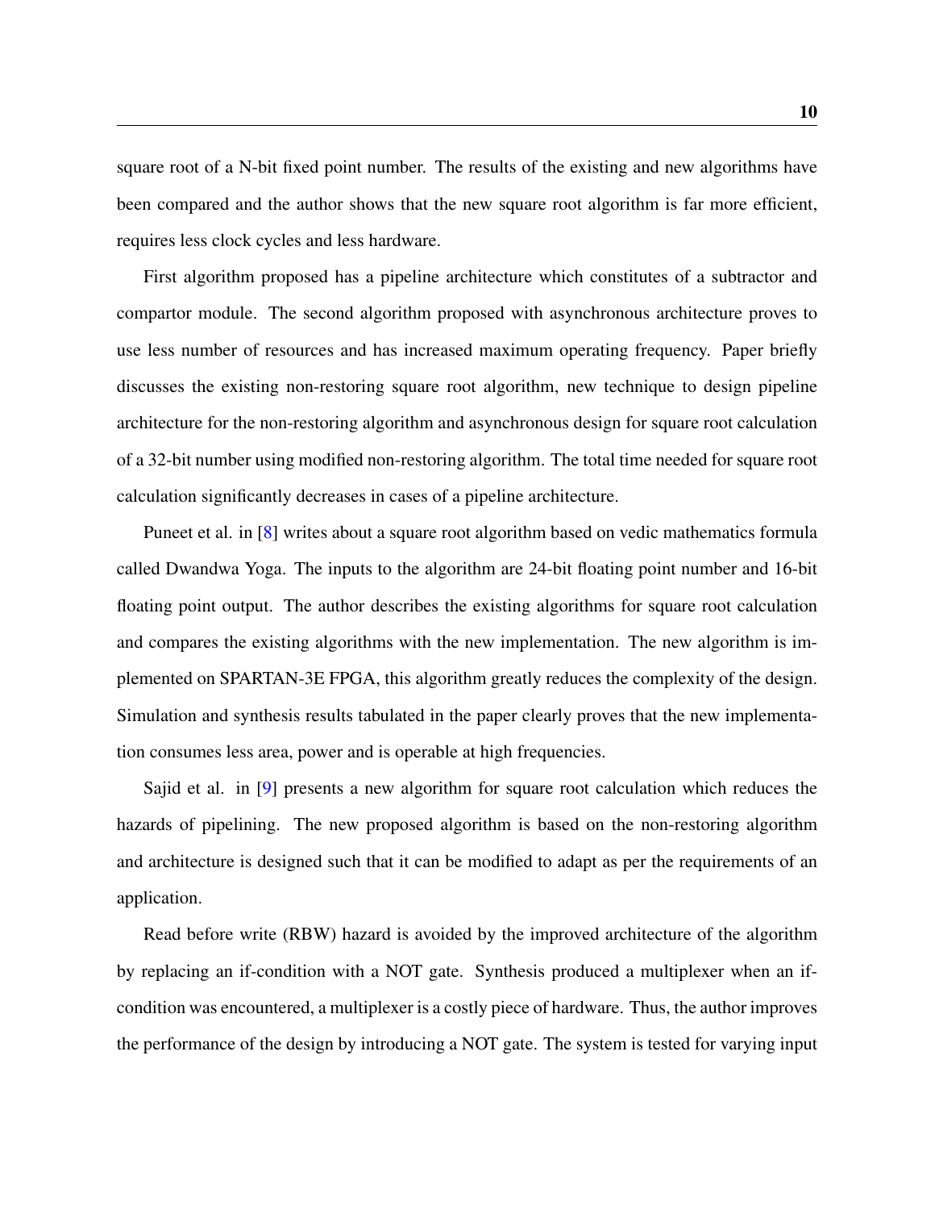square root of a N-bit fixed point number. The results of the existing and new algorithms have been compared and the author shows that the new square root algorithm is far more efficient, requires less clock cycles and less hardware.

First algorithm proposed has a pipeline architecture which constitutes of a subtractor and compartor module. The second algorithm proposed with asynchronous architecture proves to use less number of resources and has increased maximum operating frequency. Paper briefly discusses the existing non-restoring square root algorithm, new technique to design pipeline architecture for the non-restoring algorithm and asynchronous design for square root calculation of a 32-bit number using modified non-restoring algorithm. The total time needed for square root calculation significantly decreases in cases of a pipeline architecture.

Puneet et al. in [8] writes about a square root algorithm based on vedic mathematics formula called Dwandwa Yoga. The inputs to the algorithm are 24-bit floating point number and 16-bit floating point output. The author describes the existing algorithms for square root calculation and compares the existing algorithms with the new implementation. The new algorithm is implemented on SPARTAN-3E FPGA, this algorithm greatly reduces the complexity of the design. Simulation and synthesis results tabulated in the paper clearly proves that the new implementation consumes less area, power and is operable at high frequencies.

Sajid et al. in [9] presents a new algorithm for square root calculation which reduces the hazards of pipelining. The new proposed algorithm is based on the non-restoring algorithm and architecture is designed such that it can be modified to adapt as per the requirements of an application.

Read before write (RBW) hazard is avoided by the improved architecture of the algorithm by replacing an if-condition with a NOT gate. Synthesis produced a multiplexer when an if-condition was encountered, a multiplexer is a costly piece of hardware. Thus, the author improves the performance of the design by introducing a NOT gate. The system is tested for varying input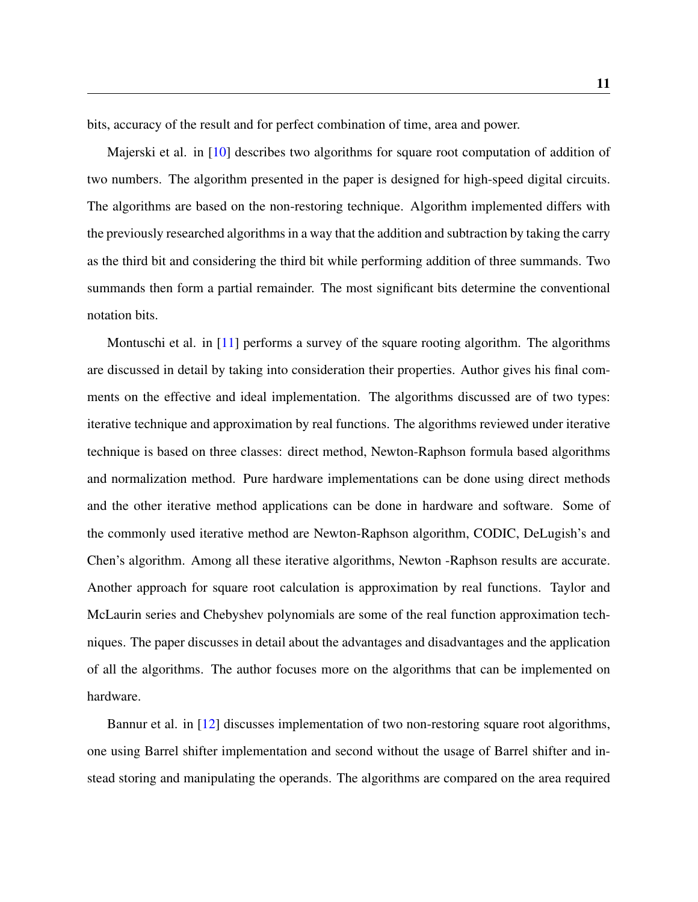bits, accuracy of the result and for perfect combination of time, area and power.

Majerski et al. in [10] describes two algorithms for square root computation of addition of two numbers. The algorithm presented in the paper is designed for high-speed digital circuits. The algorithms are based on the non-restoring technique. Algorithm implemented differs with the previously researched algorithms in a way that the addition and subtraction by taking the carry as the third bit and considering the third bit while performing addition of three summands. Two summands then form a partial remainder. The most significant bits determine the conventional notation bits.

Montuschi et al. in [11] performs a survey of the square rooting algorithm. The algorithms are discussed in detail by taking into consideration their properties. Author gives his final comments on the effective and ideal implementation. The algorithms discussed are of two types: iterative technique and approximation by real functions. The algorithms reviewed under iterative technique is based on three classes: direct method, Newton-Raphson formula based algorithms and normalization method. Pure hardware implementations can be done using direct methods and the other iterative method applications can be done in hardware and software. Some of the commonly used iterative method are Newton-Raphson algorithm, CODIC, DeLugish's and Chen's algorithm. Among all these iterative algorithms, Newton -Raphson results are accurate. Another approach for square root calculation is approximation by real functions. Taylor and McLaurin series and Chebyshev polynomials are some of the real function approximation techniques. The paper discusses in detail about the advantages and disadvantages and the application of all the algorithms. The author focuses more on the algorithms that can be implemented on hardware.

Bannur et al. in [12] discusses implementation of two non-restoring square root algorithms, one using Barrel shifter implementation and second without the usage of Barrel shifter and instead storing and manipulating the operands. The algorithms are compared on the area required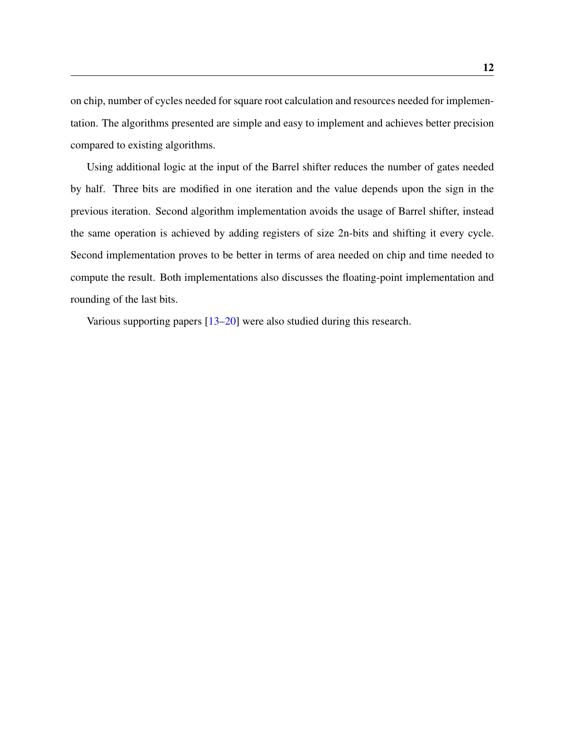on chip, number of cycles needed for square root calculation and resources needed for implementation. The algorithms presented are simple and easy to implement and achieves better precision compared to existing algorithms.

Using additional logic at the input of the Barrel shifter reduces the number of gates needed by half. Three bits are modified in one iteration and the value depends upon the sign in the previous iteration. Second algorithm implementation avoids the usage of Barrel shifter, instead the same operation is achieved by adding registers of size 2n-bits and shifting it every cycle. Second implementation proves to be better in terms of area needed on chip and time needed to compute the result. Both implementations also discusses the floating-point implementation and rounding of the last bits.

Various supporting papers [13–20] were also studied during this research.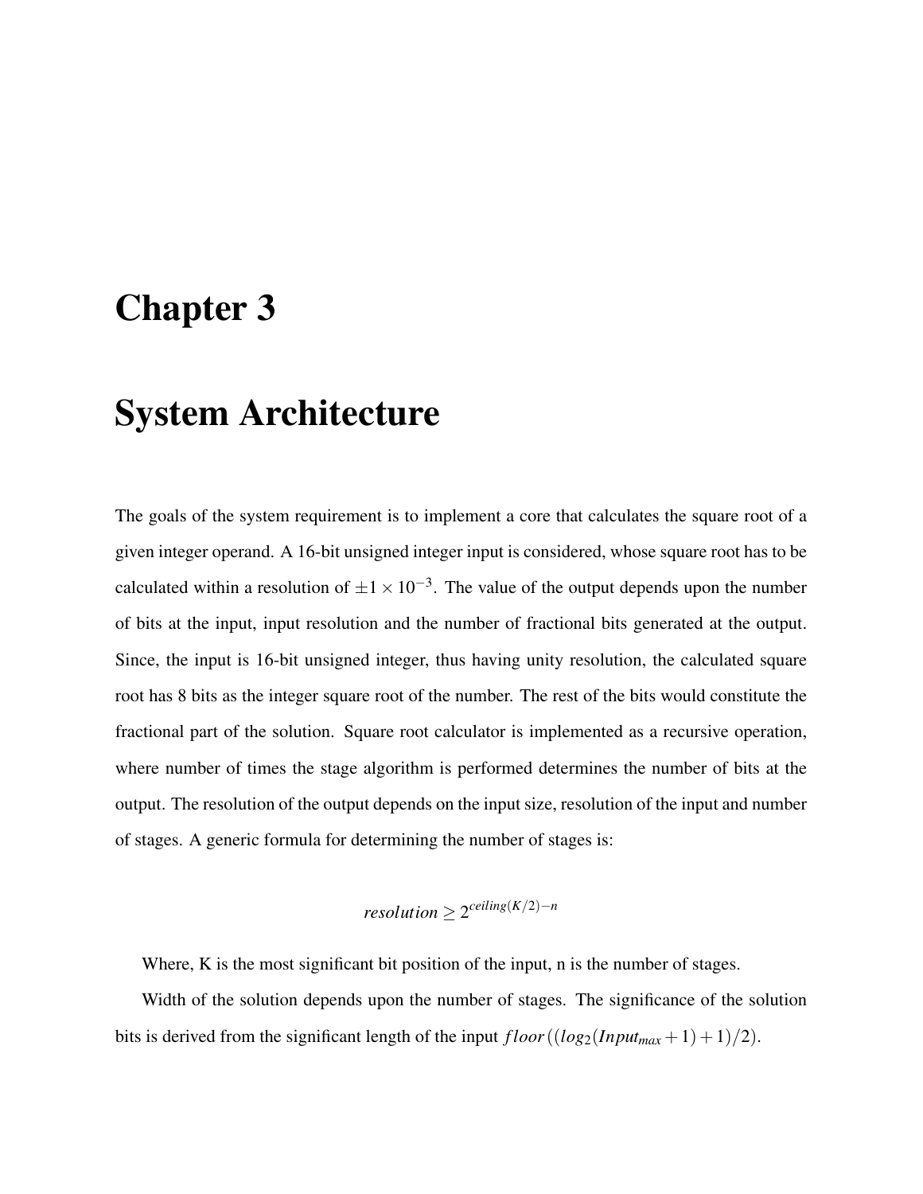# Chapter 3

# System Architecture

The goals of the system requirement is to implement a core that calculates the square root of a given integer operand. A 16-bit unsigned integer input is considered, whose square root has to be calculated within a resolution of $\pm 1 \times 10^{-3}$. The value of the output depends upon the number of bits at the input, input resolution and the number of fractional bits generated at the output. Since, the input is 16-bit unsigned integer, thus having unity resolution, the calculated square root has 8 bits as the integer square root of the number. The rest of the bits would constitute the fractional part of the solution. Square root calculator is implemented as a recursive operation, where number of times the stage algorithm is performed determines the number of bits at the output. The resolution of the output depends on the input size, resolution of the input and number of stages. A generic formula for determining the number of stages is:

$$resolution \geq 2^{ceiling(K/2)-n}$$

Where, K is the most significant bit position of the input, n is the number of stages.

Width of the solution depends upon the number of stages. The significance of the solution bits is derived from the significant length of the input $floor((log_2(Input_{max}+1)+1)/2)$.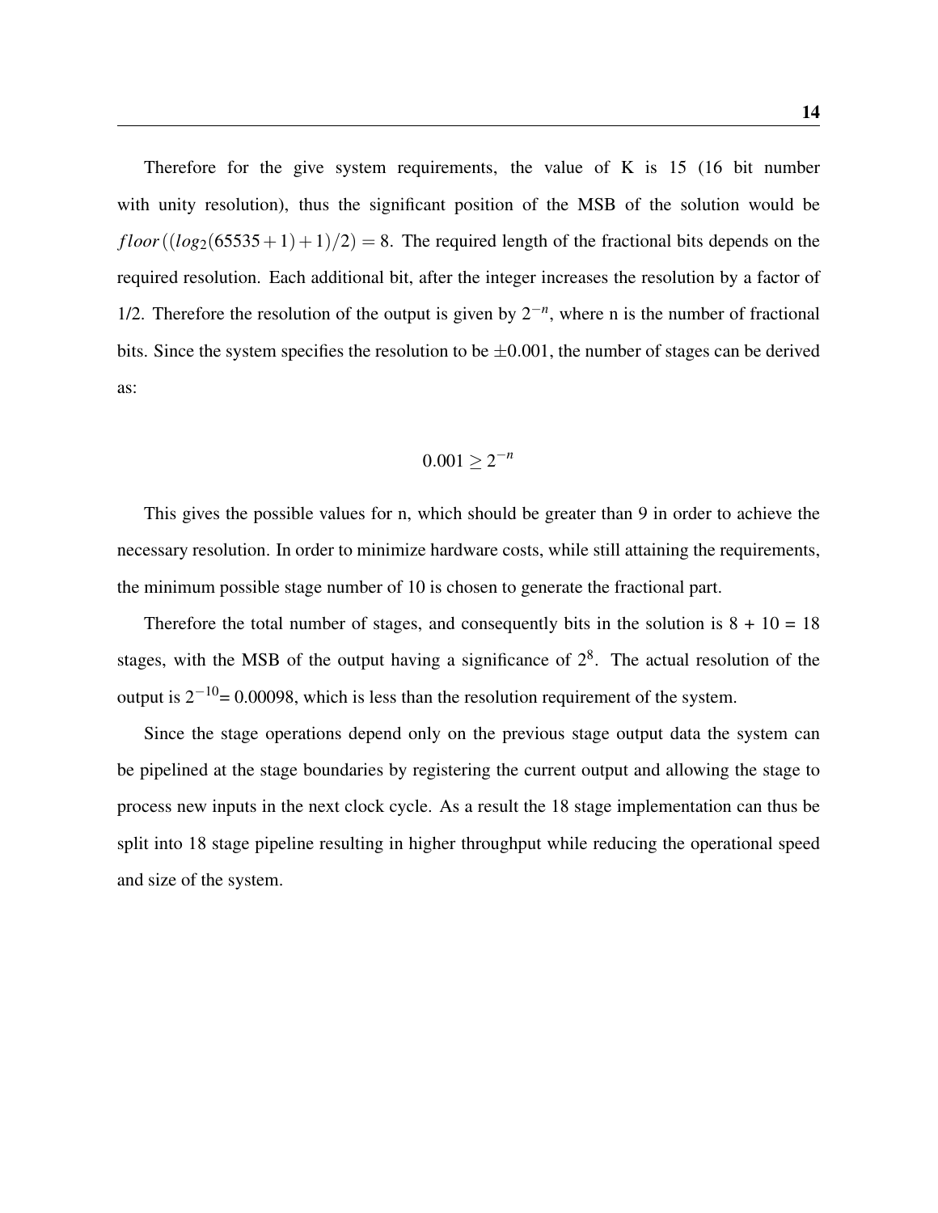Therefore for the give system requirements, the value of K is 15 (16 bit number with unity resolution), thus the significant position of the MSB of the solution would be $floor((log_2(65535+1)+1)/2) = 8$. The required length of the fractional bits depends on the required resolution. Each additional bit, after the integer increases the resolution by a factor of 1/2. Therefore the resolution of the output is given by $2^{-n}$, where n is the number of fractional bits. Since the system specifies the resolution to be $\pm 0.001$, the number of stages can be derived as:

$$0.001 \geq 2^{-n}$$

This gives the possible values for n, which should be greater than 9 in order to achieve the necessary resolution. In order to minimize hardware costs, while still attaining the requirements, the minimum possible stage number of 10 is chosen to generate the fractional part.

Therefore the total number of stages, and consequently bits in the solution is 8 + 10 = 18 stages, with the MSB of the output having a significance of $2^8$. The actual resolution of the output is $2^{-10}$= 0.00098, which is less than the resolution requirement of the system.

Since the stage operations depend only on the previous stage output data the system can be pipelined at the stage boundaries by registering the current output and allowing the stage to process new inputs in the next clock cycle. As a result the 18 stage implementation can thus be split into 18 stage pipeline resulting in higher throughput while reducing the operational speed and size of the system.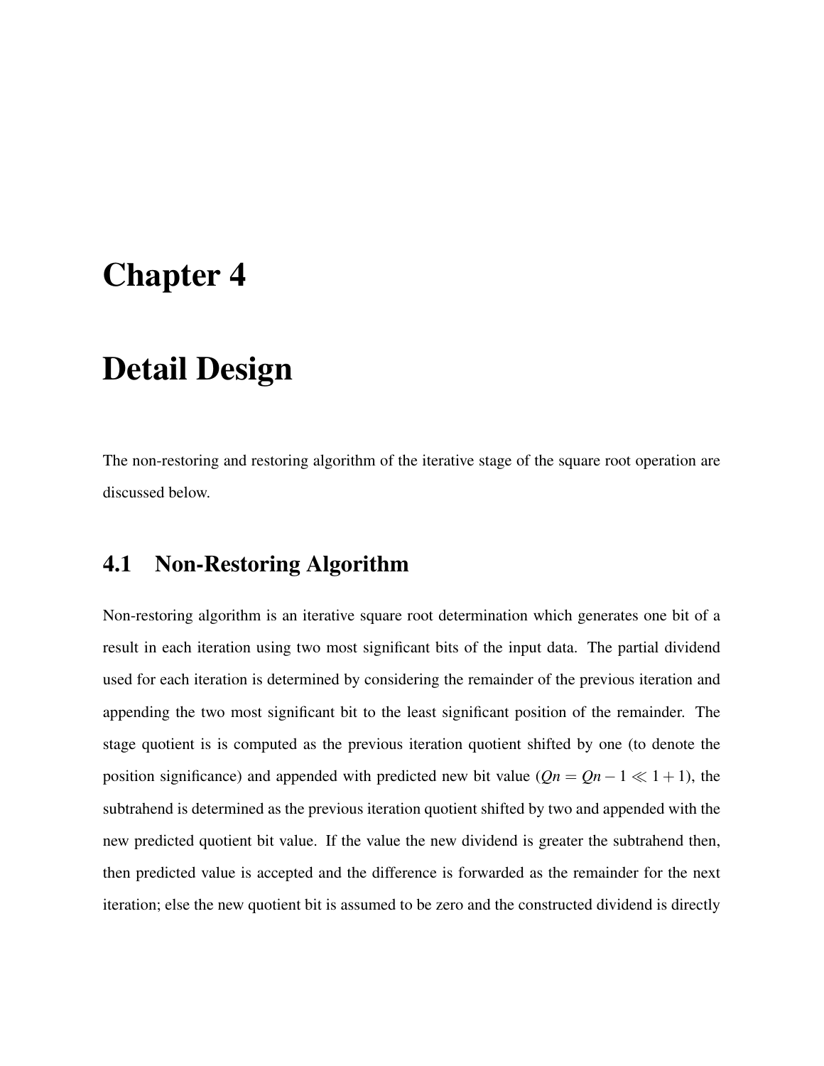# Chapter 4

# Detail Design

The non-restoring and restoring algorithm of the iterative stage of the square root operation are discussed below.

## 4.1 Non-Restoring Algorithm

Non-restoring algorithm is an iterative square root determination which generates one bit of a result in each iteration using two most significant bits of the input data. The partial dividend used for each iteration is determined by considering the remainder of the previous iteration and appending the two most significant bit to the least significant position of the remainder. The stage quotient is is computed as the previous iteration quotient shifted by one (to denote the position significance) and appended with predicted new bit value ($Qn = Qn - 1 \ll 1 + 1$), the subtrahend is determined as the previous iteration quotient shifted by two and appended with the new predicted quotient bit value. If the value the new dividend is greater the subtrahend then, then predicted value is accepted and the difference is forwarded as the remainder for the next iteration; else the new quotient bit is assumed to be zero and the constructed dividend is directly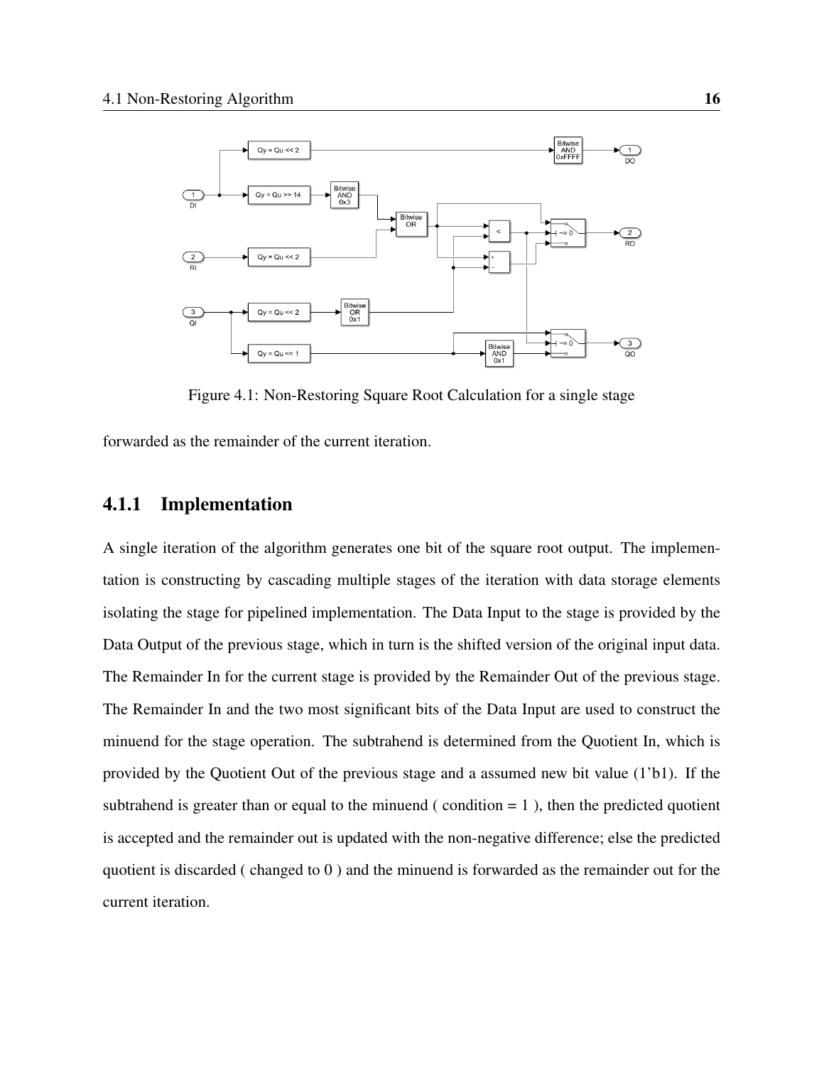Figure 4.1: Non-Restoring Square Root Calculation for a single stage

forwarded as the remainder of the current iteration.

### 4.1.1 Implementation

A single iteration of the algorithm generates one bit of the square root output. The implementation is constructing by cascading multiple stages of the iteration with data storage elements isolating the stage for pipelined implementation. The Data Input to the stage is provided by the Data Output of the previous stage, which in turn is the shifted version of the original input data. The Remainder In for the current stage is provided by the Remainder Out of the previous stage. The Remainder In and the two most significant bits of the Data Input are used to construct the minuend for the stage operation. The subtrahend is determined from the Quotient In, which is provided by the Quotient Out of the previous stage and a assumed new bit value (1'b1). If the subtrahend is greater than or equal to the minuend ( condition = 1 ), then the predicted quotient is accepted and the remainder out is updated with the non-negative difference; else the predicted quotient is discarded ( changed to 0 ) and the minuend is forwarded as the remainder out for the current iteration.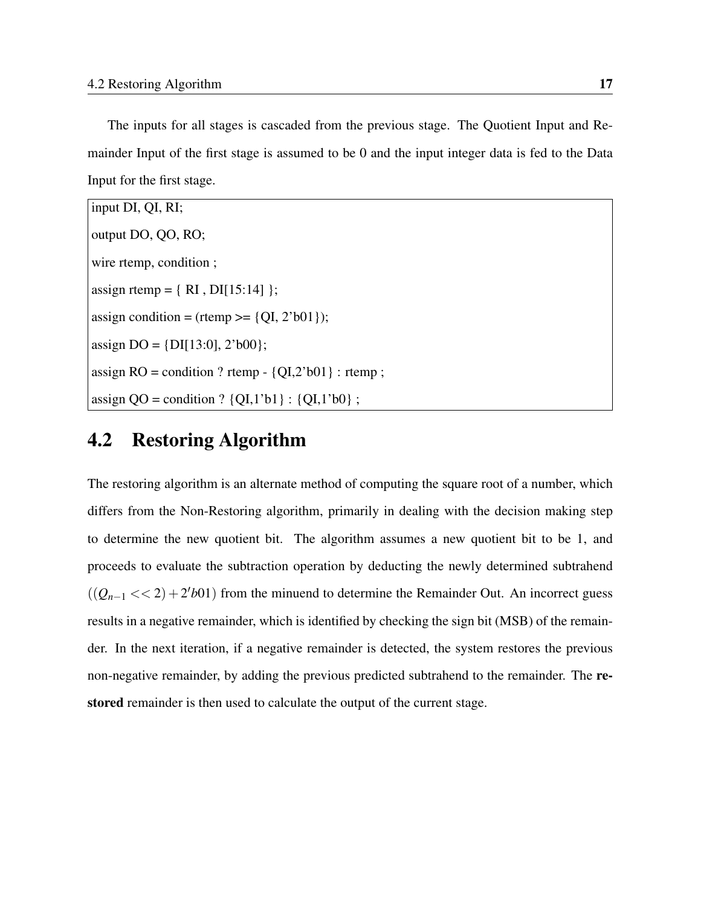The inputs for all stages is cascaded from the previous stage. The Quotient Input and Remainder Input of the first stage is assumed to be 0 and the input integer data is fed to the Data Input for the first stage.

```
input DI, QI, RI;
output DO, QO, RO;
wire rtemp, condition ;
assign rtemp = { RI , DI[15:14] };
assign condition = (rtemp >= {QI, 2'b01});
assign DO = {DI[13:0], 2'b00};
assign RO = condition ? rtemp - {QI,2'b01} : rtemp ;
assign QO = condition ? {QI,1'b1} : {QI,1'b0} ;
```

## 4.2 Restoring Algorithm

The restoring algorithm is an alternate method of computing the square root of a number, which differs from the Non-Restoring algorithm, primarily in dealing with the decision making step to determine the new quotient bit. The algorithm assumes a new quotient bit to be 1, and proceeds to evaluate the subtraction operation by deducting the newly determined subtrahend $((Q_{n-1} << 2) + 2'b01)$ from the minuend to determine the Remainder Out. An incorrect guess results in a negative remainder, which is identified by checking the sign bit (MSB) of the remainder. In the next iteration, if a negative remainder is detected, the system restores the previous non-negative remainder, by adding the previous predicted subtrahend to the remainder. The **restored** remainder is then used to calculate the output of the current stage.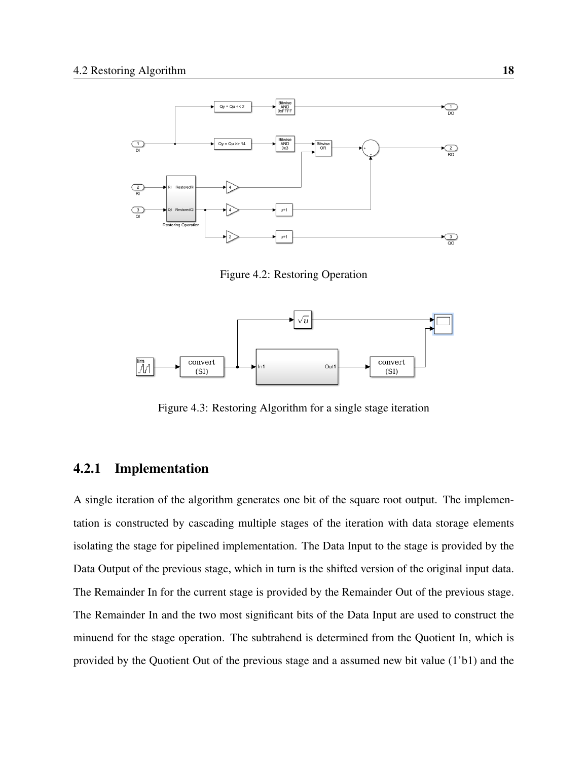Figure 4.2: Restoring Operation

Figure 4.3: Restoring Algorithm for a single stage iteration

### 4.2.1 Implementation

A single iteration of the algorithm generates one bit of the square root output. The implementation is constructed by cascading multiple stages of the iteration with data storage elements isolating the stage for pipelined implementation. The Data Input to the stage is provided by the Data Output of the previous stage, which in turn is the shifted version of the original input data. The Remainder In for the current stage is provided by the Remainder Out of the previous stage. The Remainder In and the two most significant bits of the Data Input are used to construct the minuend for the stage operation. The subtrahend is determined from the Quotient In, which is provided by the Quotient Out of the previous stage and a assumed new bit value (1'b1) and the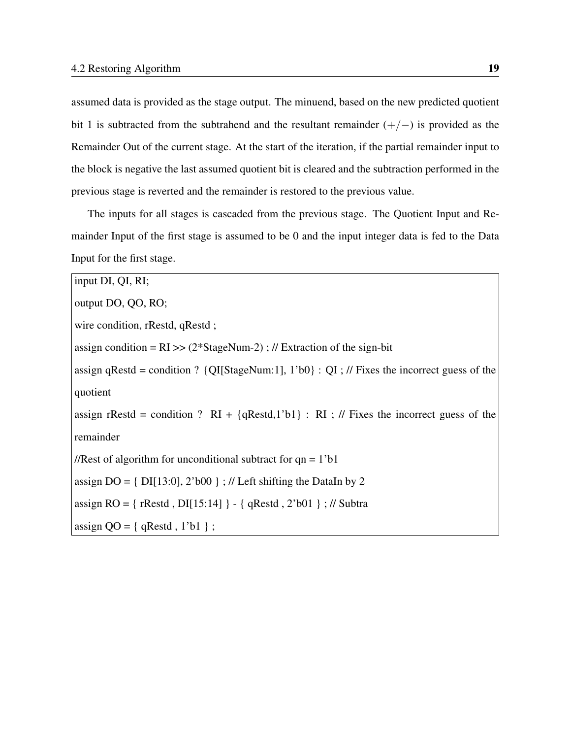assumed data is provided as the stage output. The minuend, based on the new predicted quotient bit 1 is subtracted from the subtrahend and the resultant remainder $(+/-)$ is provided as the Remainder Out of the current stage. At the start of the iteration, if the partial remainder input to the block is negative the last assumed quotient bit is cleared and the subtraction performed in the previous stage is reverted and the remainder is restored to the previous value.

The inputs for all stages is cascaded from the previous stage. The Quotient Input and Remainder Input of the first stage is assumed to be 0 and the input integer data is fed to the Data Input for the first stage.

```
input DI, QI, RI;
output DO, QO, RO;
wire condition, rRestd, qRestd ;
assign condition = RI >> (2*StageNum-2) ; // Extraction of the sign-bit
assign qRestd = condition ? {QI[StageNum:1], 1'b0} : QI ; // Fixes the incorrect guess of the quotient
assign rRestd = condition ? RI + {qRestd,1'b1} : RI ; // Fixes the incorrect guess of the remainder
//Rest of algorithm for unconditional subtract for qn = 1'b1
assign DO = { DI[13:0], 2'b00 } ; // Left shifting the DataIn by 2
assign RO = { rRestd , DI[15:14] } - { qRestd , 2'b01 } ; // Subtra
assign QO = { qRestd , 1'b1 } ;
```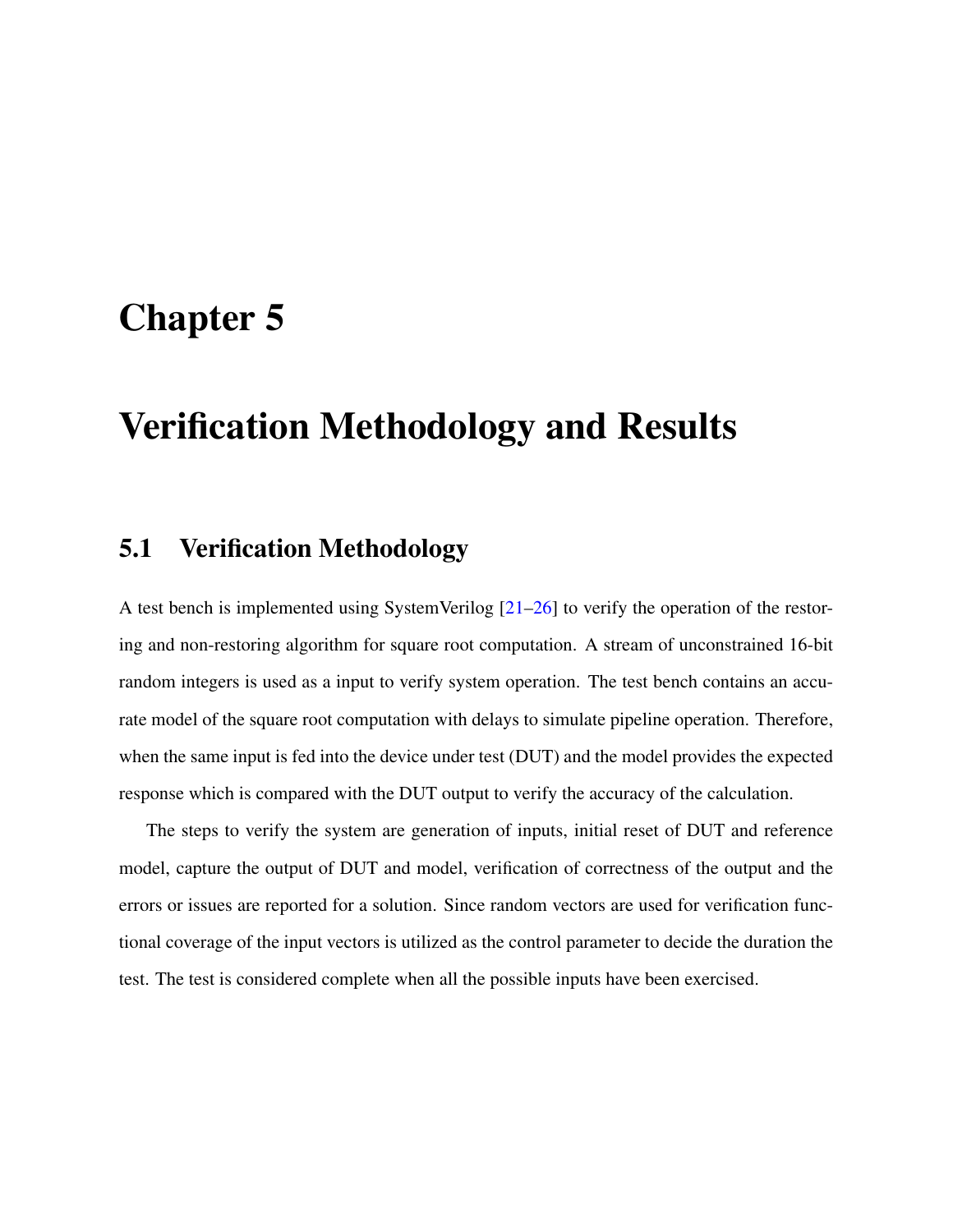# Chapter 5

# Verification Methodology and Results

## 5.1 Verification Methodology

A test bench is implemented using SystemVerilog [21–26] to verify the operation of the restoring and non-restoring algorithm for square root computation. A stream of unconstrained 16-bit random integers is used as a input to verify system operation. The test bench contains an accurate model of the square root computation with delays to simulate pipeline operation. Therefore, when the same input is fed into the device under test (DUT) and the model provides the expected response which is compared with the DUT output to verify the accuracy of the calculation.

The steps to verify the system are generation of inputs, initial reset of DUT and reference model, capture the output of DUT and model, verification of correctness of the output and the errors or issues are reported for a solution. Since random vectors are used for verification functional coverage of the input vectors is utilized as the control parameter to decide the duration the test. The test is considered complete when all the possible inputs have been exercised.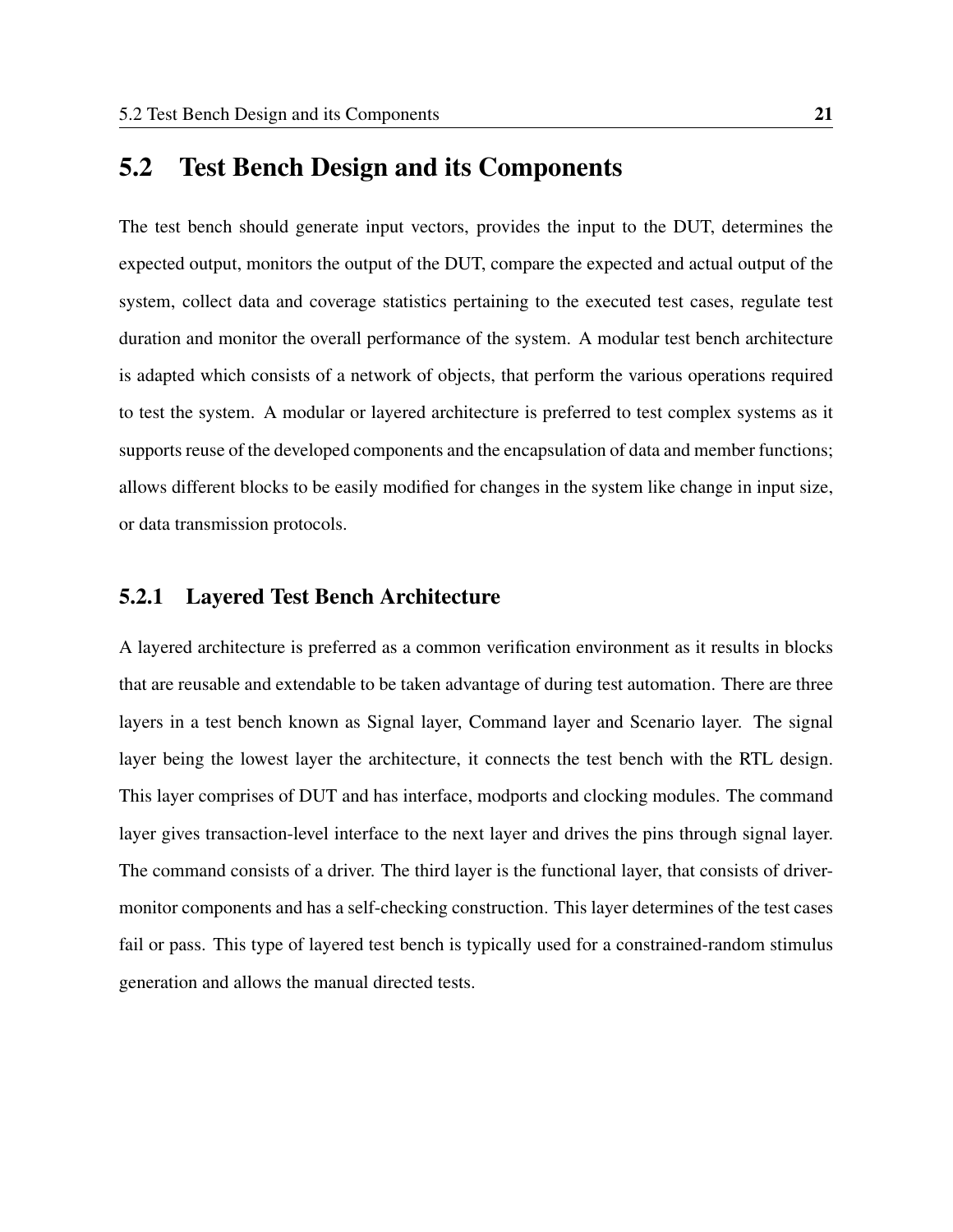## 5.2 Test Bench Design and its Components

The test bench should generate input vectors, provides the input to the DUT, determines the expected output, monitors the output of the DUT, compare the expected and actual output of the system, collect data and coverage statistics pertaining to the executed test cases, regulate test duration and monitor the overall performance of the system. A modular test bench architecture is adapted which consists of a network of objects, that perform the various operations required to test the system. A modular or layered architecture is preferred to test complex systems as it supports reuse of the developed components and the encapsulation of data and member functions; allows different blocks to be easily modified for changes in the system like change in input size, or data transmission protocols.

### 5.2.1 Layered Test Bench Architecture

A layered architecture is preferred as a common verification environment as it results in blocks that are reusable and extendable to be taken advantage of during test automation. There are three layers in a test bench known as Signal layer, Command layer and Scenario layer. The signal layer being the lowest layer the architecture, it connects the test bench with the RTL design. This layer comprises of DUT and has interface, modports and clocking modules. The command layer gives transaction-level interface to the next layer and drives the pins through signal layer. The command consists of a driver. The third layer is the functional layer, that consists of driver-monitor components and has a self-checking construction. This layer determines of the test cases fail or pass. This type of layered test bench is typically used for a constrained-random stimulus generation and allows the manual directed tests.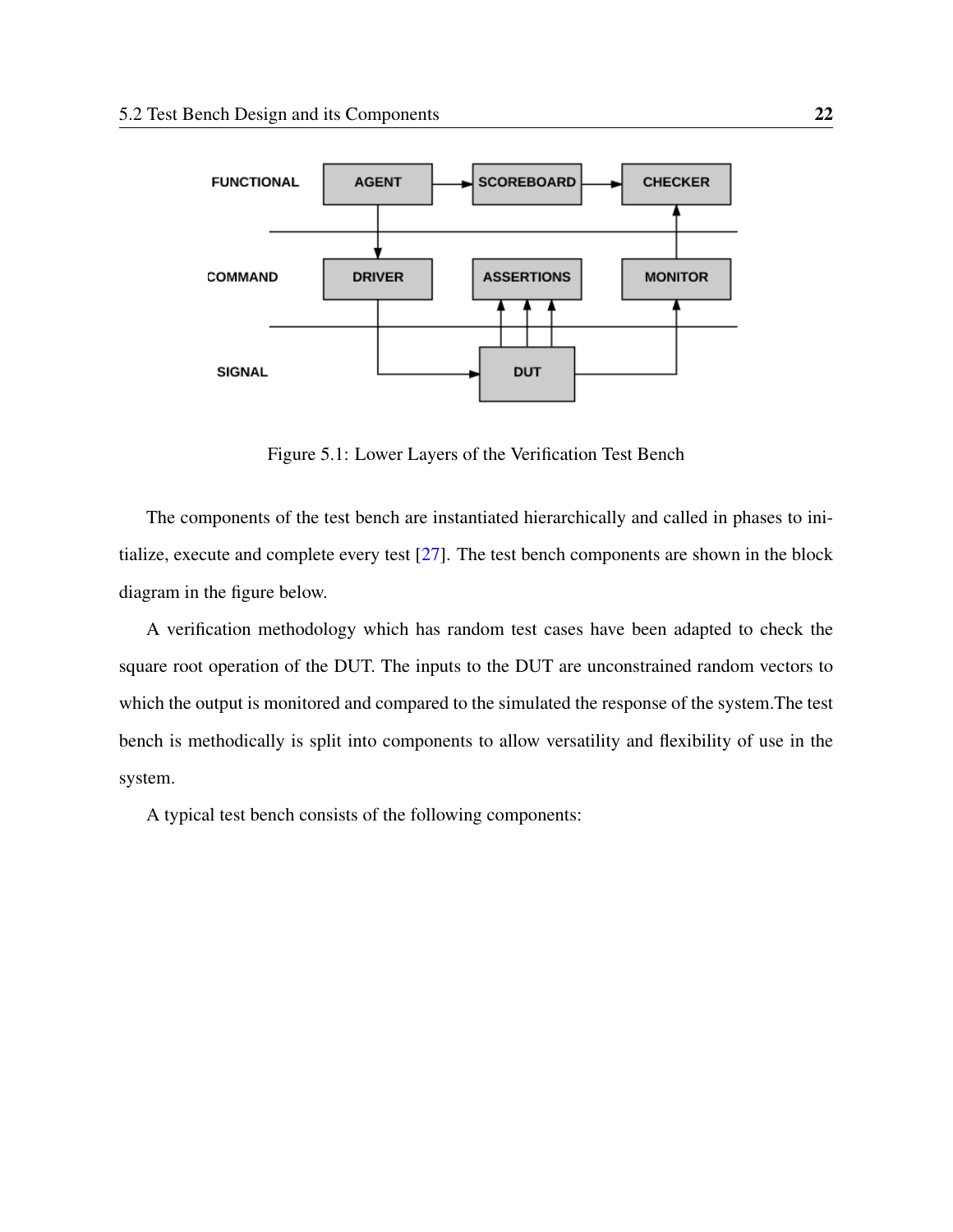Figure 5.1: Lower Layers of the Verification Test Bench

The components of the test bench are instantiated hierarchically and called in phases to initialize, execute and complete every test [27]. The test bench components are shown in the block diagram in the figure below.

A verification methodology which has random test cases have been adapted to check the square root operation of the DUT. The inputs to the DUT are unconstrained random vectors to which the output is monitored and compared to the simulated the response of the system.The test bench is methodically is split into components to allow versatility and flexibility of use in the system.

A typical test bench consists of the following components: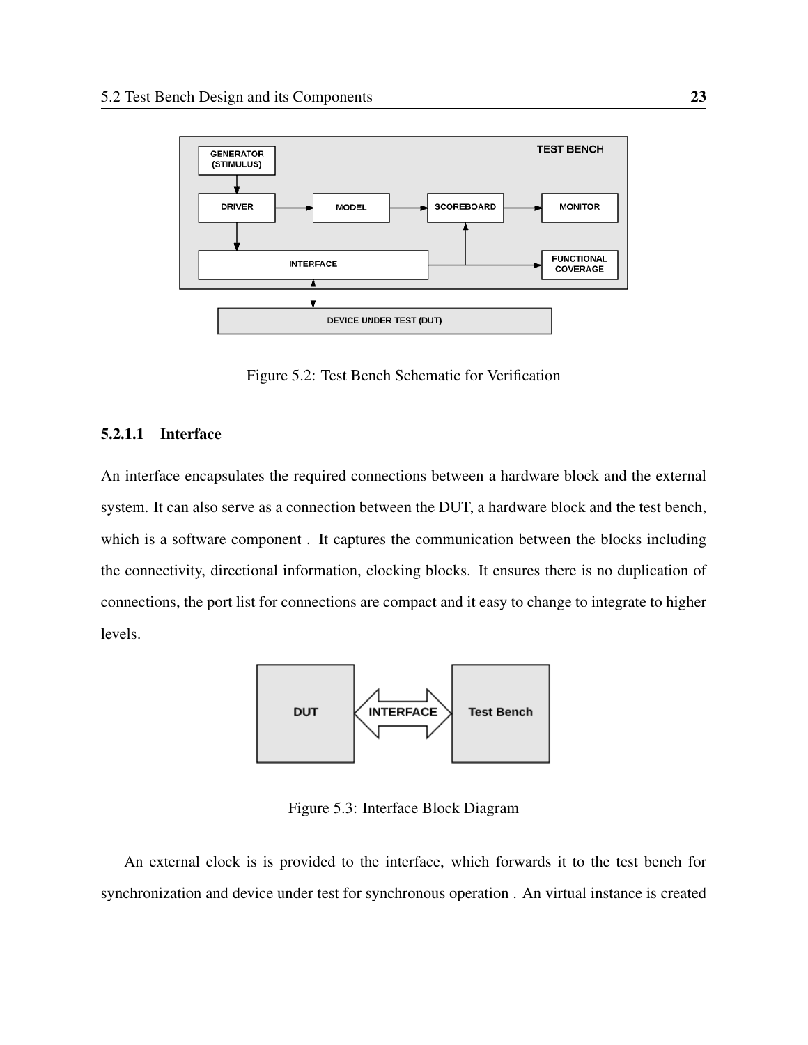Figure 5.2: Test Bench Schematic for Verification

#### 5.2.1.1 Interface

An interface encapsulates the required connections between a hardware block and the external system. It can also serve as a connection between the DUT, a hardware block and the test bench, which is a software component . It captures the communication between the blocks including the connectivity, directional information, clocking blocks. It ensures there is no duplication of connections, the port list for connections are compact and it easy to change to integrate to higher levels.

Figure 5.3: Interface Block Diagram

An external clock is is provided to the interface, which forwards it to the test bench for synchronization and device under test for synchronous operation . An virtual instance is created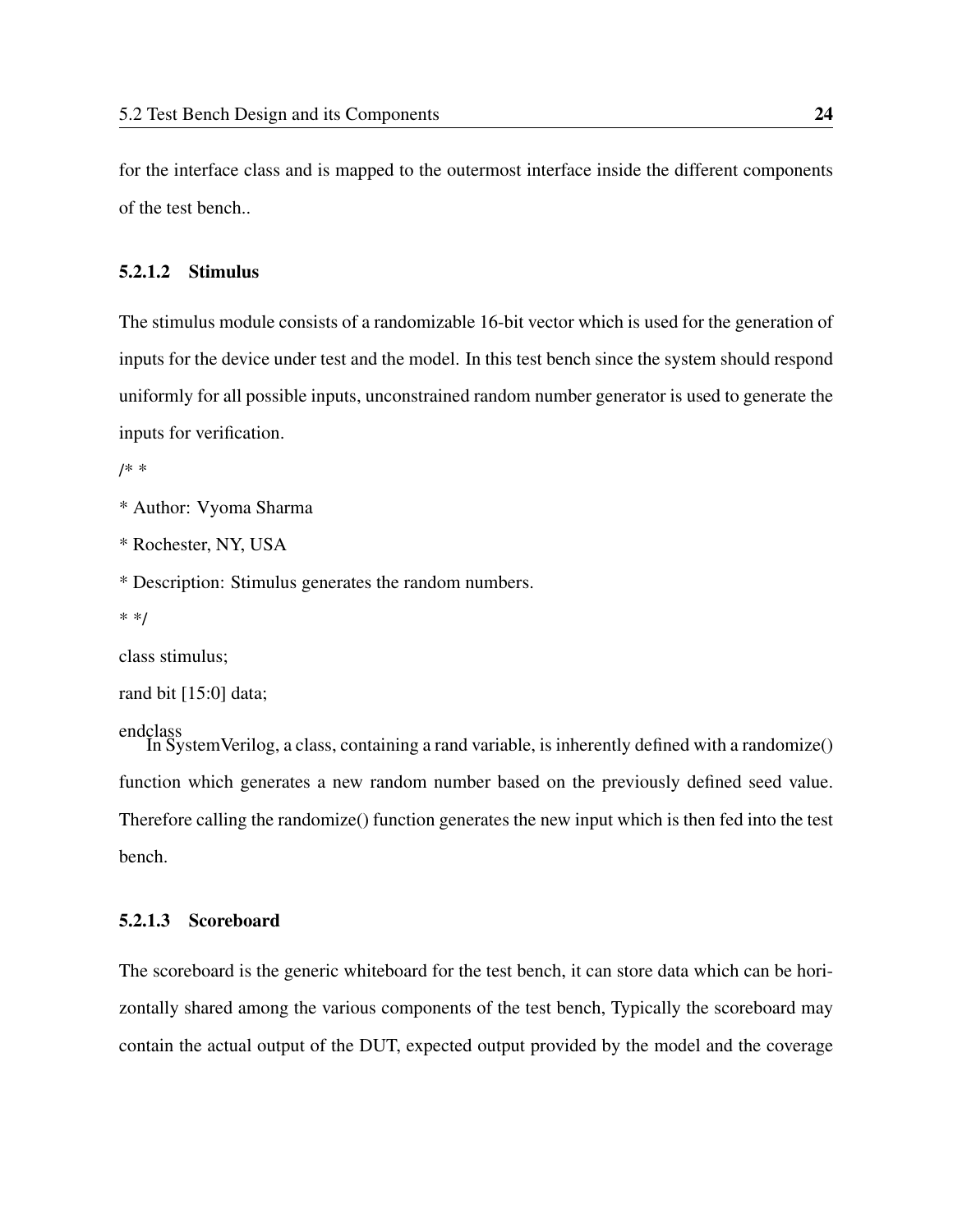for the interface class and is mapped to the outermost interface inside the different components of the test bench..

#### 5.2.1.2 Stimulus

The stimulus module consists of a randomizable 16-bit vector which is used for the generation of inputs for the device under test and the model. In this test bench since the system should respond uniformly for all possible inputs, unconstrained random number generator is used to generate the inputs for verification.

```
/* *
* Author: Vyoma Sharma
* Rochester, NY, USA
* Description: Stimulus generates the random numbers.
* */
class stimulus;
rand bit [15:0] data;
endclass
```

In SystemVerilog, a class, containing a rand variable, is inherently defined with a randomize() function which generates a new random number based on the previously defined seed value. Therefore calling the randomize() function generates the new input which is then fed into the test bench.

#### 5.2.1.3 Scoreboard

The scoreboard is the generic whiteboard for the test bench, it can store data which can be horizontally shared among the various components of the test bench, Typically the scoreboard may contain the actual output of the DUT, expected output provided by the model and the coverage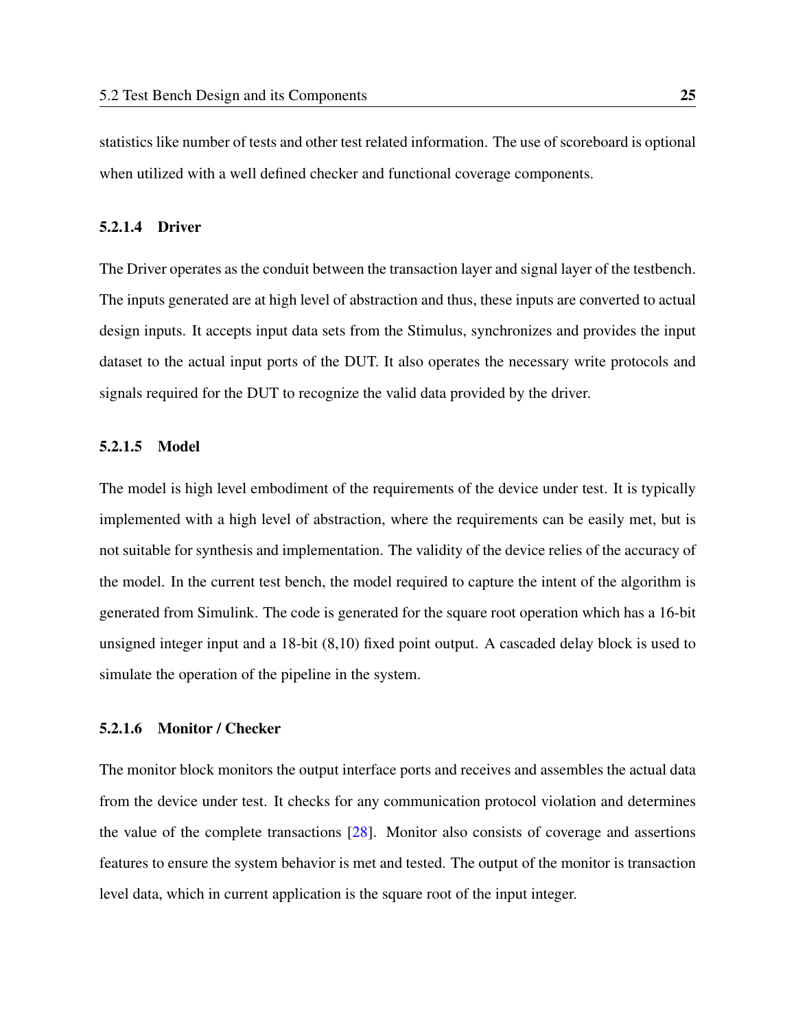statistics like number of tests and other test related information. The use of scoreboard is optional when utilized with a well defined checker and functional coverage components.

#### 5.2.1.4 Driver

The Driver operates as the conduit between the transaction layer and signal layer of the testbench. The inputs generated are at high level of abstraction and thus, these inputs are converted to actual design inputs. It accepts input data sets from the Stimulus, synchronizes and provides the input dataset to the actual input ports of the DUT. It also operates the necessary write protocols and signals required for the DUT to recognize the valid data provided by the driver.

#### 5.2.1.5 Model

The model is high level embodiment of the requirements of the device under test. It is typically implemented with a high level of abstraction, where the requirements can be easily met, but is not suitable for synthesis and implementation. The validity of the device relies of the accuracy of the model. In the current test bench, the model required to capture the intent of the algorithm is generated from Simulink. The code is generated for the square root operation which has a 16-bit unsigned integer input and a 18-bit (8,10) fixed point output. A cascaded delay block is used to simulate the operation of the pipeline in the system.

#### 5.2.1.6 Monitor / Checker

The monitor block monitors the output interface ports and receives and assembles the actual data from the device under test. It checks for any communication protocol violation and determines the value of the complete transactions [28]. Monitor also consists of coverage and assertions features to ensure the system behavior is met and tested. The output of the monitor is transaction level data, which in current application is the square root of the input integer.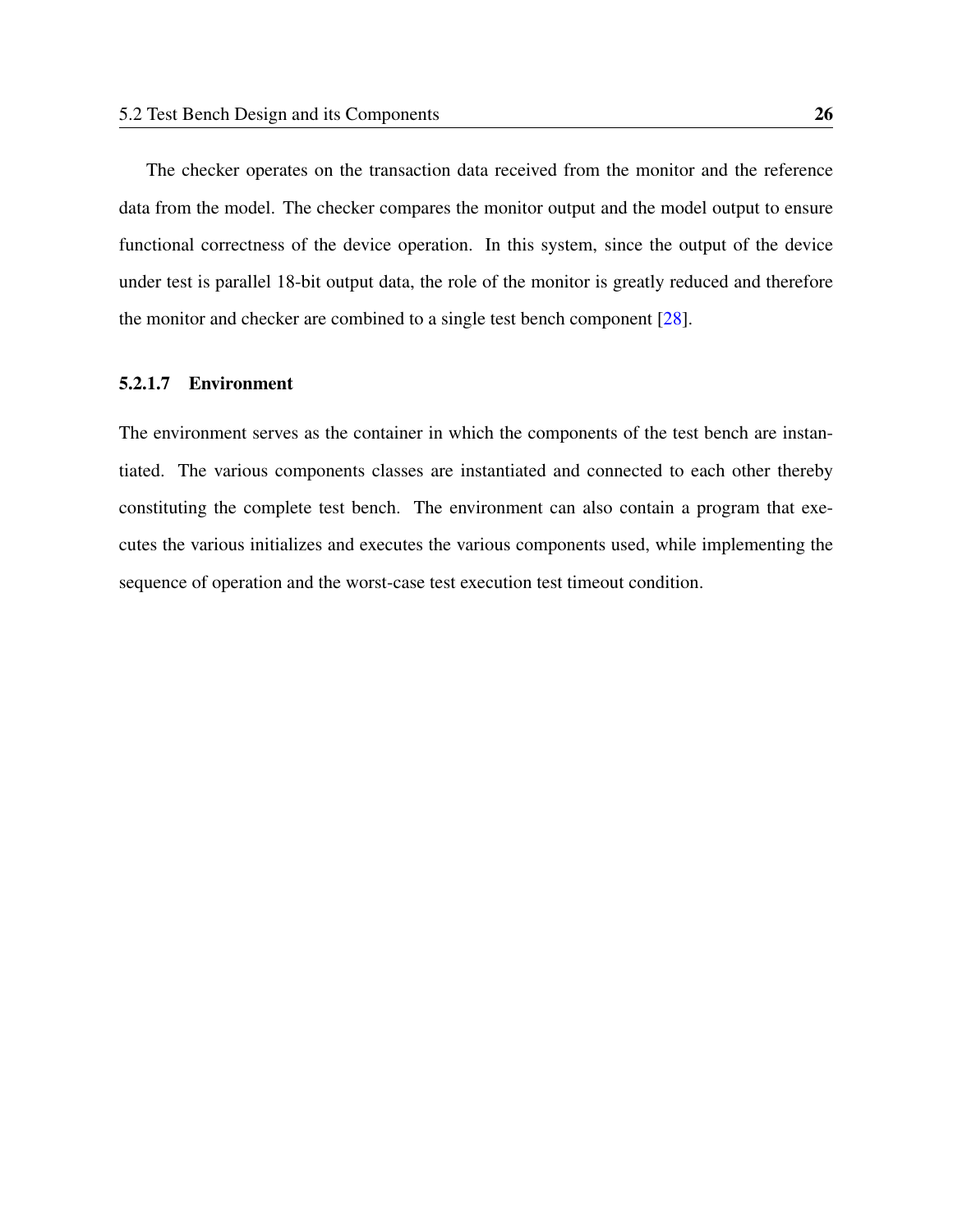The checker operates on the transaction data received from the monitor and the reference data from the model. The checker compares the monitor output and the model output to ensure functional correctness of the device operation. In this system, since the output of the device under test is parallel 18-bit output data, the role of the monitor is greatly reduced and therefore the monitor and checker are combined to a single test bench component [28].

#### 5.2.1.7 Environment

The environment serves as the container in which the components of the test bench are instantiated. The various components classes are instantiated and connected to each other thereby constituting the complete test bench. The environment can also contain a program that executes the various initializes and executes the various components used, while implementing the sequence of operation and the worst-case test execution test timeout condition.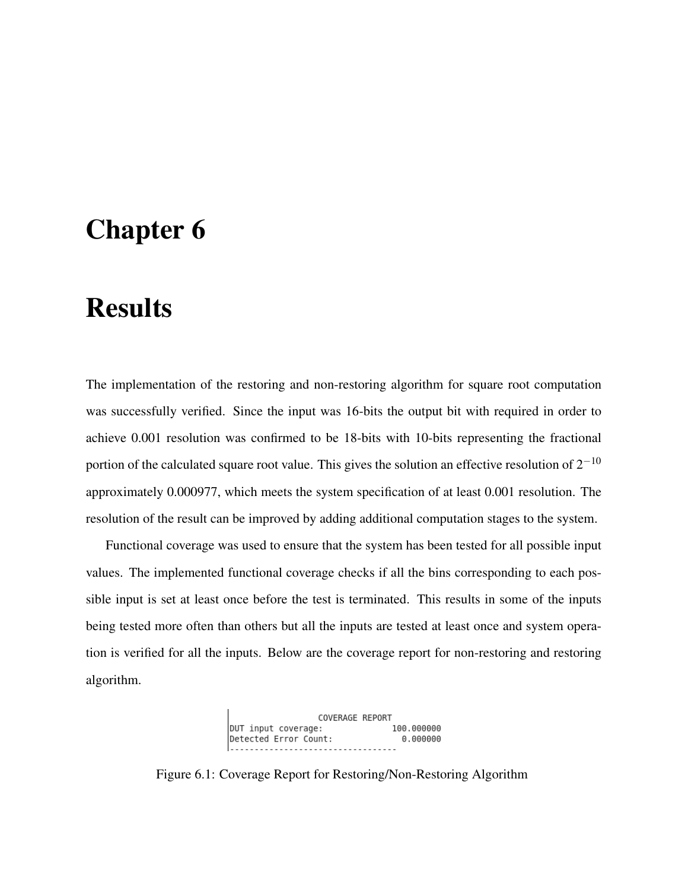# Chapter 6

# Results

The implementation of the restoring and non-restoring algorithm for square root computation was successfully verified. Since the input was 16-bits the output bit with required in order to achieve 0.001 resolution was confirmed to be 18-bits with 10-bits representing the fractional portion of the calculated square root value. This gives the solution an effective resolution of $2^{-10}$ approximately 0.000977, which meets the system specification of at least 0.001 resolution. The resolution of the result can be improved by adding additional computation stages to the system.

Functional coverage was used to ensure that the system has been tested for all possible input values. The implemented functional coverage checks if all the bins corresponding to each possible input is set at least once before the test is terminated. This results in some of the inputs being tested more often than others but all the inputs are tested at least once and system operation is verified for all the inputs. Below are the coverage report for non-restoring and restoring algorithm.

```
                 COVERAGE REPORT
DUT input coverage:              100.000000
Detected Error Count:              0.000000
----------------------------------
```

Figure 6.1: Coverage Report for Restoring/Non-Restoring Algorithm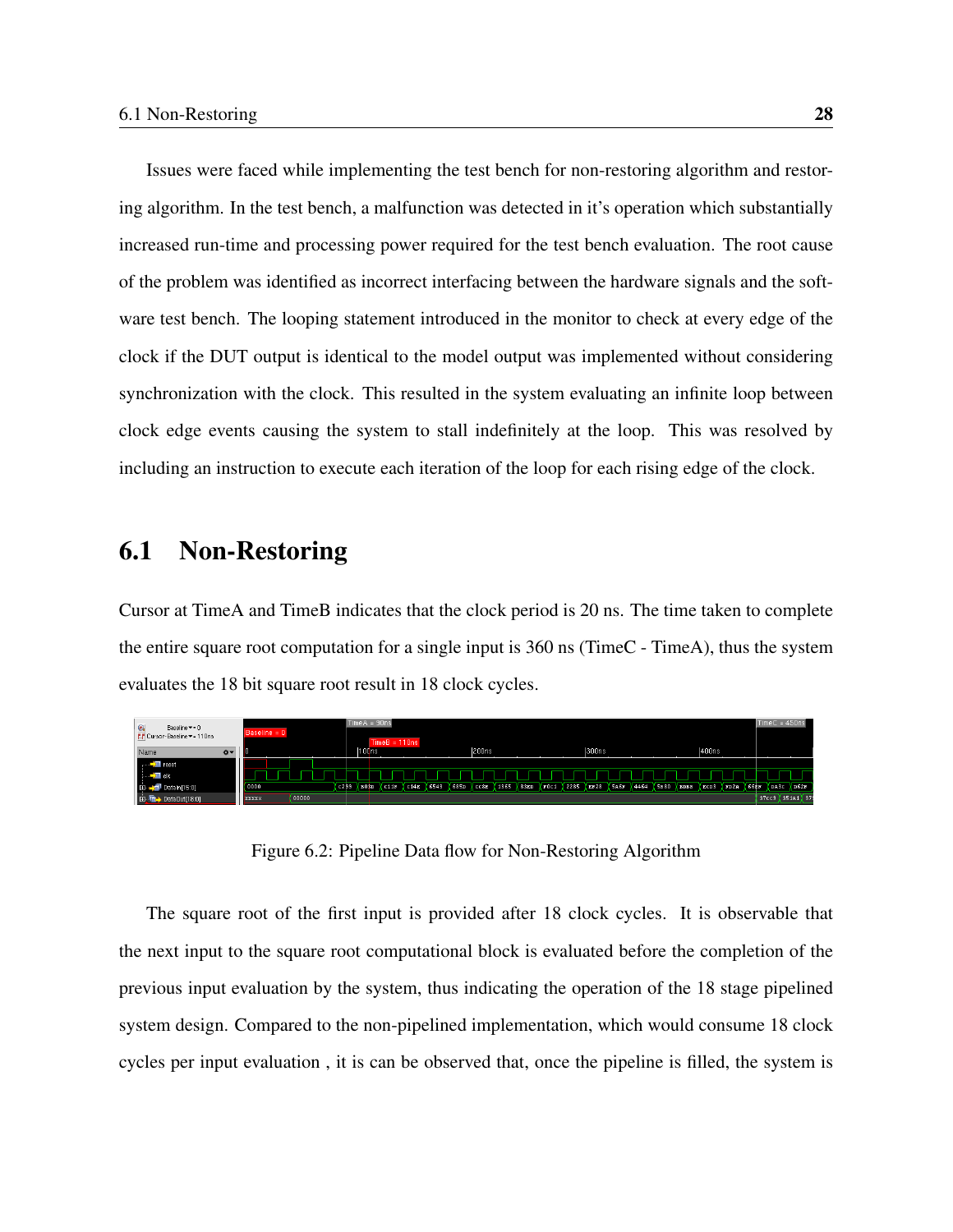Issues were faced while implementing the test bench for non-restoring algorithm and restoring algorithm. In the test bench, a malfunction was detected in it's operation which substantially increased run-time and processing power required for the test bench evaluation. The root cause of the problem was identified as incorrect interfacing between the hardware signals and the software test bench. The looping statement introduced in the monitor to check at every edge of the clock if the DUT output is identical to the model output was implemented without considering synchronization with the clock. This resulted in the system evaluating an infinite loop between clock edge events causing the system to stall indefinitely at the loop. This was resolved by including an instruction to execute each iteration of the loop for each rising edge of the clock.

## 6.1 Non-Restoring

Cursor at TimeA and TimeB indicates that the clock period is 20 ns. The time taken to complete the entire square root computation for a single input is 360 ns (TimeC - TimeA), thus the system evaluates the 18 bit square root result in 18 clock cycles.

Figure 6.2: Pipeline Data flow for Non-Restoring Algorithm

The square root of the first input is provided after 18 clock cycles. It is observable that the next input to the square root computational block is evaluated before the completion of the previous input evaluation by the system, thus indicating the operation of the 18 stage pipelined system design. Compared to the non-pipelined implementation, which would consume 18 clock cycles per input evaluation , it is can be observed that, once the pipeline is filled, the system is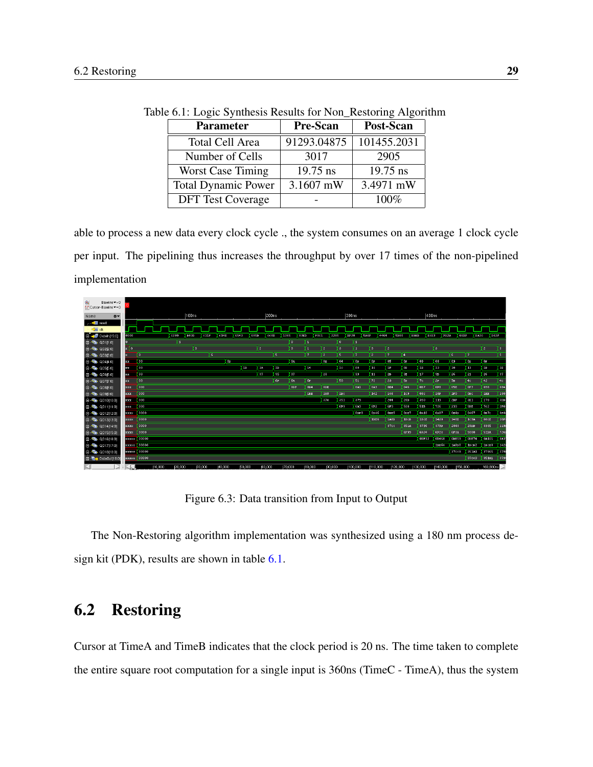Table 6.1: Logic Synthesis Results for Non_Restoring Algorithm

| Parameter | Pre-Scan | Post-Scan |
|---|---|---|
| Total Cell Area | 91293.04875 | 101455.2031 |
| Number of Cells | 3017 | 2905 |
| Worst Case Timing | 19.75 ns | 19.75 ns |
| Total Dynamic Power | 3.1607 mW | 3.4971 mW |
| DFT Test Coverage | - | 100% |

able to process a new data every clock cycle ., the system consumes on an average 1 clock cycle per input. The pipelining thus increases the throughput by over 17 times of the non-pipelined implementation

Figure 6.3: Data transition from Input to Output

The Non-Restoring algorithm implementation was synthesized using a 180 nm process design kit (PDK), results are shown in table 6.1.

## 6.2 Restoring

Cursor at TimeA and TimeB indicates that the clock period is 20 ns. The time taken to complete the entire square root computation for a single input is 360ns (TimeC - TimeA), thus the system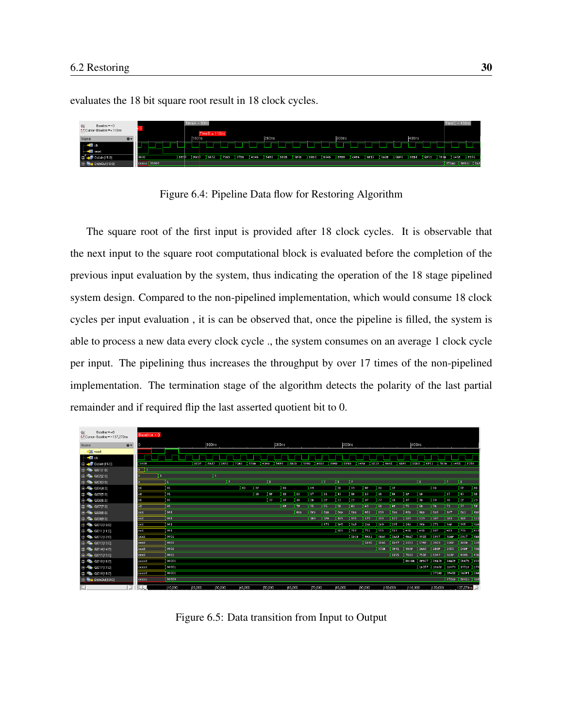evaluates the 18 bit square root result in 18 clock cycles.

Figure 6.4: Pipeline Data flow for Restoring Algorithm

The square root of the first input is provided after 18 clock cycles. It is observable that the next input to the square root computational block is evaluated before the completion of the previous input evaluation by the system, thus indicating the operation of the 18 stage pipelined system design. Compared to the non-pipelined implementation, which would consume 18 clock cycles per input evaluation , it is can be observed that, once the pipeline is filled, the system is able to process a new data every clock cycle ., the system consumes on an average 1 clock cycle per input. The pipelining thus increases the throughput by over 17 times of the non-pipelined implementation. The termination stage of the algorithm detects the polarity of the last partial remainder and if required flip the last asserted quotient bit to 0.

Figure 6.5: Data transition from Input to Output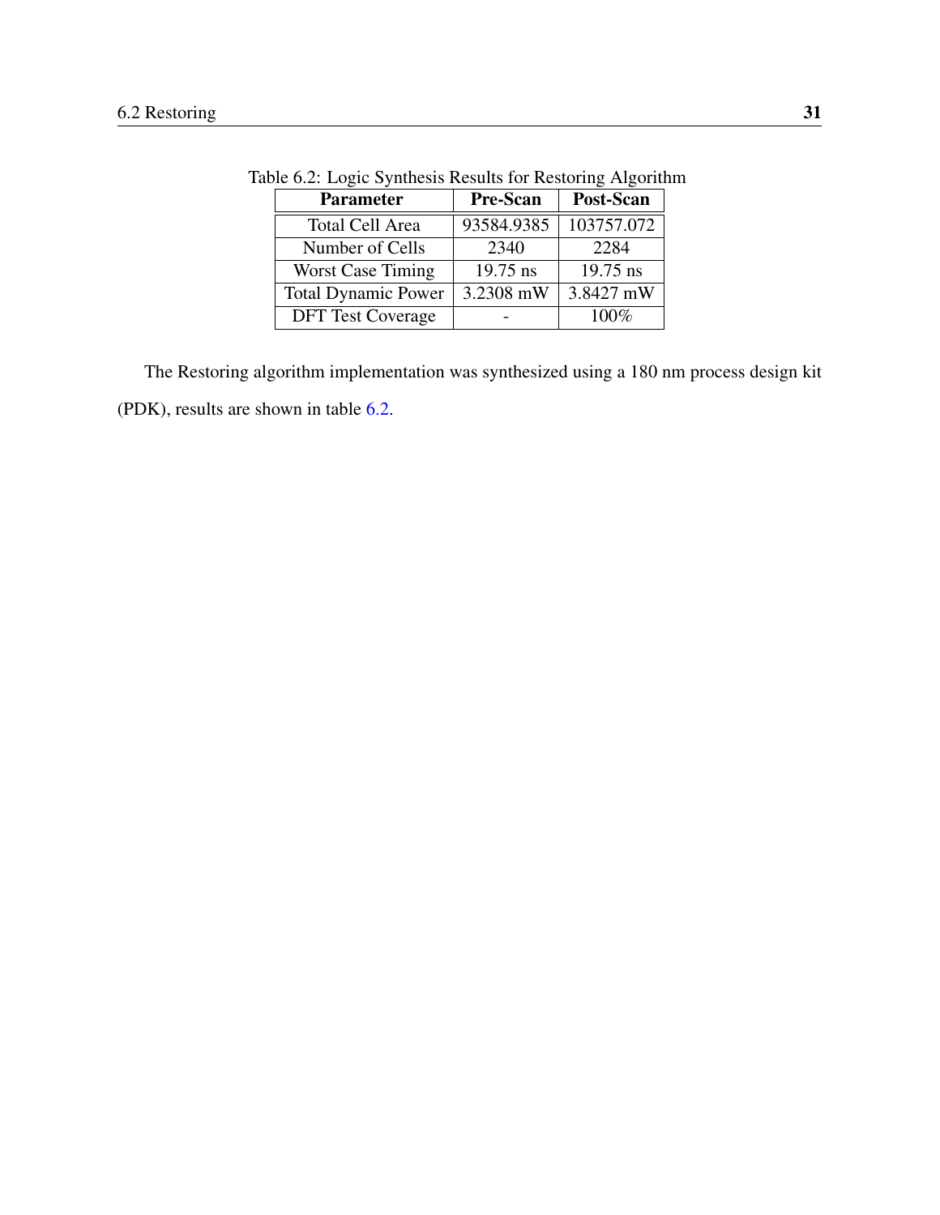Table 6.2: Logic Synthesis Results for Restoring Algorithm

| Parameter | Pre-Scan | Post-Scan |
| --- | --- | --- |
| Total Cell Area | 93584.9385 | 103757.072 |
| Number of Cells | 2340 | 2284 |
| Worst Case Timing | 19.75 ns | 19.75 ns |
| Total Dynamic Power | 3.2308 mW | 3.8427 mW |
| DFT Test Coverage | - | 100% |

The Restoring algorithm implementation was synthesized using a 180 nm process design kit (PDK), results are shown in table 6.2.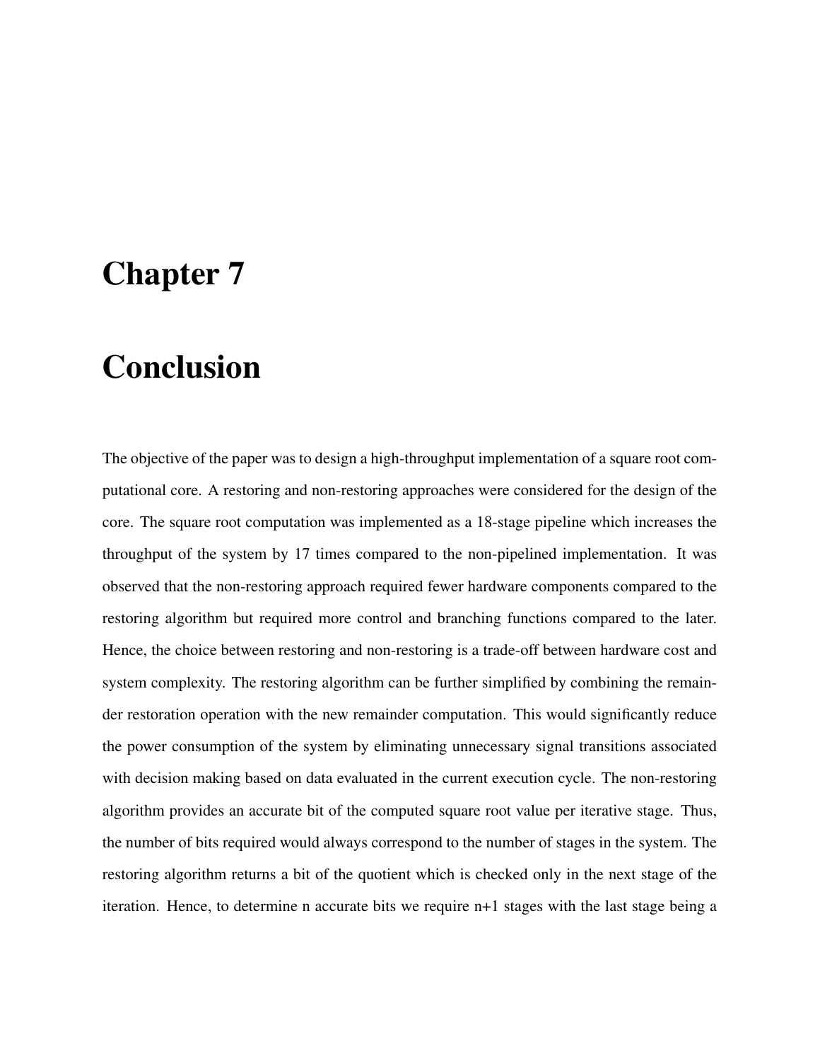# Chapter 7

# Conclusion

The objective of the paper was to design a high-throughput implementation of a square root computational core. A restoring and non-restoring approaches were considered for the design of the core. The square root computation was implemented as a 18-stage pipeline which increases the throughput of the system by 17 times compared to the non-pipelined implementation. It was observed that the non-restoring approach required fewer hardware components compared to the restoring algorithm but required more control and branching functions compared to the later. Hence, the choice between restoring and non-restoring is a trade-off between hardware cost and system complexity. The restoring algorithm can be further simplified by combining the remainder restoration operation with the new remainder computation. This would significantly reduce the power consumption of the system by eliminating unnecessary signal transitions associated with decision making based on data evaluated in the current execution cycle. The non-restoring algorithm provides an accurate bit of the computed square root value per iterative stage. Thus, the number of bits required would always correspond to the number of stages in the system. The restoring algorithm returns a bit of the quotient which is checked only in the next stage of the iteration. Hence, to determine n accurate bits we require n+1 stages with the last stage being a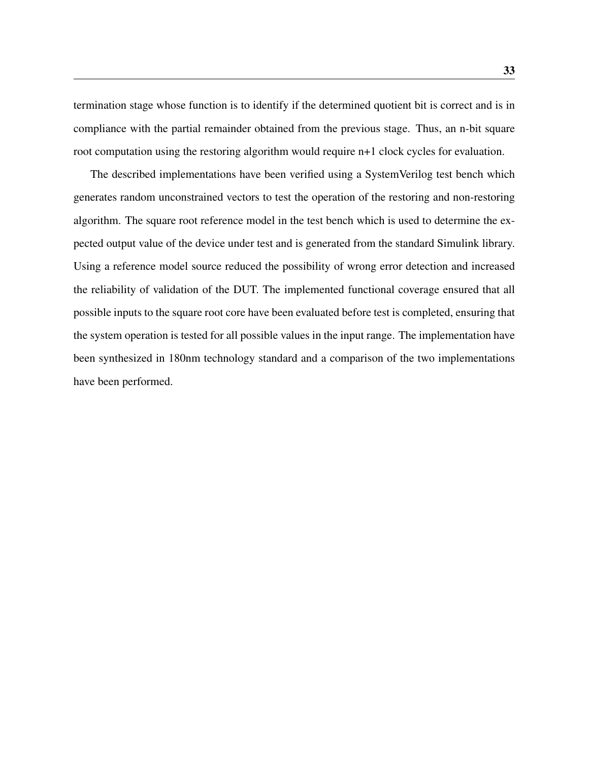termination stage whose function is to identify if the determined quotient bit is correct and is in compliance with the partial remainder obtained from the previous stage. Thus, an n-bit square root computation using the restoring algorithm would require n+1 clock cycles for evaluation.

The described implementations have been verified using a SystemVerilog test bench which generates random unconstrained vectors to test the operation of the restoring and non-restoring algorithm. The square root reference model in the test bench which is used to determine the expected output value of the device under test and is generated from the standard Simulink library. Using a reference model source reduced the possibility of wrong error detection and increased the reliability of validation of the DUT. The implemented functional coverage ensured that all possible inputs to the square root core have been evaluated before test is completed, ensuring that the system operation is tested for all possible values in the input range. The implementation have been synthesized in 180nm technology standard and a comparison of the two implementations have been performed.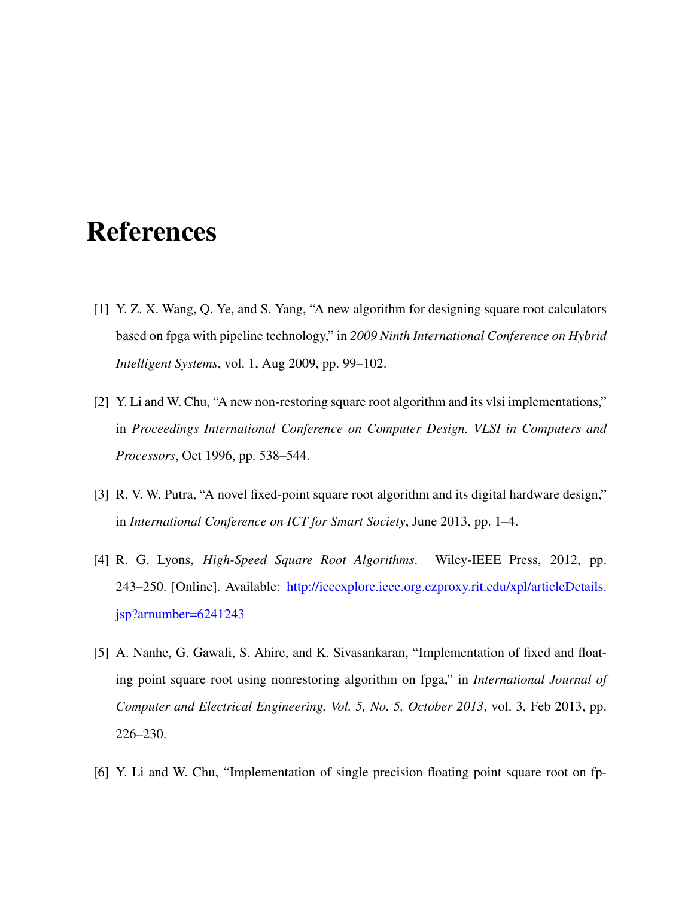# References

[1] Y. Z. X. Wang, Q. Ye, and S. Yang, "A new algorithm for designing square root calculators based on fpga with pipeline technology," in *2009 Ninth International Conference on Hybrid Intelligent Systems*, vol. 1, Aug 2009, pp. 99–102.

[2] Y. Li and W. Chu, "A new non-restoring square root algorithm and its vlsi implementations," in *Proceedings International Conference on Computer Design. VLSI in Computers and Processors*, Oct 1996, pp. 538–544.

[3] R. V. W. Putra, "A novel fixed-point square root algorithm and its digital hardware design," in *International Conference on ICT for Smart Society*, June 2013, pp. 1–4.

[4] R. G. Lyons, *High-Speed Square Root Algorithms*. Wiley-IEEE Press, 2012, pp. 243–250. [Online]. Available: http://ieeexplore.ieee.org.ezproxy.rit.edu/xpl/articleDetails.jsp?arnumber=6241243

[5] A. Nanhe, G. Gawali, S. Ahire, and K. Sivasankaran, "Implementation of fixed and floating point square root using nonrestoring algorithm on fpga," in *International Journal of Computer and Electrical Engineering, Vol. 5, No. 5, October 2013*, vol. 3, Feb 2013, pp. 226–230.

[6] Y. Li and W. Chu, "Implementation of single precision floating point square root on fp-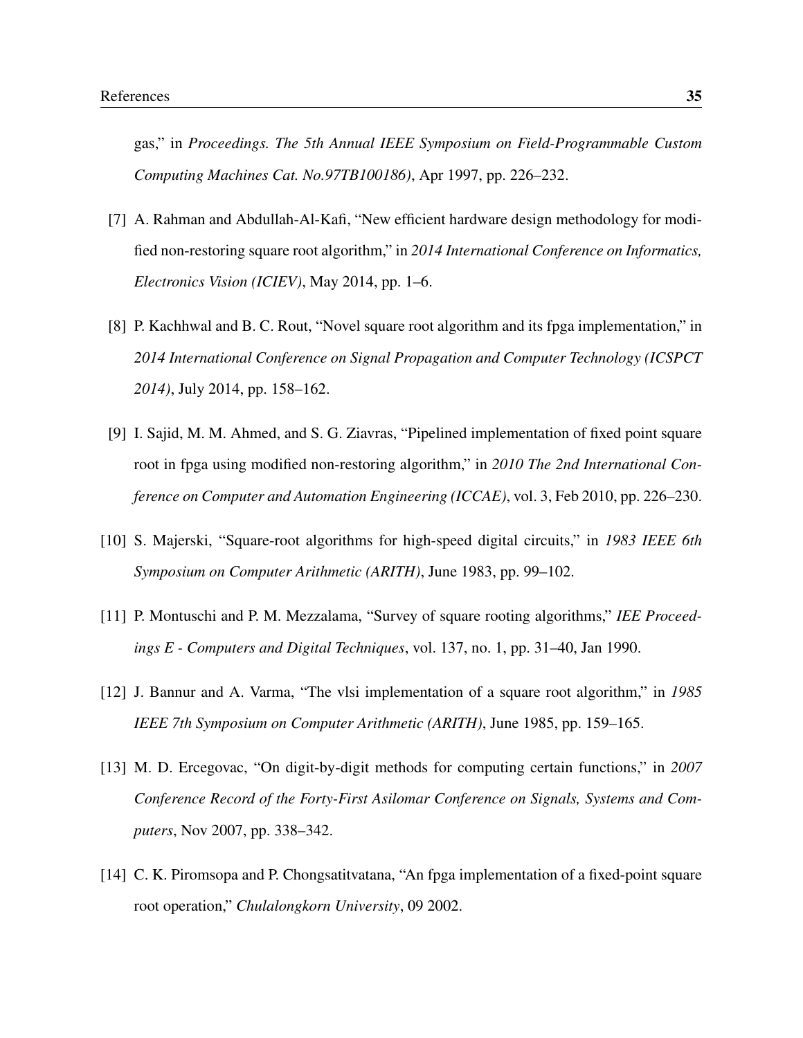gas," in *Proceedings. The 5th Annual IEEE Symposium on Field-Programmable Custom Computing Machines Cat. No.97TB100186)*, Apr 1997, pp. 226–232.

[7] A. Rahman and Abdullah-Al-Kafi, "New efficient hardware design methodology for modified non-restoring square root algorithm," in *2014 International Conference on Informatics, Electronics Vision (ICIEV)*, May 2014, pp. 1–6.

[8] P. Kachhwal and B. C. Rout, "Novel square root algorithm and its fpga implementation," in *2014 International Conference on Signal Propagation and Computer Technology (ICSPCT 2014)*, July 2014, pp. 158–162.

[9] I. Sajid, M. M. Ahmed, and S. G. Ziavras, "Pipelined implementation of fixed point square root in fpga using modified non-restoring algorithm," in *2010 The 2nd International Conference on Computer and Automation Engineering (ICCAE)*, vol. 3, Feb 2010, pp. 226–230.

[10] S. Majerski, "Square-root algorithms for high-speed digital circuits," in *1983 IEEE 6th Symposium on Computer Arithmetic (ARITH)*, June 1983, pp. 99–102.

[11] P. Montuschi and P. M. Mezzalama, "Survey of square rooting algorithms," *IEE Proceedings E - Computers and Digital Techniques*, vol. 137, no. 1, pp. 31–40, Jan 1990.

[12] J. Bannur and A. Varma, "The vlsi implementation of a square root algorithm," in *1985 IEEE 7th Symposium on Computer Arithmetic (ARITH)*, June 1985, pp. 159–165.

[13] M. D. Ercegovac, "On digit-by-digit methods for computing certain functions," in *2007 Conference Record of the Forty-First Asilomar Conference on Signals, Systems and Computers*, Nov 2007, pp. 338–342.

[14] C. K. Piromsopa and P. Chongsatitvatana, "An fpga implementation of a fixed-point square root operation," *Chulalongkorn University*, 09 2002.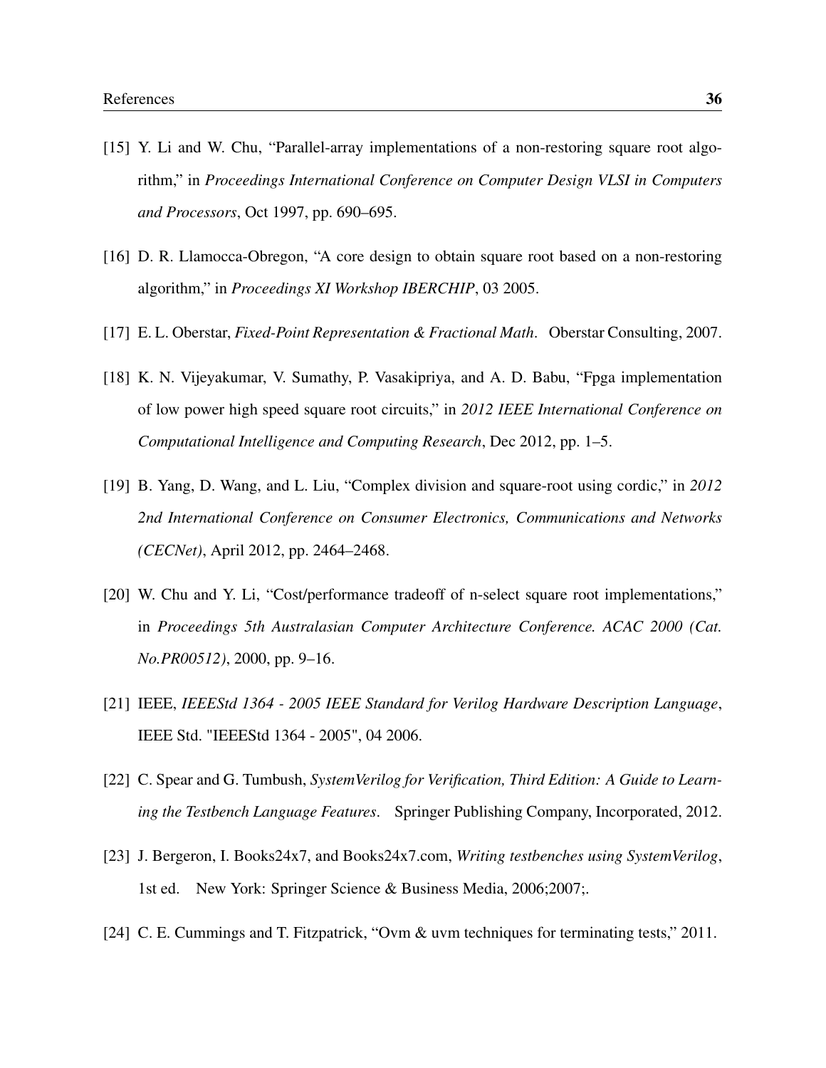[15] Y. Li and W. Chu, "Parallel-array implementations of a non-restoring square root algorithm," in *Proceedings International Conference on Computer Design VLSI in Computers and Processors*, Oct 1997, pp. 690–695.

[16] D. R. Llamocca-Obregon, "A core design to obtain square root based on a non-restoring algorithm," in *Proceedings XI Workshop IBERCHIP*, 03 2005.

[17] E. L. Oberstar, *Fixed-Point Representation & Fractional Math*. Oberstar Consulting, 2007.

[18] K. N. Vijeyakumar, V. Sumathy, P. Vasakipriya, and A. D. Babu, "Fpga implementation of low power high speed square root circuits," in *2012 IEEE International Conference on Computational Intelligence and Computing Research*, Dec 2012, pp. 1–5.

[19] B. Yang, D. Wang, and L. Liu, "Complex division and square-root using cordic," in *2012 2nd International Conference on Consumer Electronics, Communications and Networks (CECNet)*, April 2012, pp. 2464–2468.

[20] W. Chu and Y. Li, "Cost/performance tradeoff of n-select square root implementations," in *Proceedings 5th Australasian Computer Architecture Conference. ACAC 2000 (Cat. No.PR00512)*, 2000, pp. 9–16.

[21] IEEE, *IEEEStd 1364 - 2005 IEEE Standard for Verilog Hardware Description Language*, IEEE Std. "IEEEStd 1364 - 2005", 04 2006.

[22] C. Spear and G. Tumbush, *SystemVerilog for Verification, Third Edition: A Guide to Learning the Testbench Language Features*. Springer Publishing Company, Incorporated, 2012.

[23] J. Bergeron, I. Books24x7, and Books24x7.com, *Writing testbenches using SystemVerilog*, 1st ed. New York: Springer Science & Business Media, 2006;2007;.

[24] C. E. Cummings and T. Fitzpatrick, "Ovm & uvm techniques for terminating tests," 2011.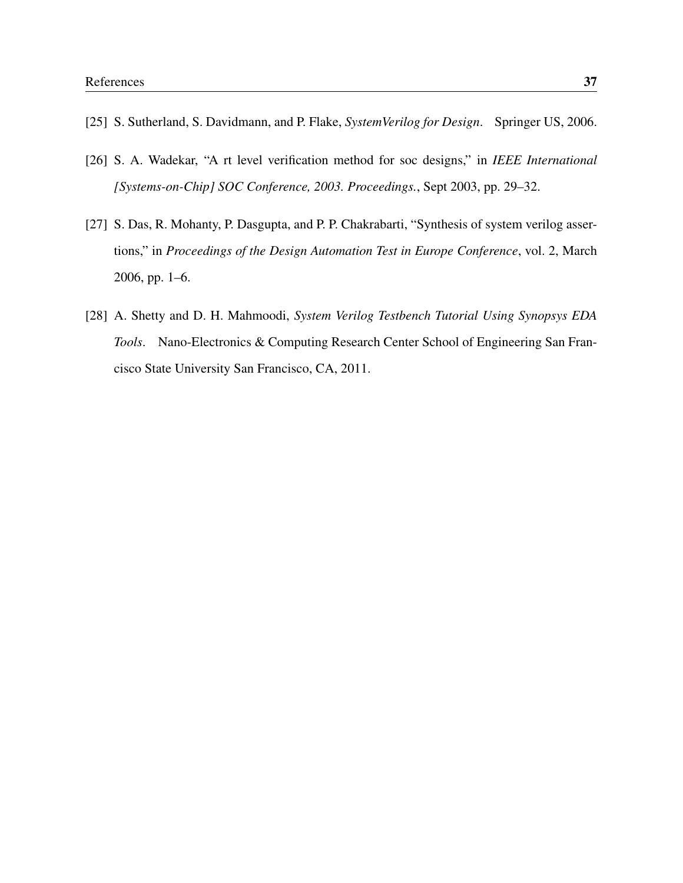[25] S. Sutherland, S. Davidmann, and P. Flake, *SystemVerilog for Design*. Springer US, 2006.

[26] S. A. Wadekar, "A rt level verification method for soc designs," in *IEEE International [Systems-on-Chip] SOC Conference, 2003. Proceedings.*, Sept 2003, pp. 29–32.

[27] S. Das, R. Mohanty, P. Dasgupta, and P. P. Chakrabarti, "Synthesis of system verilog assertions," in *Proceedings of the Design Automation Test in Europe Conference*, vol. 2, March 2006, pp. 1–6.

[28] A. Shetty and D. H. Mahmoodi, *System Verilog Testbench Tutorial Using Synopsys EDA Tools*. Nano-Electronics & Computing Research Center School of Engineering San Francisco State University San Francisco, CA, 2011.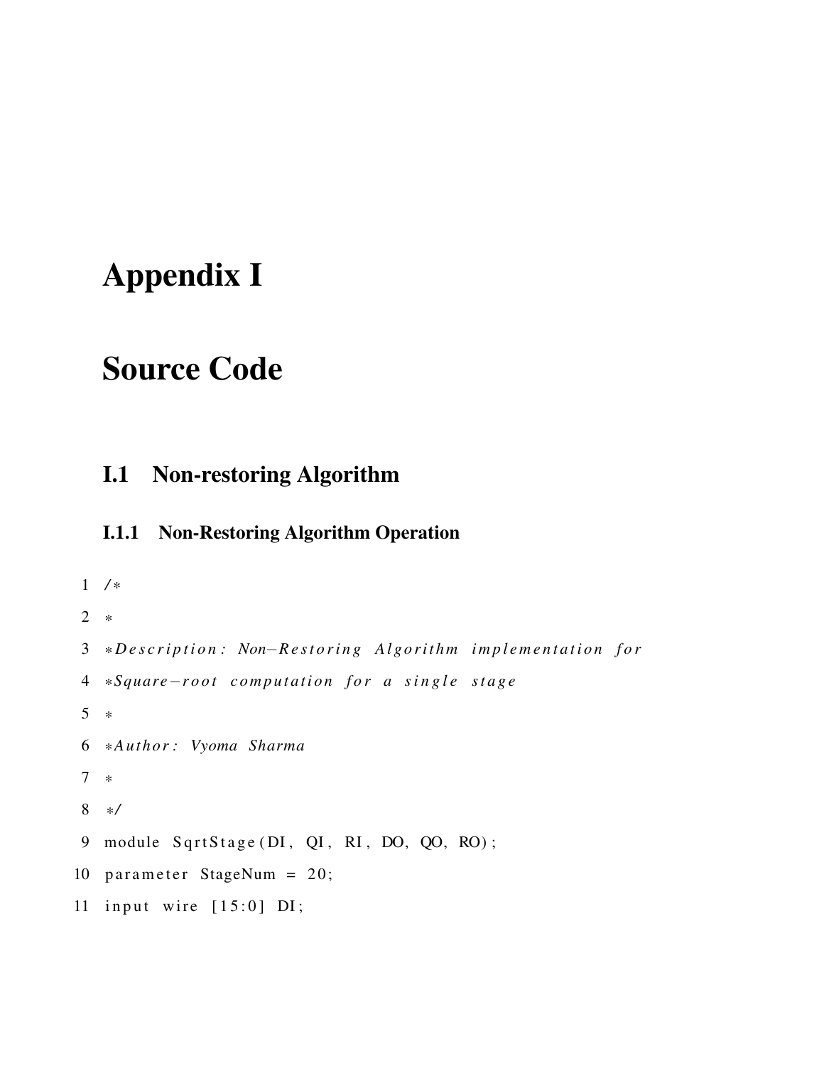# Appendix I

# Source Code

## I.1 Non-restoring Algorithm

### I.1.1 Non-Restoring Algorithm Operation

```
1 /*
2 *
3 *Description: Non-Restoring Algorithm implementation for
4 *Square-root computation for a single stage
5 *
6 *Author: Vyoma Sharma
7 *
8 */
9 module SqrtStage(DI, QI, RI, DO, QO, RO);
10 parameter StageNum = 20;
11 input wire [15:0] DI;
```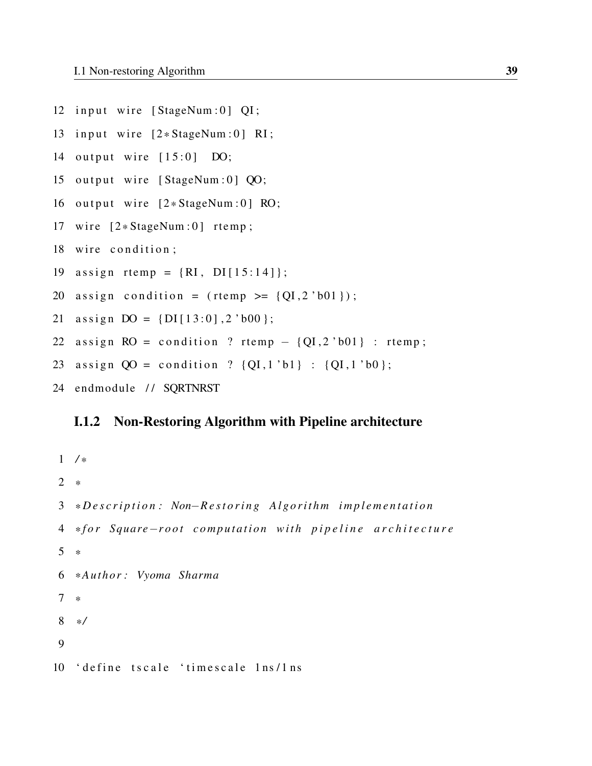```
12 input wire [StageNum:0] QI;
13 input wire [2*StageNum:0] RI;
14 output wire [15:0]  DO;
15 output wire [StageNum:0] QO;
16 output wire [2*StageNum:0] RO;
17 wire [2*StageNum:0] rtemp;
18 wire condition;
19 assign rtemp = {RI, DI[15:14]};
20 assign condition = (rtemp >= {QI,2'b01});
21 assign DO = {DI[13:0],2'b00};
22 assign RO = condition ? rtemp - {QI,2'b01} : rtemp;
23 assign QO = condition ? {QI,1'b1} : {QI,1'b0};
24 endmodule // SQRTNRST
```

### I.1.2 Non-Restoring Algorithm with Pipeline architecture

```
1 /*
2 *
3 *Description: Non-Restoring Algorithm implementation
4 *for Square-root computation with pipeline architecture
5 *
6 *Author: Vyoma Sharma
7 *
8 */
9
10 `define tscale `timescale 1ns/1ns
```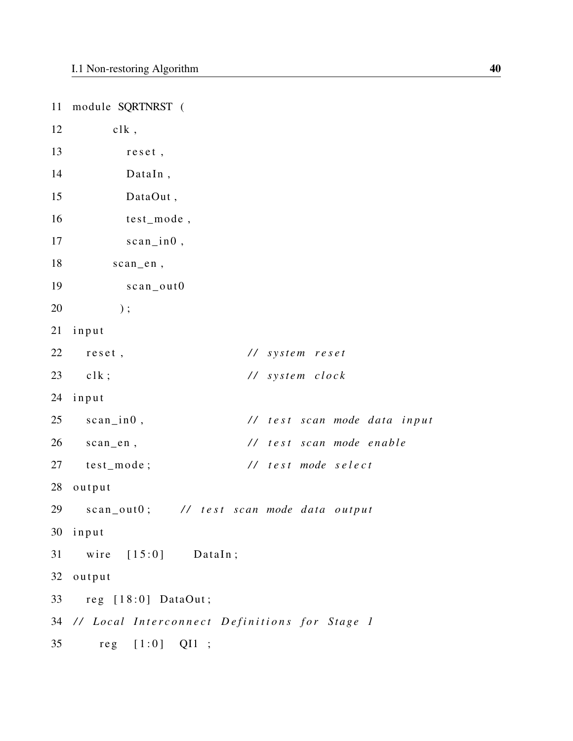```
11 module SQRTNRST (
12         clk,
13           reset,
14           DataIn,
15           DataOut,
16           test_mode,
17           scan_in0,
18         scan_en,
19           scan_out0
20          );
21 input
22   reset,                   // system reset
23   clk;                     // system clock
24 input
25   scan_in0,                // test scan mode data input
26   scan_en,                 // test scan mode enable
27   test_mode;               // test mode select
28 output
29   scan_out0;     // test scan mode data output
30 input
31   wire   [15:0]     DataIn;
32 output
33   reg [18:0] DataOut;
34 // Local Interconnect Definitions for Stage 1
35      reg   [1:0]   QI1 ;
```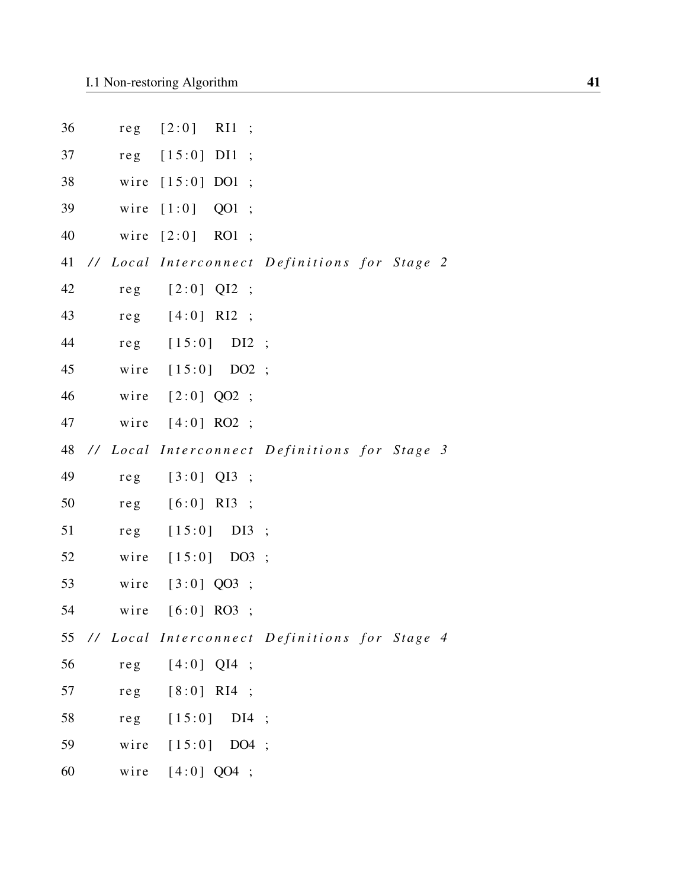```
36        reg   [2:0]   RI1 ;
37        reg   [15:0]  DI1 ;
38        wire  [15:0]  DO1 ;
39        wire  [1:0]   QO1 ;
40        wire  [2:0]   RO1 ;
41  // Local Interconnect Definitions for Stage 2
42        reg    [2:0]  QI2 ;
43        reg    [4:0]  RI2 ;
44        reg    [15:0]   DI2 ;
45        wire   [15:0]   DO2 ;
46        wire   [2:0]  QO2 ;
47        wire   [4:0]  RO2 ;
48  // Local Interconnect Definitions for Stage 3
49        reg    [3:0]  QI3 ;
50        reg    [6:0]  RI3 ;
51        reg    [15:0]   DI3 ;
52        wire   [15:0]   DO3 ;
53        wire   [3:0]  QO3 ;
54        wire   [6:0]  RO3 ;
55  // Local Interconnect Definitions for Stage 4
56        reg    [4:0]  QI4 ;
57        reg    [8:0]  RI4 ;
58        reg    [15:0]   DI4 ;
59        wire   [15:0]   DO4 ;
60        wire   [4:0]  QO4 ;
```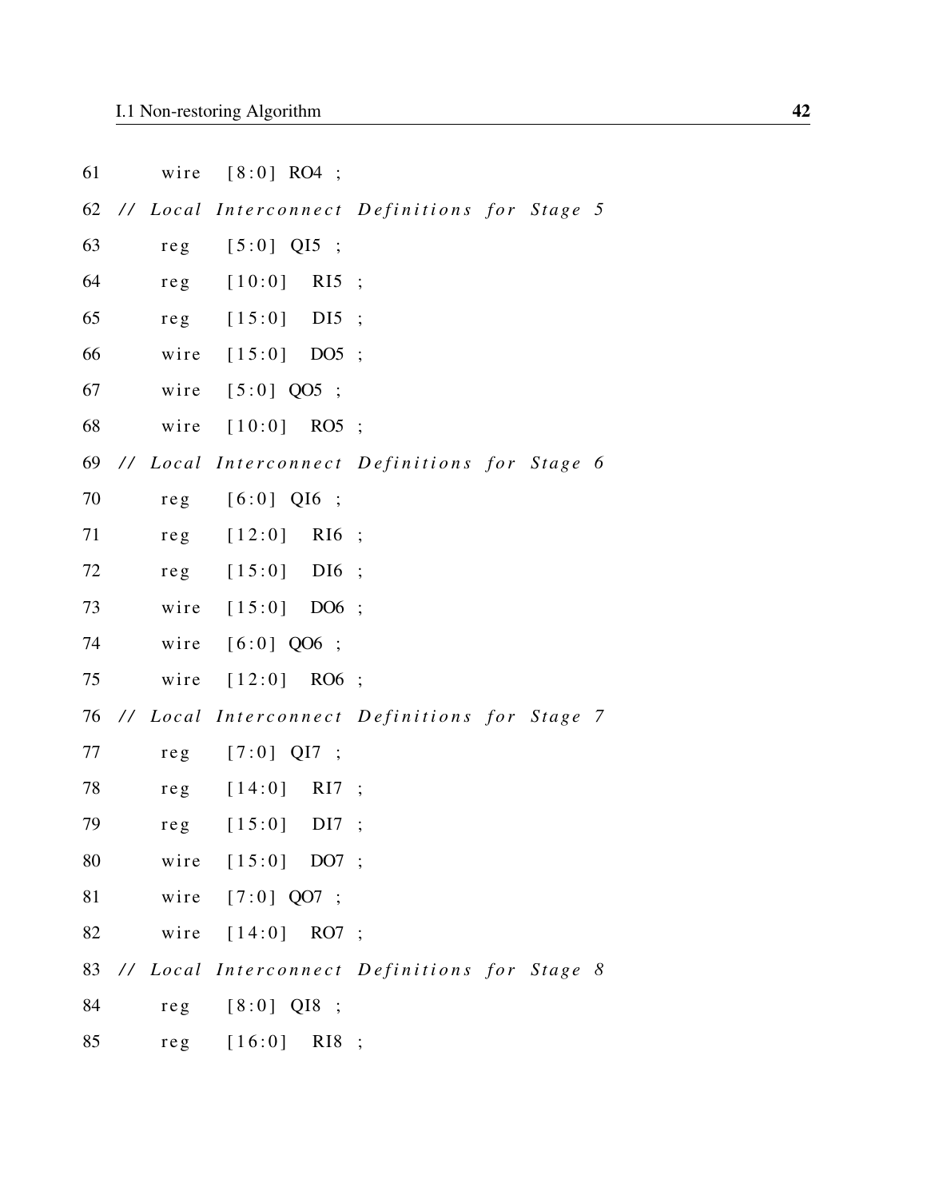```
61    wire  [8:0] RO4 ;
62 // Local Interconnect Definitions for Stage 5
63    reg   [5:0] QI5 ;
64    reg   [10:0]  RI5 ;
65    reg   [15:0]  DI5 ;
66    wire  [15:0]  DO5 ;
67    wire  [5:0] QO5 ;
68    wire  [10:0]  RO5 ;
69 // Local Interconnect Definitions for Stage 6
70    reg   [6:0] QI6 ;
71    reg   [12:0]  RI6 ;
72    reg   [15:0]  DI6 ;
73    wire  [15:0]  DO6 ;
74    wire  [6:0] QO6 ;
75    wire  [12:0]  RO6 ;
76 // Local Interconnect Definitions for Stage 7
77    reg   [7:0] QI7 ;
78    reg   [14:0]  RI7 ;
79    reg   [15:0]  DI7 ;
80    wire  [15:0]  DO7 ;
81    wire  [7:0] QO7 ;
82    wire  [14:0]  RO7 ;
83 // Local Interconnect Definitions for Stage 8
84    reg   [8:0] QI8 ;
85    reg   [16:0]  RI8 ;
```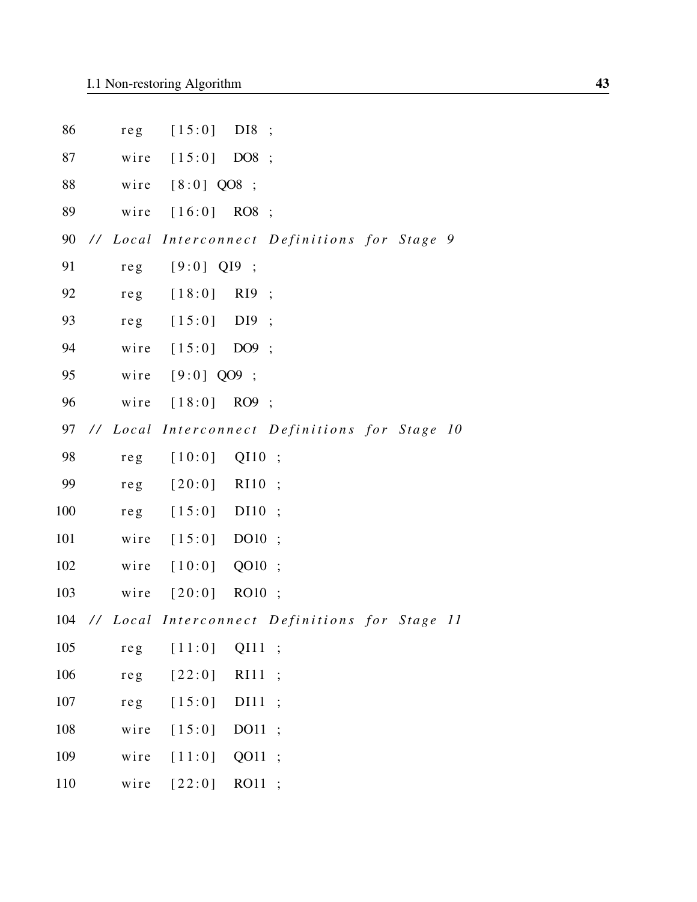```
86      reg     [15:0]   DI8 ;
87      wire    [15:0]   DO8 ;
88      wire    [8:0] QO8 ;
89      wire    [16:0]   RO8 ;
90  // Local Interconnect Definitions for Stage 9
91      reg     [9:0] QI9 ;
92      reg     [18:0]   RI9 ;
93      reg     [15:0]   DI9 ;
94      wire    [15:0]   DO9 ;
95      wire    [9:0] QO9 ;
96      wire    [18:0]   RO9 ;
97  // Local Interconnect Definitions for Stage 10
98      reg     [10:0]   QI10 ;
99      reg     [20:0]   RI10 ;
100     reg     [15:0]   DI10 ;
101     wire    [15:0]   DO10 ;
102     wire    [10:0]   QO10 ;
103     wire    [20:0]   RO10 ;
104 // Local Interconnect Definitions for Stage 11
105     reg     [11:0]   QI11 ;
106     reg     [22:0]   RI11 ;
107     reg     [15:0]   DI11 ;
108     wire    [15:0]   DO11 ;
109     wire    [11:0]   QO11 ;
110     wire    [22:0]   RO11 ;
```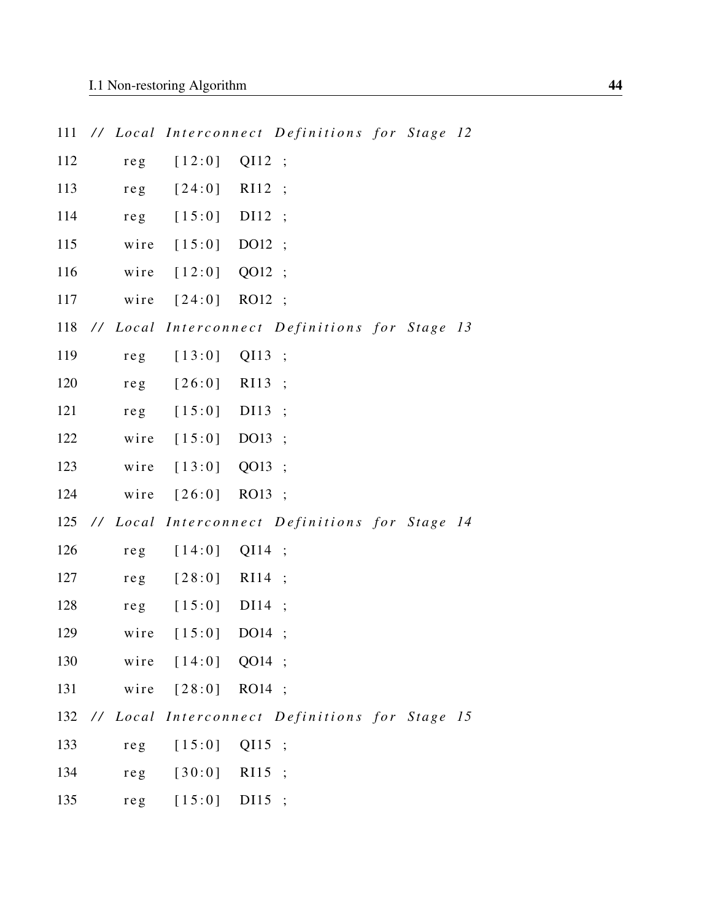```
111 // Local Interconnect Definitions for Stage 12
112     reg    [12:0]   QI12 ;
113     reg    [24:0]   RI12 ;
114     reg    [15:0]   DI12 ;
115     wire   [15:0]   DO12 ;
116     wire   [12:0]   QO12 ;
117     wire   [24:0]   RO12 ;
118 // Local Interconnect Definitions for Stage 13
119     reg    [13:0]   QI13 ;
120     reg    [26:0]   RI13 ;
121     reg    [15:0]   DI13 ;
122     wire   [15:0]   DO13 ;
123     wire   [13:0]   QO13 ;
124     wire   [26:0]   RO13 ;
125 // Local Interconnect Definitions for Stage 14
126     reg    [14:0]   QI14 ;
127     reg    [28:0]   RI14 ;
128     reg    [15:0]   DI14 ;
129     wire   [15:0]   DO14 ;
130     wire   [14:0]   QO14 ;
131     wire   [28:0]   RO14 ;
132 // Local Interconnect Definitions for Stage 15
133     reg    [15:0]   QI15 ;
134     reg    [30:0]   RI15 ;
135     reg    [15:0]   DI15 ;
```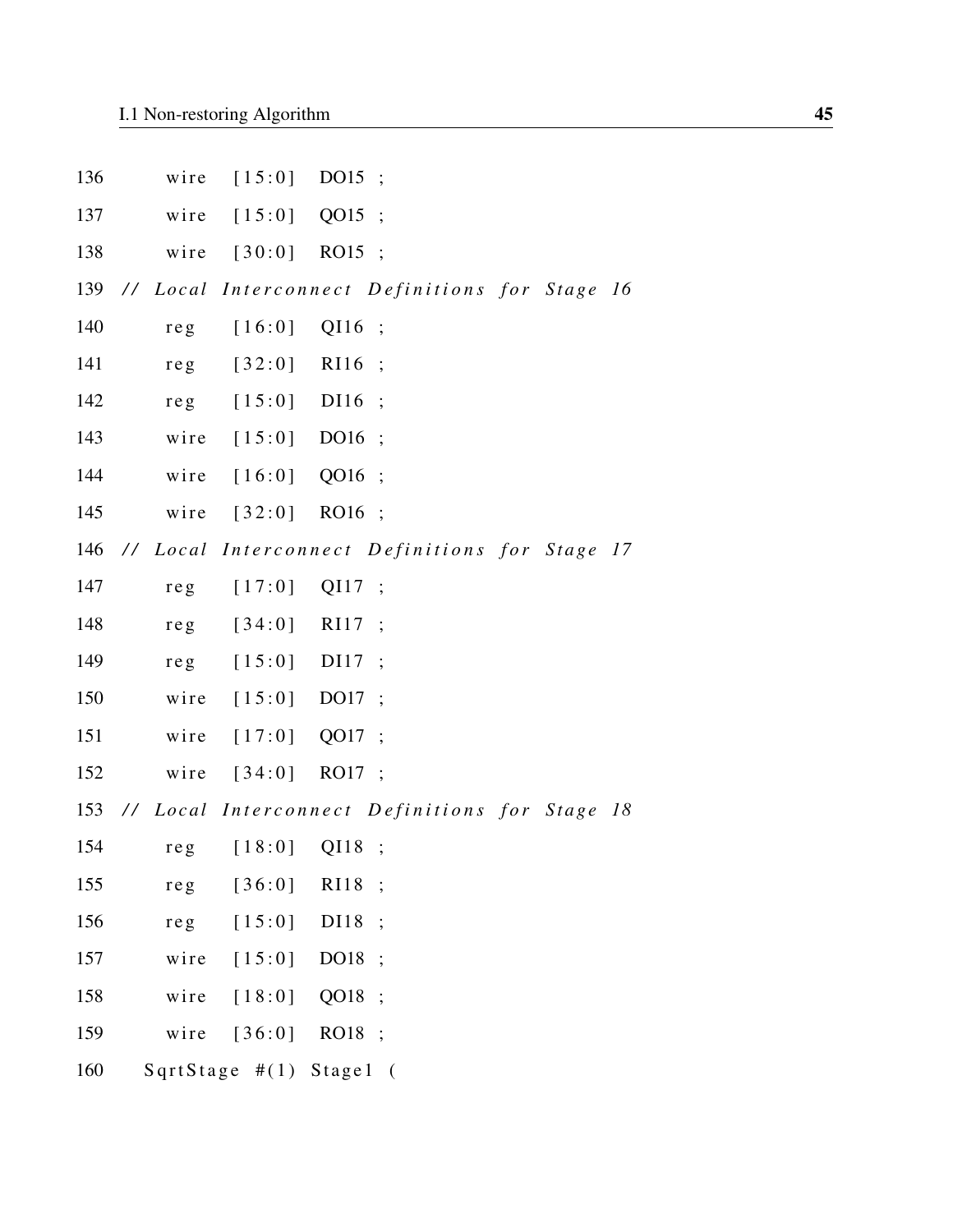```
136      wire   [15:0]   DO15 ;
137      wire   [15:0]   QO15 ;
138      wire   [30:0]   RO15 ;
139  // Local Interconnect Definitions for Stage 16
140      reg    [16:0]   QI16 ;
141      reg    [32:0]   RI16 ;
142      reg    [15:0]   DI16 ;
143      wire   [15:0]   DO16 ;
144      wire   [16:0]   QO16 ;
145      wire   [32:0]   RO16 ;
146  // Local Interconnect Definitions for Stage 17
147      reg    [17:0]   QI17 ;
148      reg    [34:0]   RI17 ;
149      reg    [15:0]   DI17 ;
150      wire   [15:0]   DO17 ;
151      wire   [17:0]   QO17 ;
152      wire   [34:0]   RO17 ;
153  // Local Interconnect Definitions for Stage 18
154      reg    [18:0]   QI18 ;
155      reg    [36:0]   RI18 ;
156      reg    [15:0]   DI18 ;
157      wire   [15:0]   DO18 ;
158      wire   [18:0]   QO18 ;
159      wire   [36:0]   RO18 ;
160    SqrtStage #(1) Stage1 (
```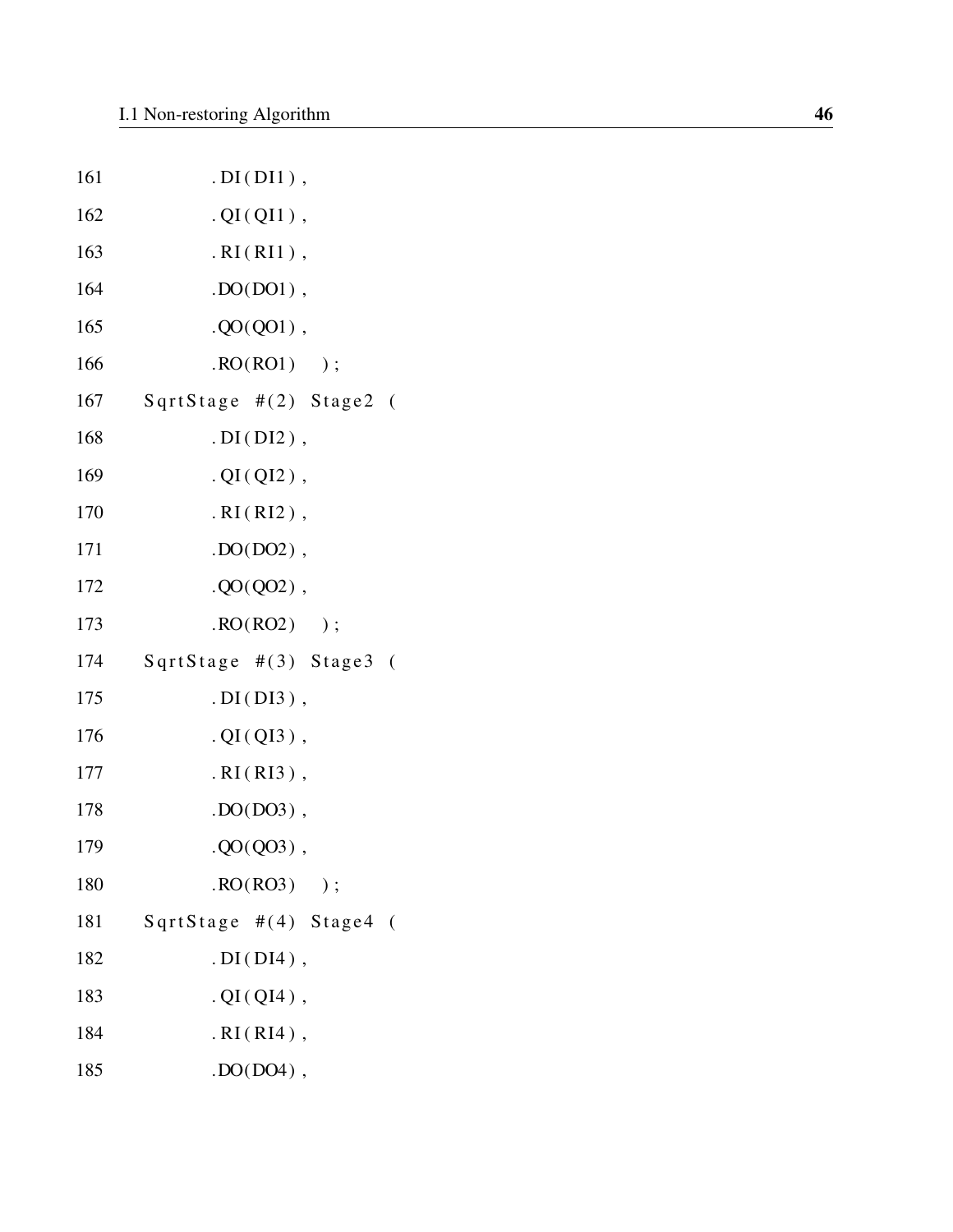```
161         .DI(DI1),
162         .QI(QI1),
163         .RI(RI1),
164         .DO(DO1),
165         .QO(QO1),
166         .RO(RO1)   );
167     SqrtStage #(2) Stage2 (
168         .DI(DI2),
169         .QI(QI2),
170         .RI(RI2),
171         .DO(DO2),
172         .QO(QO2),
173         .RO(RO2)   );
174     SqrtStage #(3) Stage3 (
175         .DI(DI3),
176         .QI(QI3),
177         .RI(RI3),
178         .DO(DO3),
179         .QO(QO3),
180         .RO(RO3)   );
181     SqrtStage #(4) Stage4 (
182         .DI(DI4),
183         .QI(QI4),
184         .RI(RI4),
185         .DO(DO4),
```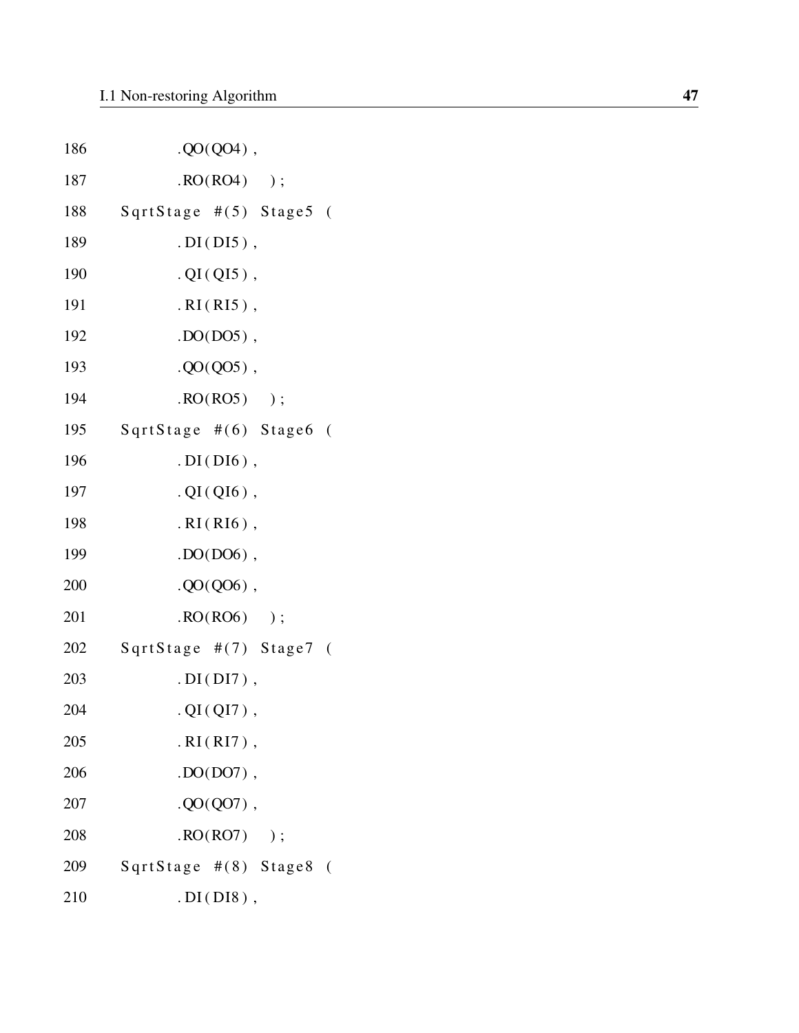```
186            .QO(QO4),
187            .RO(RO4)   );
188     SqrtStage #(5) Stage5 (
189            .DI(DI5),
190            .QI(QI5),
191            .RI(RI5),
192            .DO(DO5),
193            .QO(QO5),
194            .RO(RO5)   );
195     SqrtStage #(6) Stage6 (
196            .DI(DI6),
197            .QI(QI6),
198            .RI(RI6),
199            .DO(DO6),
200            .QO(QO6),
201            .RO(RO6)   );
202     SqrtStage #(7) Stage7 (
203            .DI(DI7),
204            .QI(QI7),
205            .RI(RI7),
206            .DO(DO7),
207            .QO(QO7),
208            .RO(RO7)   );
209     SqrtStage #(8) Stage8 (
210            .DI(DI8),
```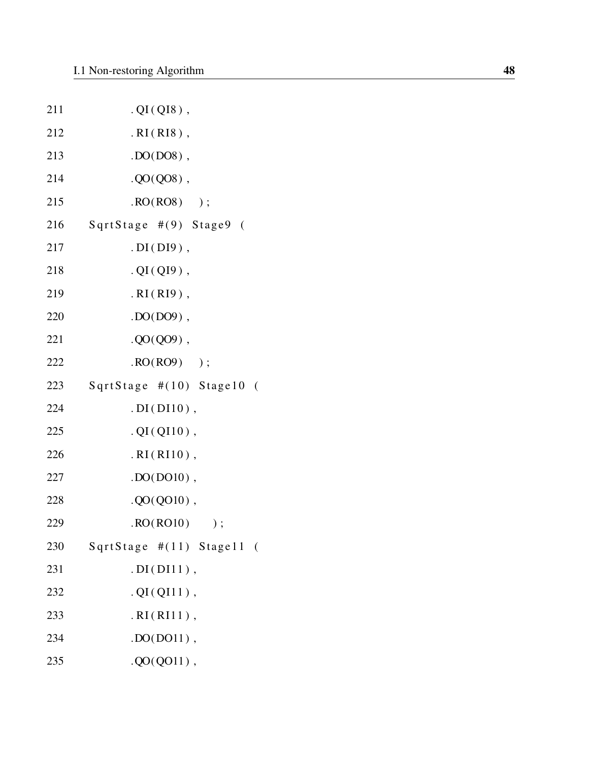```
211             .QI(QI8),
212             .RI(RI8),
213             .DO(DO8),
214             .QO(QO8),
215             .RO(RO8)    );
216     SqrtStage #(9) Stage9 (
217             .DI(DI9),
218             .QI(QI9),
219             .RI(RI9),
220             .DO(DO9),
221             .QO(QO9),
222             .RO(RO9)    );
223     SqrtStage #(10) Stage10 (
224             .DI(DI10),
225             .QI(QI10),
226             .RI(RI10),
227             .DO(DO10),
228             .QO(QO10),
229             .RO(RO10)    );
230     SqrtStage #(11) Stage11 (
231             .DI(DI11),
232             .QI(QI11),
233             .RI(RI11),
234             .DO(DO11),
235             .QO(QO11),
```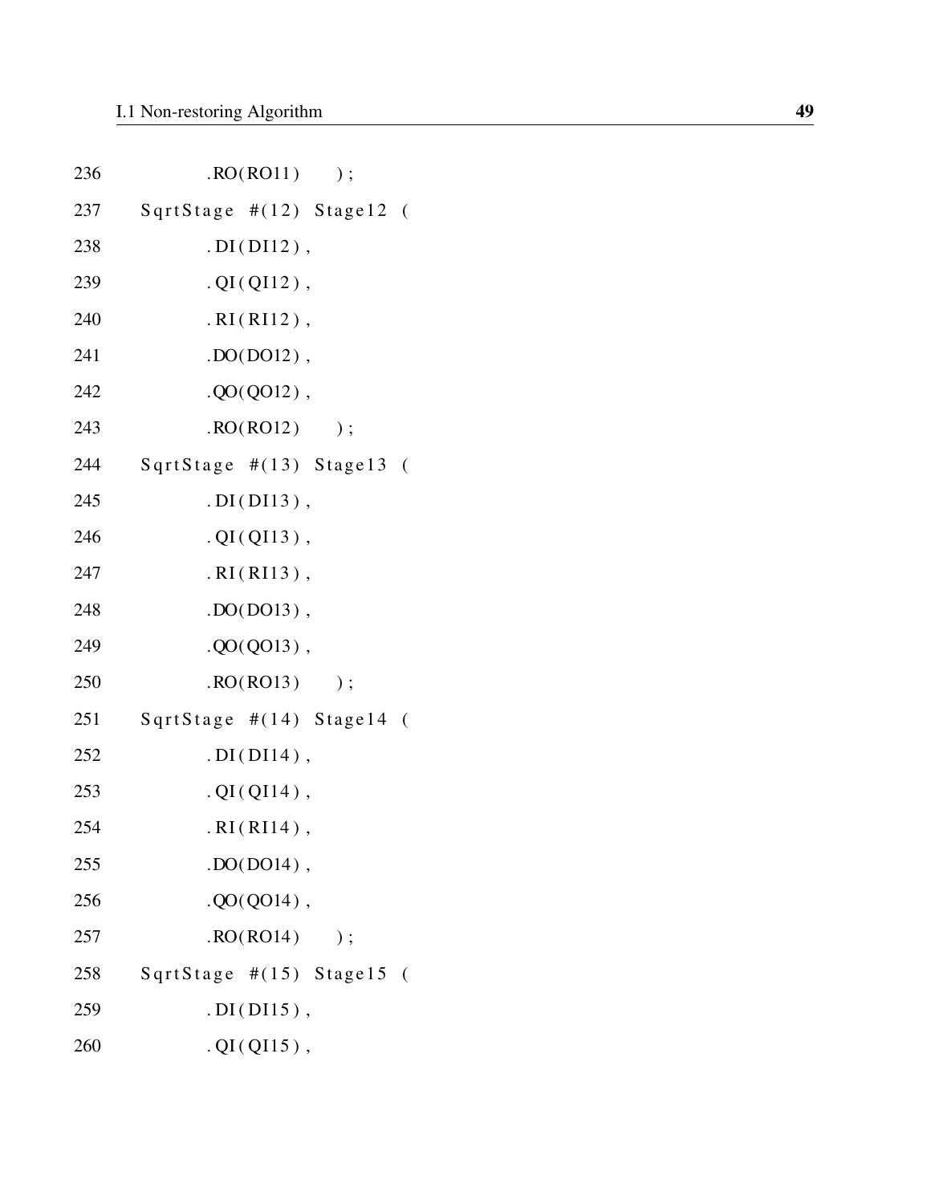```
236            .RO(RO11)    );
237    SqrtStage #(12) Stage12 (
238            .DI(DI12),
239            .QI(QI12),
240            .RI(RI12),
241            .DO(DO12),
242            .QO(QO12),
243            .RO(RO12)    );
244    SqrtStage #(13) Stage13 (
245            .DI(DI13),
246            .QI(QI13),
247            .RI(RI13),
248            .DO(DO13),
249            .QO(QO13),
250            .RO(RO13)    );
251    SqrtStage #(14) Stage14 (
252            .DI(DI14),
253            .QI(QI14),
254            .RI(RI14),
255            .DO(DO14),
256            .QO(QO14),
257            .RO(RO14)    );
258    SqrtStage #(15) Stage15 (
259            .DI(DI15),
260            .QI(QI15),
```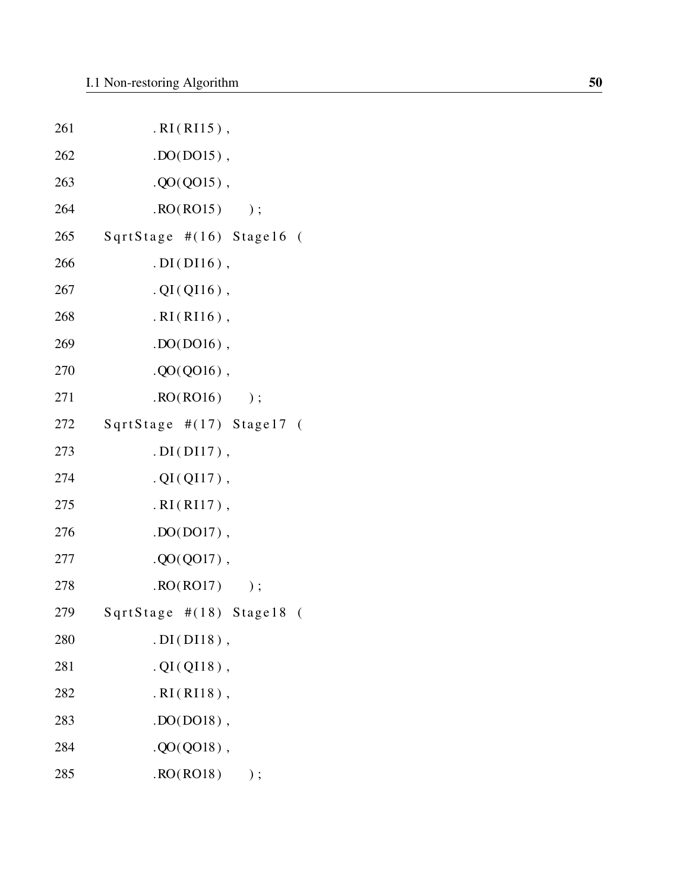```
261            .RI(RI15),
262            .DO(DO15),
263            .QO(QO15),
264            .RO(RO15)    );
265    SqrtStage #(16) Stage16 (
266            .DI(DI16),
267            .QI(QI16),
268            .RI(RI16),
269            .DO(DO16),
270            .QO(QO16),
271            .RO(RO16)    );
272    SqrtStage #(17) Stage17 (
273            .DI(DI17),
274            .QI(QI17),
275            .RI(RI17),
276            .DO(DO17),
277            .QO(QO17),
278            .RO(RO17)    );
279    SqrtStage #(18) Stage18 (
280            .DI(DI18),
281            .QI(QI18),
282            .RI(RI18),
283            .DO(DO18),
284            .QO(QO18),
285            .RO(RO18)    );
```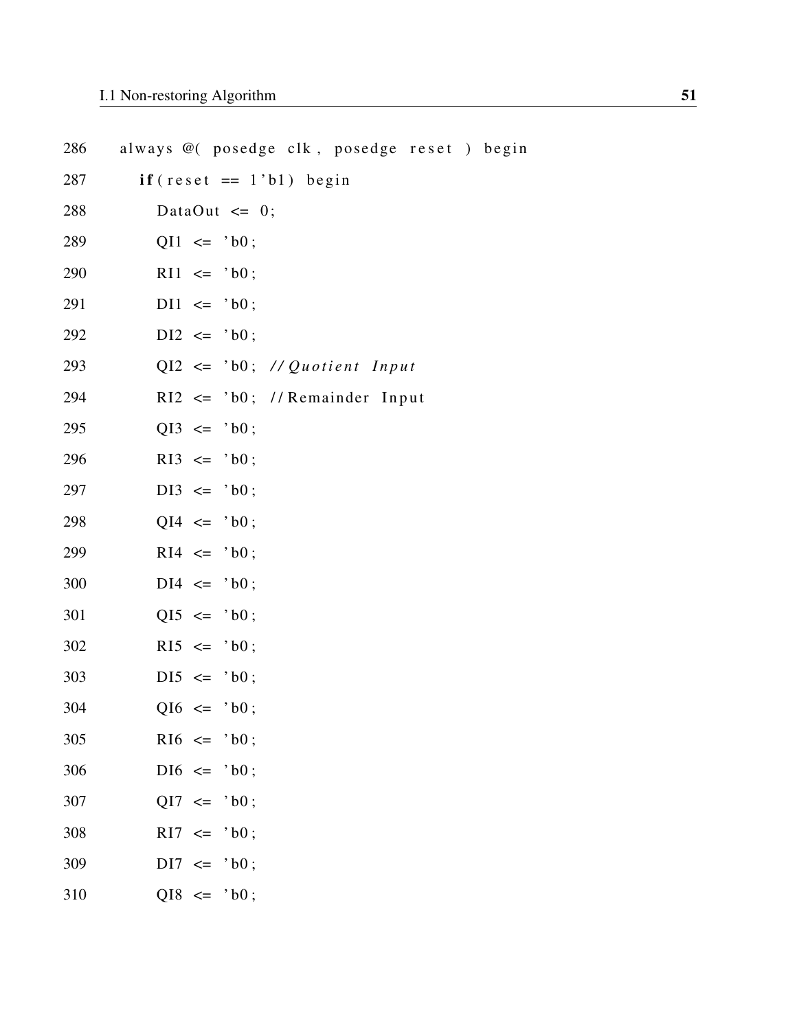```
286    always @( posedge clk, posedge reset ) begin
287      if(reset == 1'b1) begin
288        DataOut <= 0;
289        QI1 <= 'b0;
290        RI1 <= 'b0;
291        DI1 <= 'b0;
292        DI2 <= 'b0;
293        QI2 <= 'b0; //Quotient Input
294        RI2 <= 'b0; //Remainder Input
295        QI3 <= 'b0;
296        RI3 <= 'b0;
297        DI3 <= 'b0;
298        QI4 <= 'b0;
299        RI4 <= 'b0;
300        DI4 <= 'b0;
301        QI5 <= 'b0;
302        RI5 <= 'b0;
303        DI5 <= 'b0;
304        QI6 <= 'b0;
305        RI6 <= 'b0;
306        DI6 <= 'b0;
307        QI7 <= 'b0;
308        RI7 <= 'b0;
309        DI7 <= 'b0;
310        QI8 <= 'b0;
```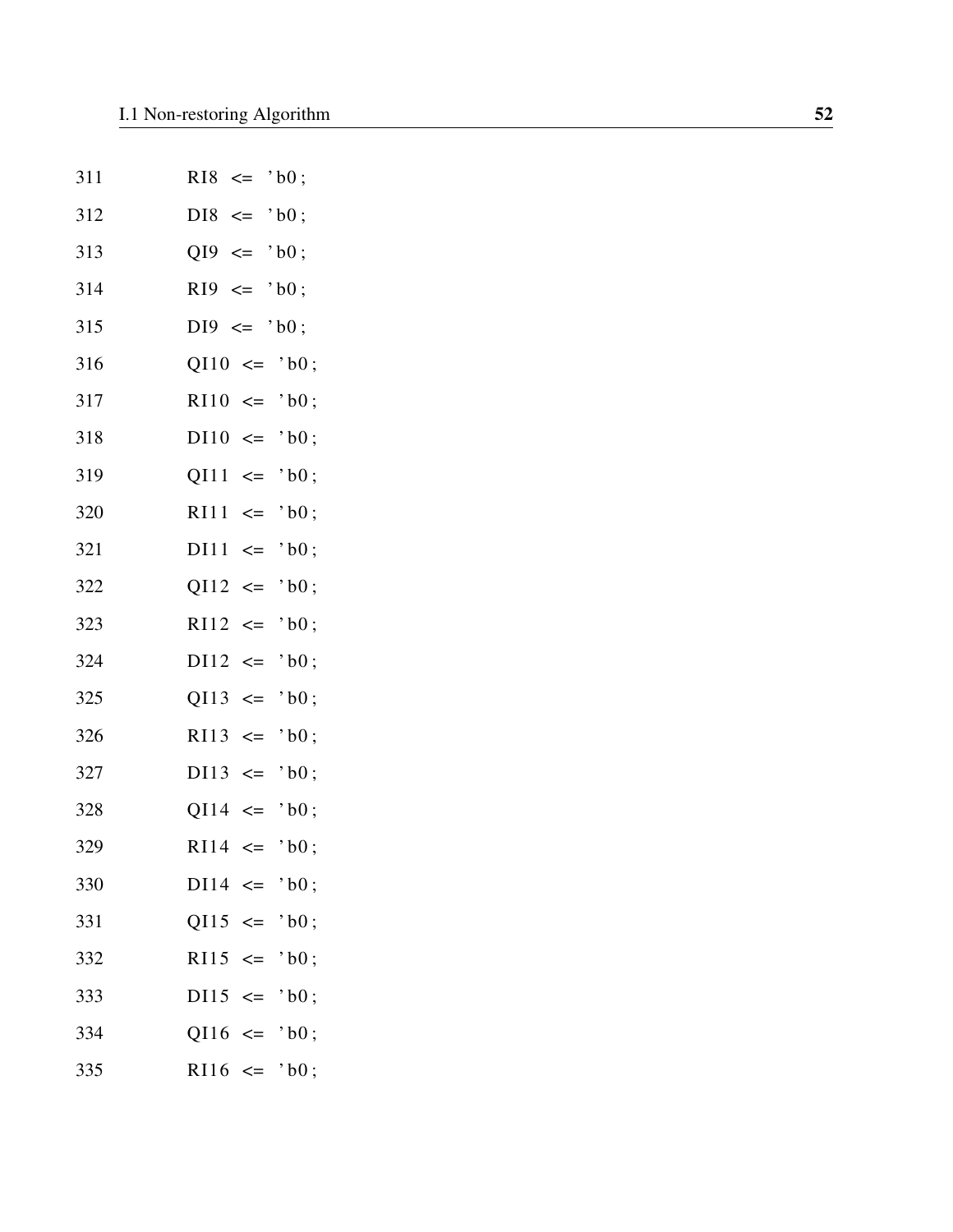```
311        RI8  <=  'b0;
312        DI8  <=  'b0;
313        QI9  <=  'b0;
314        RI9  <=  'b0;
315        DI9  <=  'b0;
316        QI10  <=  'b0;
317        RI10  <=  'b0;
318        DI10  <=  'b0;
319        QI11  <=  'b0;
320        RI11  <=  'b0;
321        DI11  <=  'b0;
322        QI12  <=  'b0;
323        RI12  <=  'b0;
324        DI12  <=  'b0;
325        QI13  <=  'b0;
326        RI13  <=  'b0;
327        DI13  <=  'b0;
328        QI14  <=  'b0;
329        RI14  <=  'b0;
330        DI14  <=  'b0;
331        QI15  <=  'b0;
332        RI15  <=  'b0;
333        DI15  <=  'b0;
334        QI16  <=  'b0;
335        RI16  <=  'b0;
```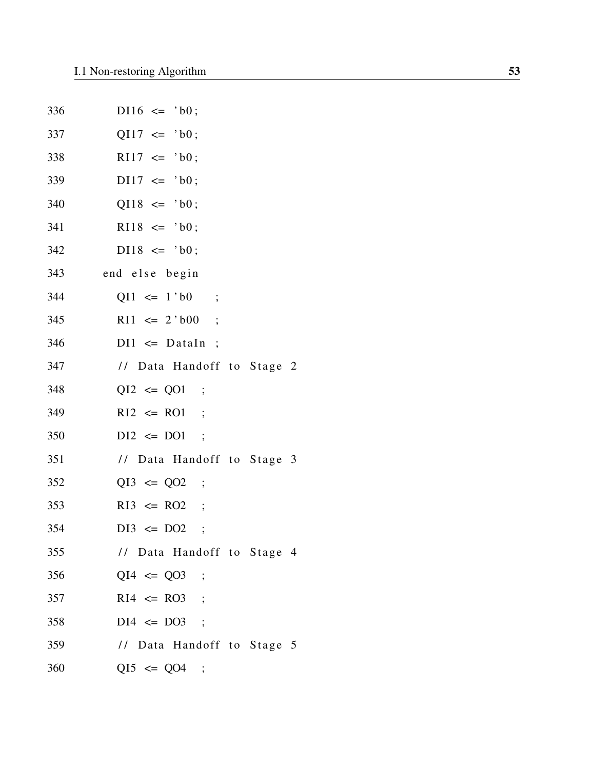```
336         DI16 <= 'b0;
337         QI17 <= 'b0;
338         RI17 <= 'b0;
339         DI17 <= 'b0;
340         QI18 <= 'b0;
341         RI18 <= 'b0;
342         DI18 <= 'b0;
343       end else begin
344         QI1 <= 1'b0    ;
345         RI1 <= 2'b00   ;
346         DI1 <= DataIn ;
347         // Data Handoff to Stage 2
348         QI2 <= QO1   ;
349         RI2 <= RO1   ;
350         DI2 <= DO1   ;
351         // Data Handoff to Stage 3
352         QI3 <= QO2   ;
353         RI3 <= RO2   ;
354         DI3 <= DO2   ;
355         // Data Handoff to Stage 4
356         QI4 <= QO3   ;
357         RI4 <= RO3   ;
358         DI4 <= DO3   ;
359         // Data Handoff to Stage 5
360         QI5 <= QO4   ;
```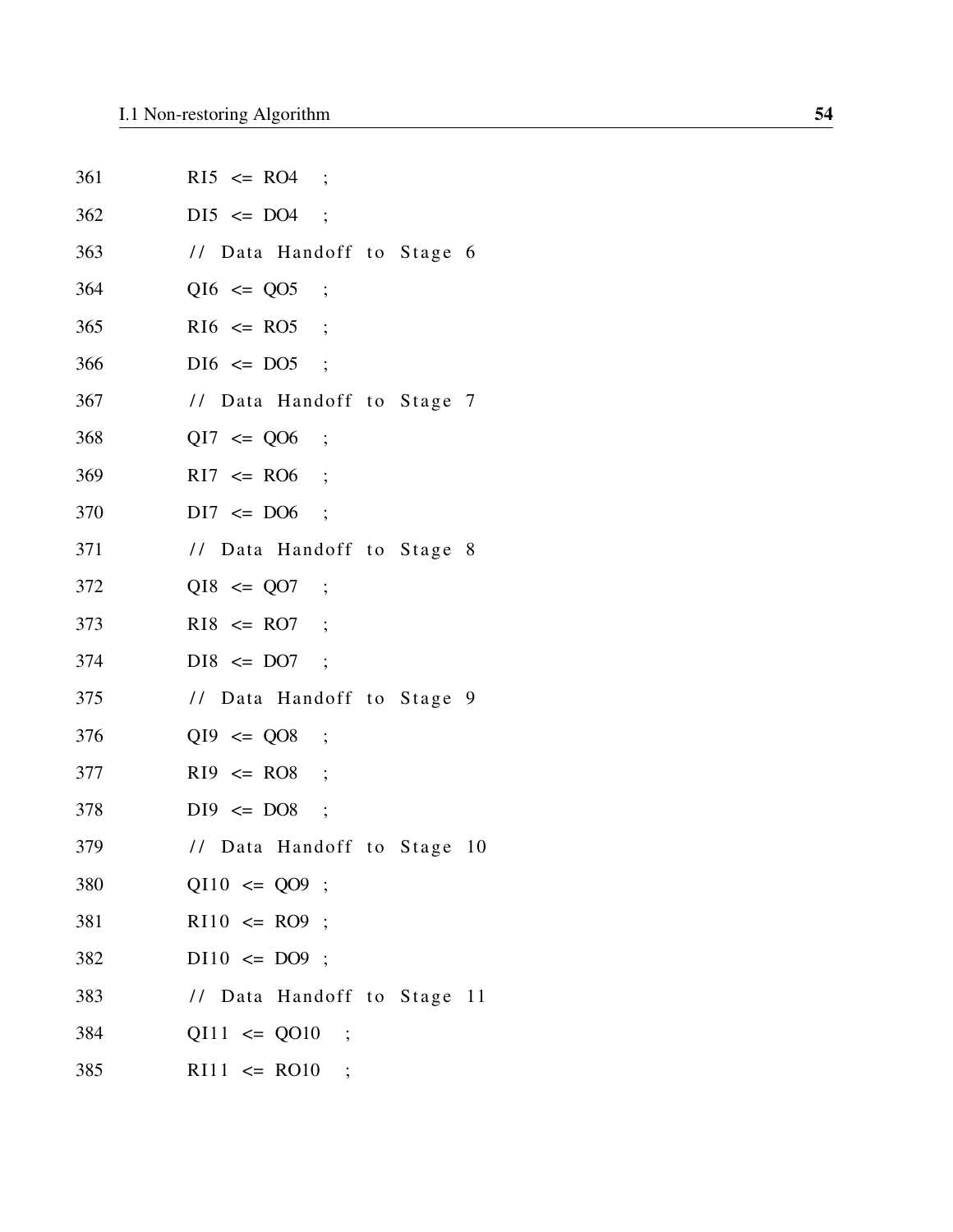```
361         RI5  <= RO4   ;
362         DI5  <= DO4   ;
363         // Data Handoff to Stage 6
364         QI6  <= QO5   ;
365         RI6  <= RO5   ;
366         DI6  <= DO5   ;
367         // Data Handoff to Stage 7
368         QI7  <= QO6   ;
369         RI7  <= RO6   ;
370         DI7  <= DO6   ;
371         // Data Handoff to Stage 8
372         QI8  <= QO7   ;
373         RI8  <= RO7   ;
374         DI8  <= DO7   ;
375         // Data Handoff to Stage 9
376         QI9  <= QO8   ;
377         RI9  <= RO8   ;
378         DI9  <= DO8   ;
379         // Data Handoff to Stage 10
380         QI10  <= QO9  ;
381         RI10  <= RO9  ;
382         DI10  <= DO9  ;
383         // Data Handoff to Stage 11
384         QI11  <= QO10   ;
385         RI11  <= RO10   ;
```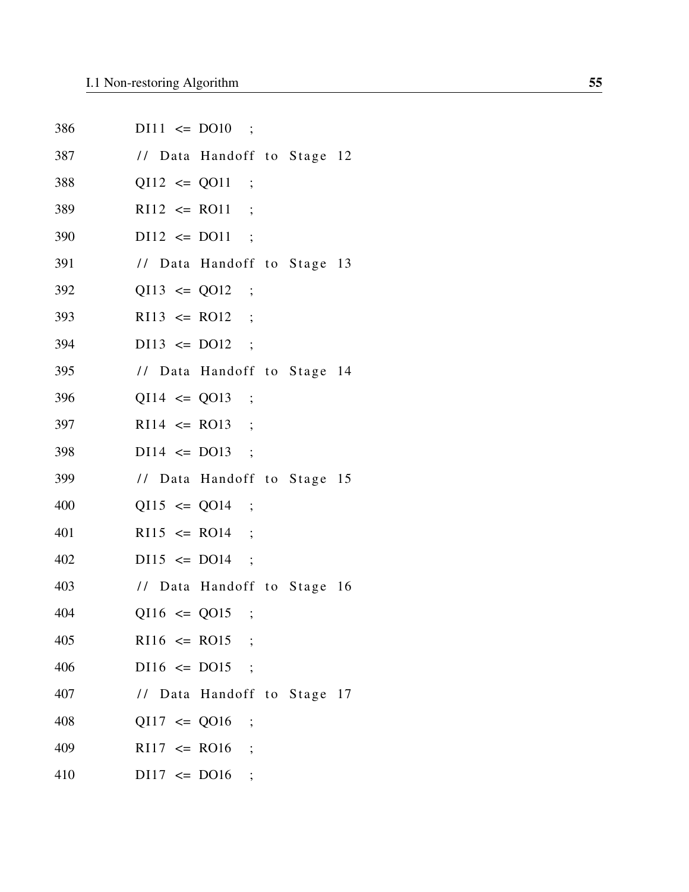```
386        DI11  <=  DO10   ;
387        //  Data  Handoff  to  Stage  12
388        QI12  <=  QO11   ;
389        RI12  <=  RO11   ;
390        DI12  <=  DO11   ;
391        //  Data  Handoff  to  Stage  13
392        QI13  <=  QO12   ;
393        RI13  <=  RO12   ;
394        DI13  <=  DO12   ;
395        //  Data  Handoff  to  Stage  14
396        QI14  <=  QO13   ;
397        RI14  <=  RO13   ;
398        DI14  <=  DO13   ;
399        //  Data  Handoff  to  Stage  15
400        QI15  <=  QO14   ;
401        RI15  <=  RO14   ;
402        DI15  <=  DO14   ;
403        //  Data  Handoff  to  Stage  16
404        QI16  <=  QO15   ;
405        RI16  <=  RO15   ;
406        DI16  <=  DO15   ;
407        //  Data  Handoff  to  Stage  17
408        QI17  <=  QO16   ;
409        RI17  <=  RO16   ;
410        DI17  <=  DO16   ;
```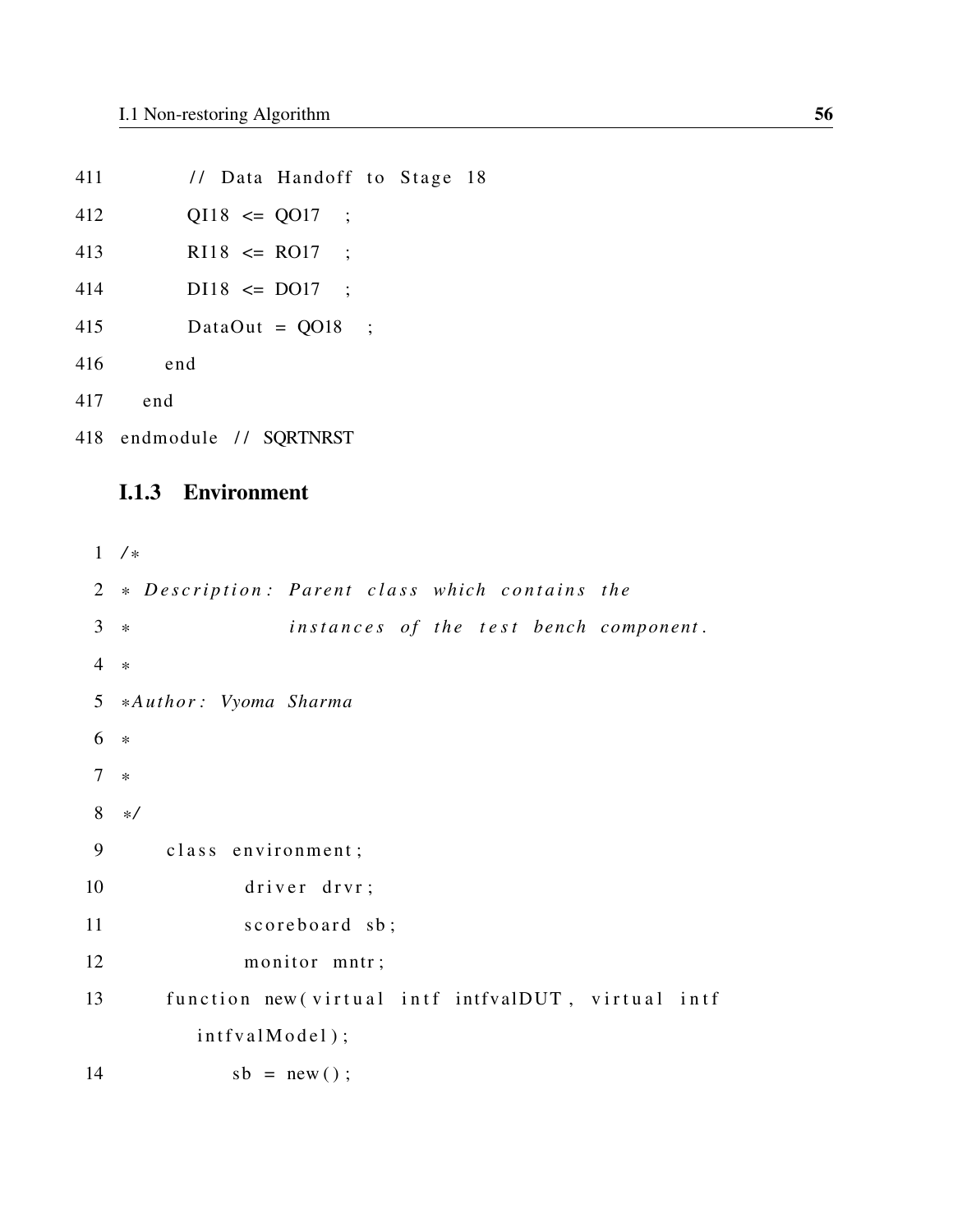```
411         // Data Handoff to Stage 18
412         QI18 <= QO17  ;
413         RI18 <= RO17  ;
414         DI18 <= DO17  ;
415         DataOut = QO18  ;
416       end
417     end
418 endmodule // SQRTNRST
```

### I.1.3 Environment

```
1  /*
2  * Description: Parent class which contains the
3  *              instances of the test bench component.
4  *
5  *Author: Vyoma Sharma
6  *
7  *
8  */
9      class environment;
10             driver drvr;
11             scoreboard sb;
12             monitor mntr;
13     function new(virtual intf intfvalDUT, virtual intf
           intfvalModel);
14            sb = new();
```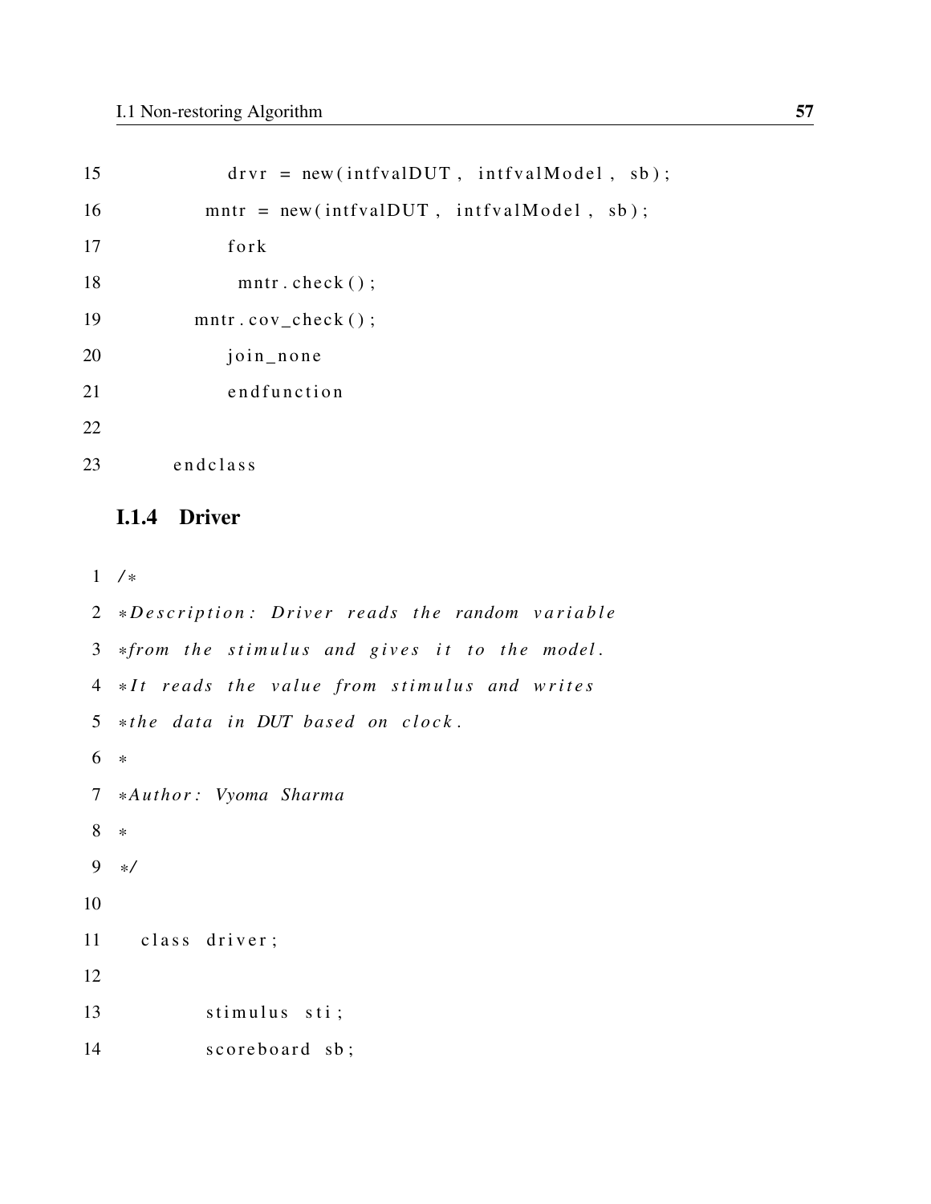```
15            drvr = new(intfvalDUT, intfvalModel, sb);
16          mntr = new(intfvalDUT, intfvalModel, sb);
17            fork
18              mntr.check();
19         mntr.cov_check();
20            join_none
21            endfunction
22
23      endclass
```

### I.1.4 Driver

```
1 /*
2 *Description: Driver reads the random variable
3 *from the stimulus and gives it to the model.
4 *It reads the value from stimulus and writes
5 *the data in DUT based on clock.
6 *
7 *Author: Vyoma Sharma
8 *
9 */
10
11   class driver;
12
13          stimulus sti;
14          scoreboard sb;
```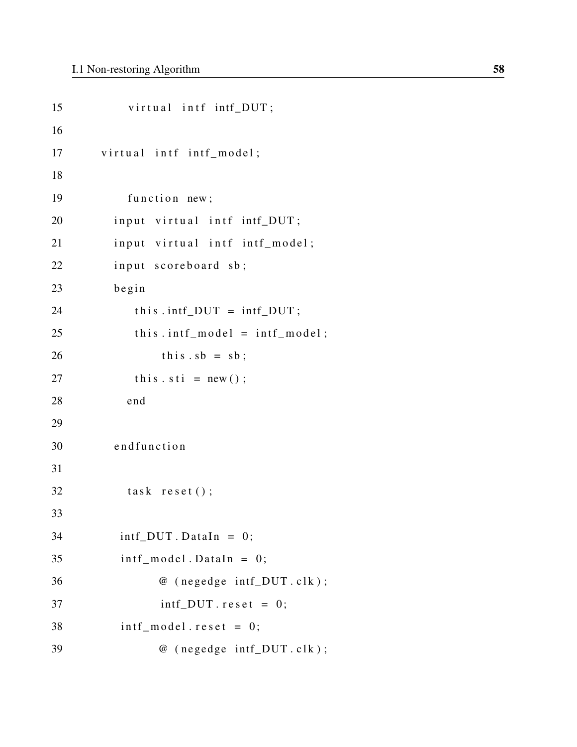```
15        virtual intf intf_DUT;
16
17    virtual intf intf_model;
18
19        function new;
20      input virtual intf intf_DUT;
21      input virtual intf intf_model;
22      input scoreboard sb;
23      begin
24         this.intf_DUT = intf_DUT;
25         this.intf_model = intf_model;
26             this.sb = sb;
27         this.sti = new();
28        end
29
30      endfunction
31
32        task reset();
33
34       intf_DUT.DataIn = 0;
35       intf_model.DataIn = 0;
36             @(negedge intf_DUT.clk);
37             intf_DUT.reset = 0;
38       intf_model.reset = 0;
39             @(negedge intf_DUT.clk);
```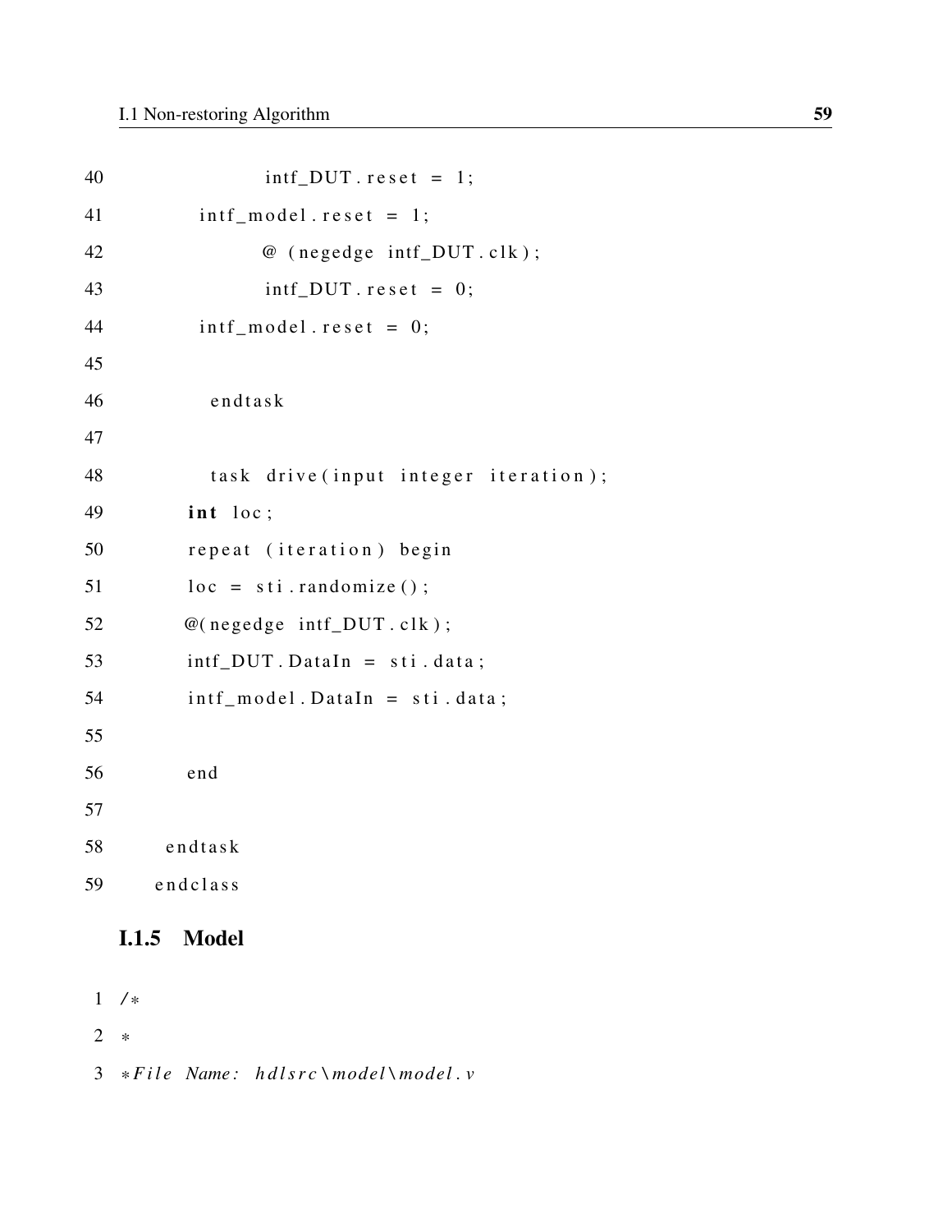```
40              intf_DUT.reset = 1;
41        intf_model.reset = 1;
42              @ (negedge intf_DUT.clk);
43              intf_DUT.reset = 0;
44        intf_model.reset = 0;
45
46         endtask
47
48         task drive(input integer iteration);
49       int loc;
50       repeat (iteration) begin
51       loc = sti.randomize();
52       @(negedge intf_DUT.clk);
53       intf_DUT.DataIn = sti.data;
54       intf_model.DataIn = sti.data;
55
56       end
57
58     endtask
59   endclass
```

### I.1.5 Model

```
1 /*
2 *
3 *File Name: hdlsrc\model\model.v
```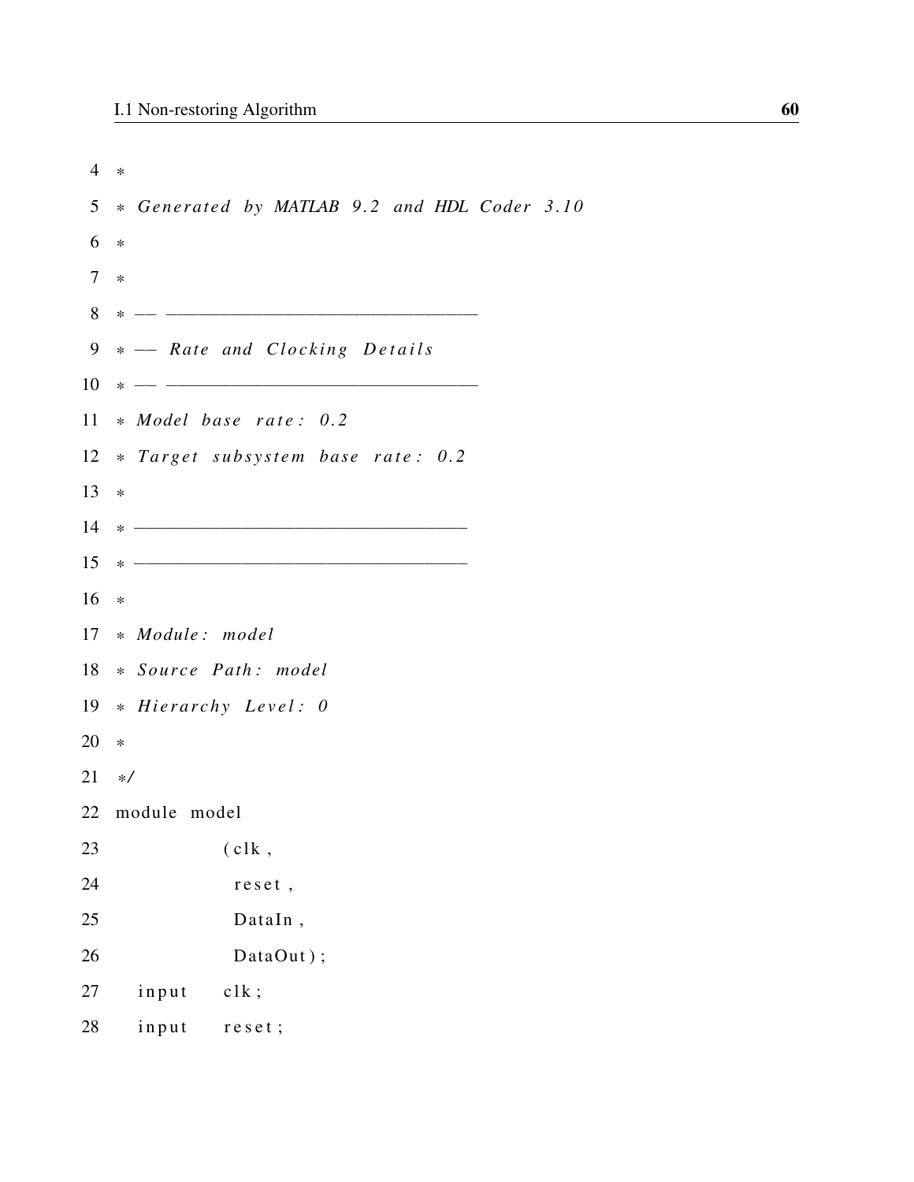```
4   *
5   * Generated by MATLAB 9.2 and HDL Coder 3.10
6   *
7   *
8   * -- -------------------------------------------------------------
9   * -- Rate and Clocking Details
10  * -- -------------------------------------------------------------
11  * Model base rate: 0.2
12  * Target subsystem base rate: 0.2
13  *
14  * ---------------------------------------------------------------
15  * ---------------------------------------------------------------
16  *
17  * Module: model
18  * Source Path: model
19  * Hierarchy Level: 0
20  *
21  */
22  module model
23            (clk,
24             reset,
25             DataIn,
26             DataOut);
27    input   clk;
28    input   reset;
```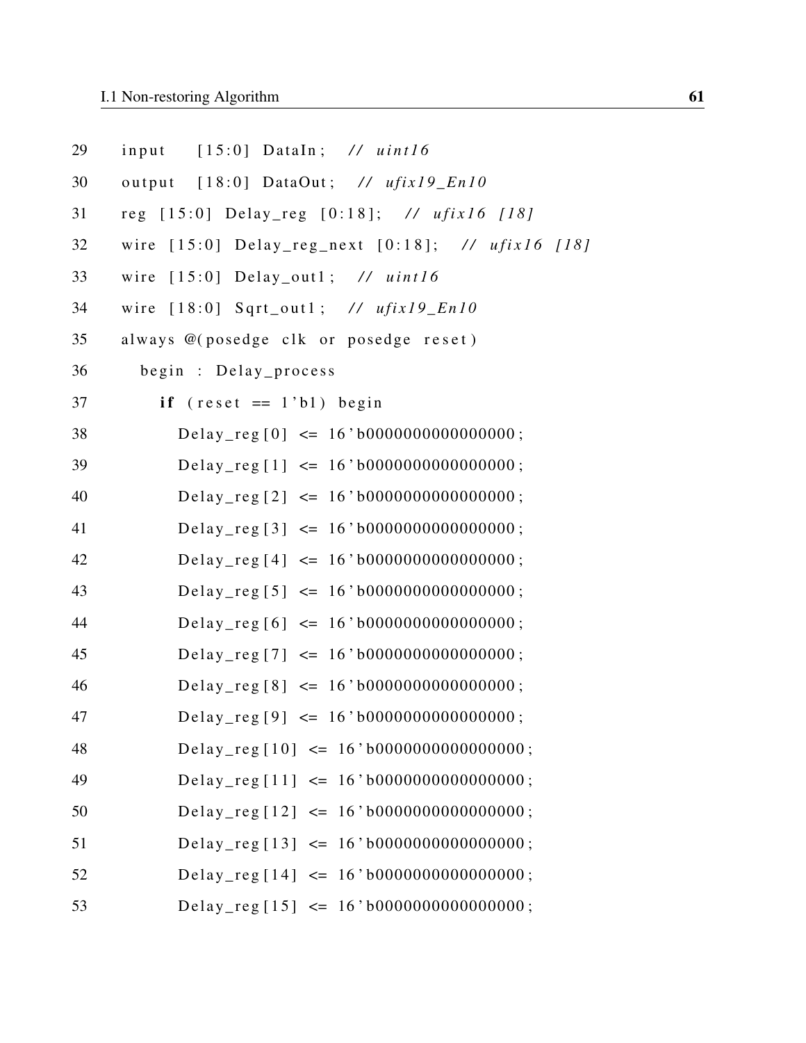```
29    input    [15:0] DataIn;  // uint16
30    output   [18:0] DataOut;  // ufix19_En10
31    reg [15:0] Delay_reg [0:18];  // ufix16 [18]
32    wire [15:0] Delay_reg_next [0:18];  // ufix16 [18]
33    wire [15:0] Delay_out1;  // uint16
34    wire [18:0] Sqrt_out1;  // ufix19_En10
35    always @(posedge clk or posedge reset)
36      begin : Delay_process
37        if (reset == 1'b1) begin
38          Delay_reg[0] <= 16'b0000000000000000;
39          Delay_reg[1] <= 16'b0000000000000000;
40          Delay_reg[2] <= 16'b0000000000000000;
41          Delay_reg[3] <= 16'b0000000000000000;
42          Delay_reg[4] <= 16'b0000000000000000;
43          Delay_reg[5] <= 16'b0000000000000000;
44          Delay_reg[6] <= 16'b0000000000000000;
45          Delay_reg[7] <= 16'b0000000000000000;
46          Delay_reg[8] <= 16'b0000000000000000;
47          Delay_reg[9] <= 16'b0000000000000000;
48          Delay_reg[10] <= 16'b0000000000000000;
49          Delay_reg[11] <= 16'b0000000000000000;
50          Delay_reg[12] <= 16'b0000000000000000;
51          Delay_reg[13] <= 16'b0000000000000000;
52          Delay_reg[14] <= 16'b0000000000000000;
53          Delay_reg[15] <= 16'b0000000000000000;
```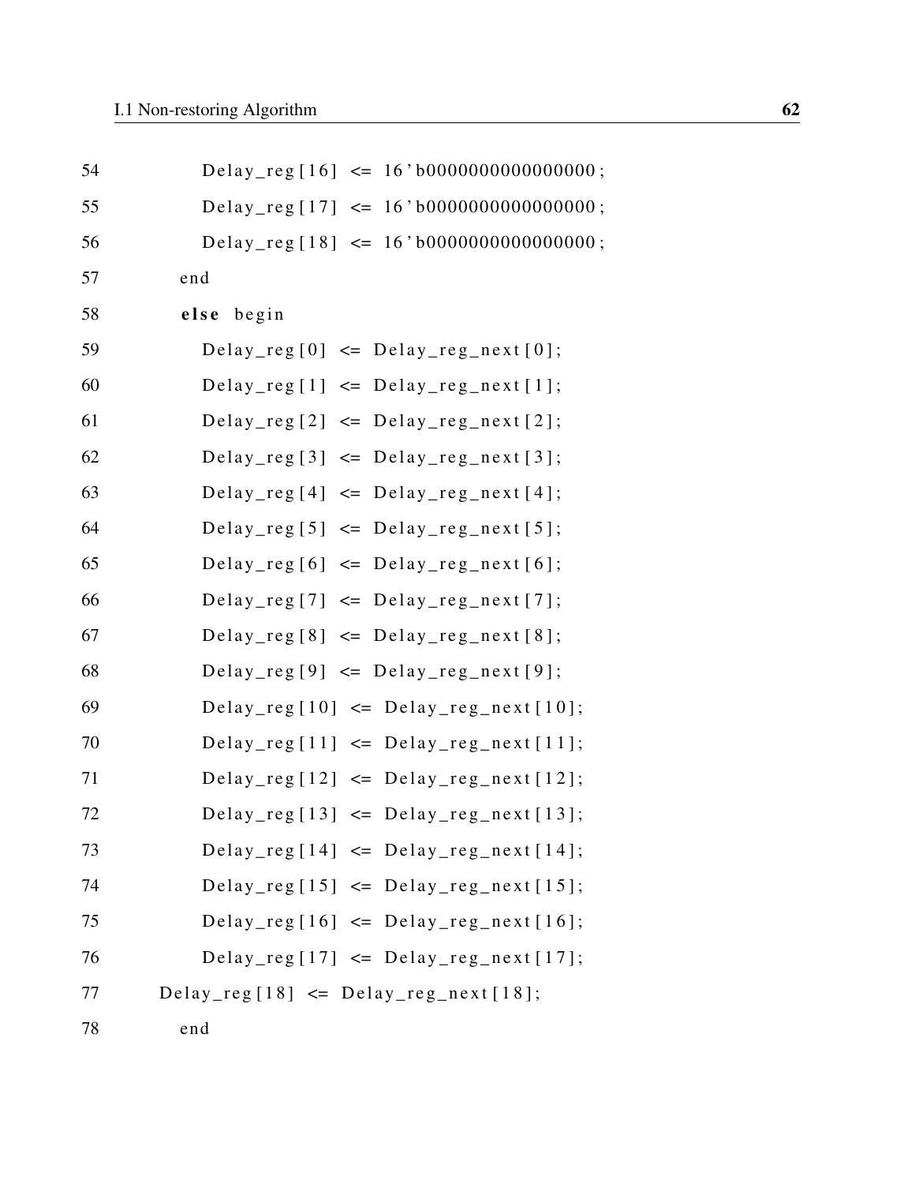```
54          Delay_reg[16] <= 16'b0000000000000000;
55          Delay_reg[17] <= 16'b0000000000000000;
56          Delay_reg[18] <= 16'b0000000000000000;
57        end
58        else begin
59          Delay_reg[0] <= Delay_reg_next[0];
60          Delay_reg[1] <= Delay_reg_next[1];
61          Delay_reg[2] <= Delay_reg_next[2];
62          Delay_reg[3] <= Delay_reg_next[3];
63          Delay_reg[4] <= Delay_reg_next[4];
64          Delay_reg[5] <= Delay_reg_next[5];
65          Delay_reg[6] <= Delay_reg_next[6];
66          Delay_reg[7] <= Delay_reg_next[7];
67          Delay_reg[8] <= Delay_reg_next[8];
68          Delay_reg[9] <= Delay_reg_next[9];
69          Delay_reg[10] <= Delay_reg_next[10];
70          Delay_reg[11] <= Delay_reg_next[11];
71          Delay_reg[12] <= Delay_reg_next[12];
72          Delay_reg[13] <= Delay_reg_next[13];
73          Delay_reg[14] <= Delay_reg_next[14];
74          Delay_reg[15] <= Delay_reg_next[15];
75          Delay_reg[16] <= Delay_reg_next[16];
76          Delay_reg[17] <= Delay_reg_next[17];
77      Delay_reg[18] <= Delay_reg_next[18];
78        end
```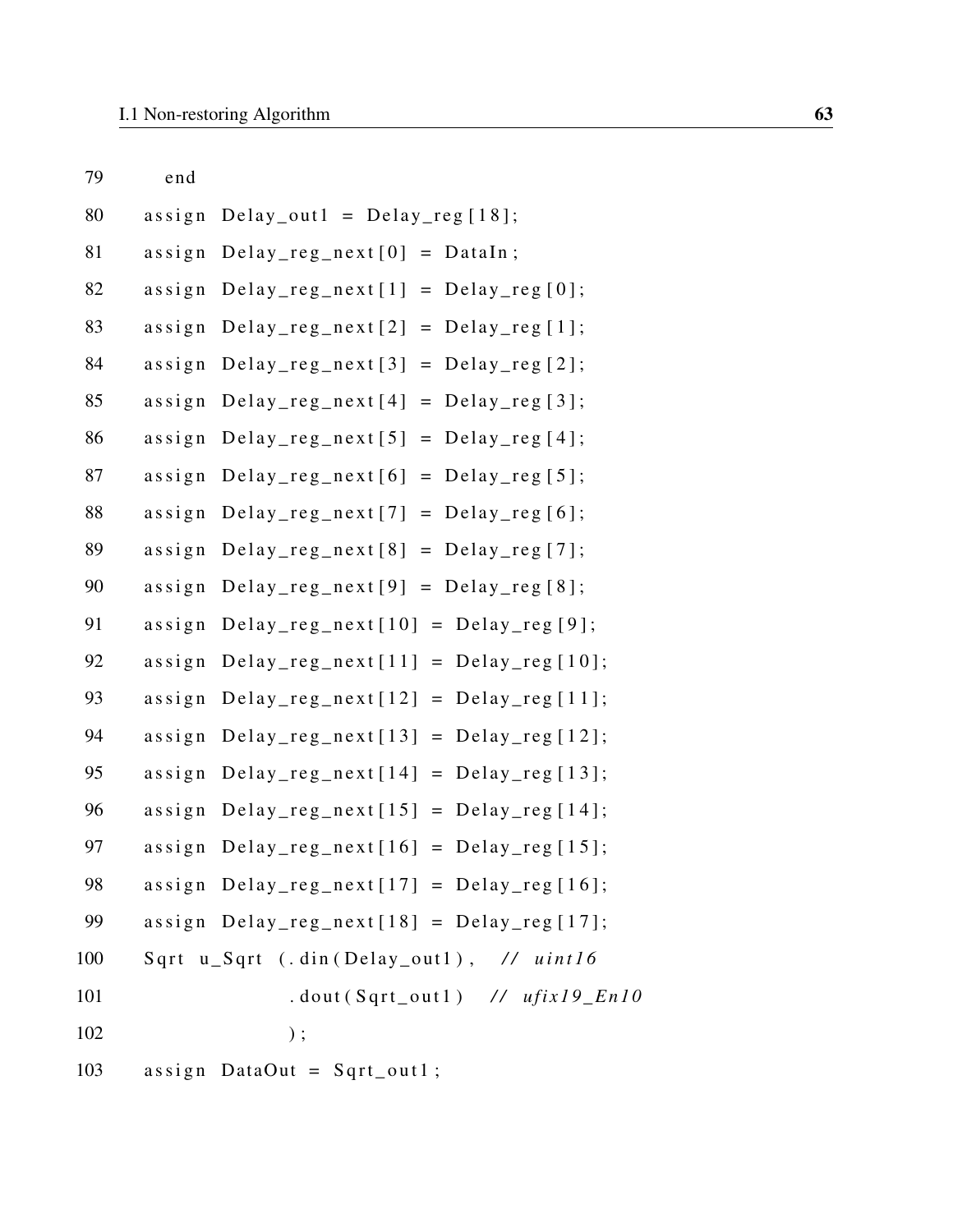```
79      end
80    assign Delay_out1 = Delay_reg[18];
81    assign Delay_reg_next[0] = DataIn;
82    assign Delay_reg_next[1] = Delay_reg[0];
83    assign Delay_reg_next[2] = Delay_reg[1];
84    assign Delay_reg_next[3] = Delay_reg[2];
85    assign Delay_reg_next[4] = Delay_reg[3];
86    assign Delay_reg_next[5] = Delay_reg[4];
87    assign Delay_reg_next[6] = Delay_reg[5];
88    assign Delay_reg_next[7] = Delay_reg[6];
89    assign Delay_reg_next[8] = Delay_reg[7];
90    assign Delay_reg_next[9] = Delay_reg[8];
91    assign Delay_reg_next[10] = Delay_reg[9];
92    assign Delay_reg_next[11] = Delay_reg[10];
93    assign Delay_reg_next[12] = Delay_reg[11];
94    assign Delay_reg_next[13] = Delay_reg[12];
95    assign Delay_reg_next[14] = Delay_reg[13];
96    assign Delay_reg_next[15] = Delay_reg[14];
97    assign Delay_reg_next[16] = Delay_reg[15];
98    assign Delay_reg_next[17] = Delay_reg[16];
99    assign Delay_reg_next[18] = Delay_reg[17];
100   Sqrt u_Sqrt (.din(Delay_out1),  // uint16
101               .dout(Sqrt_out1)  // ufix19_En10
102               );
103   assign DataOut = Sqrt_out1;
```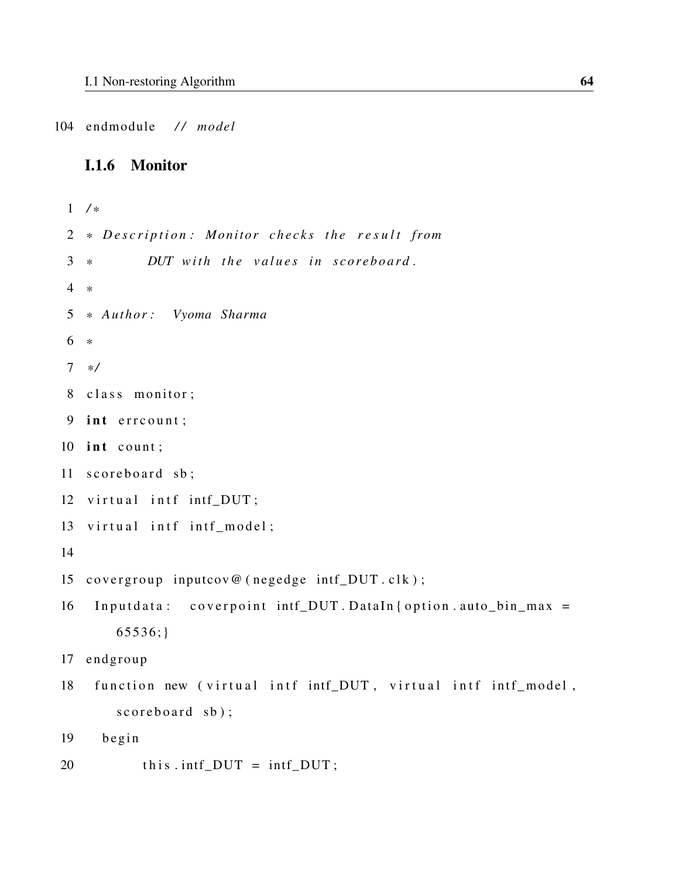```
endmodule // model
```

### I.1.6 Monitor

```
/*
* Description: Monitor checks the result from
*            DUT with the values in scoreboard.
*
* Author:  Vyoma Sharma
*
*/
class monitor;
int errcount;
int count;
scoreboard sb;
virtual intf intf_DUT;
virtual intf intf_model;

covergroup inputcov@(negedge intf_DUT.clk);
 Inputdata:  coverpoint intf_DUT.DataIn{option.auto_bin_max =
    65536;}
endgroup
 function new (virtual intf intf_DUT, virtual intf intf_model,
    scoreboard sb);
  begin
        this.intf_DUT = intf_DUT;
```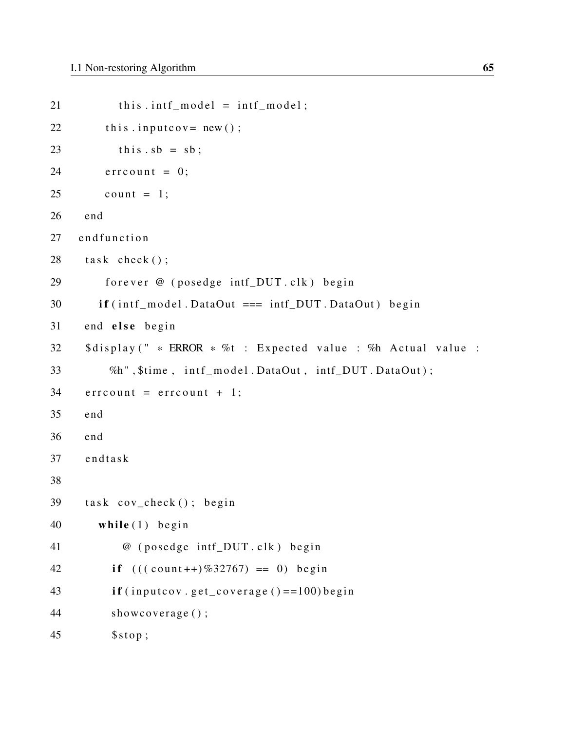```
21          this.intf_model = intf_model;
22        this.inputcov= new();
23          this.sb = sb;
24        errcount = 0;
25        count = 1;
26    end
27  endfunction
28    task check();
29        forever @ (posedge intf_DUT.clk) begin
30       if(intf_model.DataOut === intf_DUT.DataOut) begin
31    end else begin
32    $display(" * ERROR * %t : Expected value : %h Actual value :
33         %h",$time, intf_model.DataOut, intf_DUT.DataOut);
34    errcount = errcount + 1;
35    end
36    end
37    endtask
38
39    task cov_check(); begin
40       while(1) begin
41           @ (posedge intf_DUT.clk) begin
42         if (((count++)%32767) == 0) begin
43         if(inputcov.get_coverage()==100)begin
44         showcoverage();
45         $stop;
```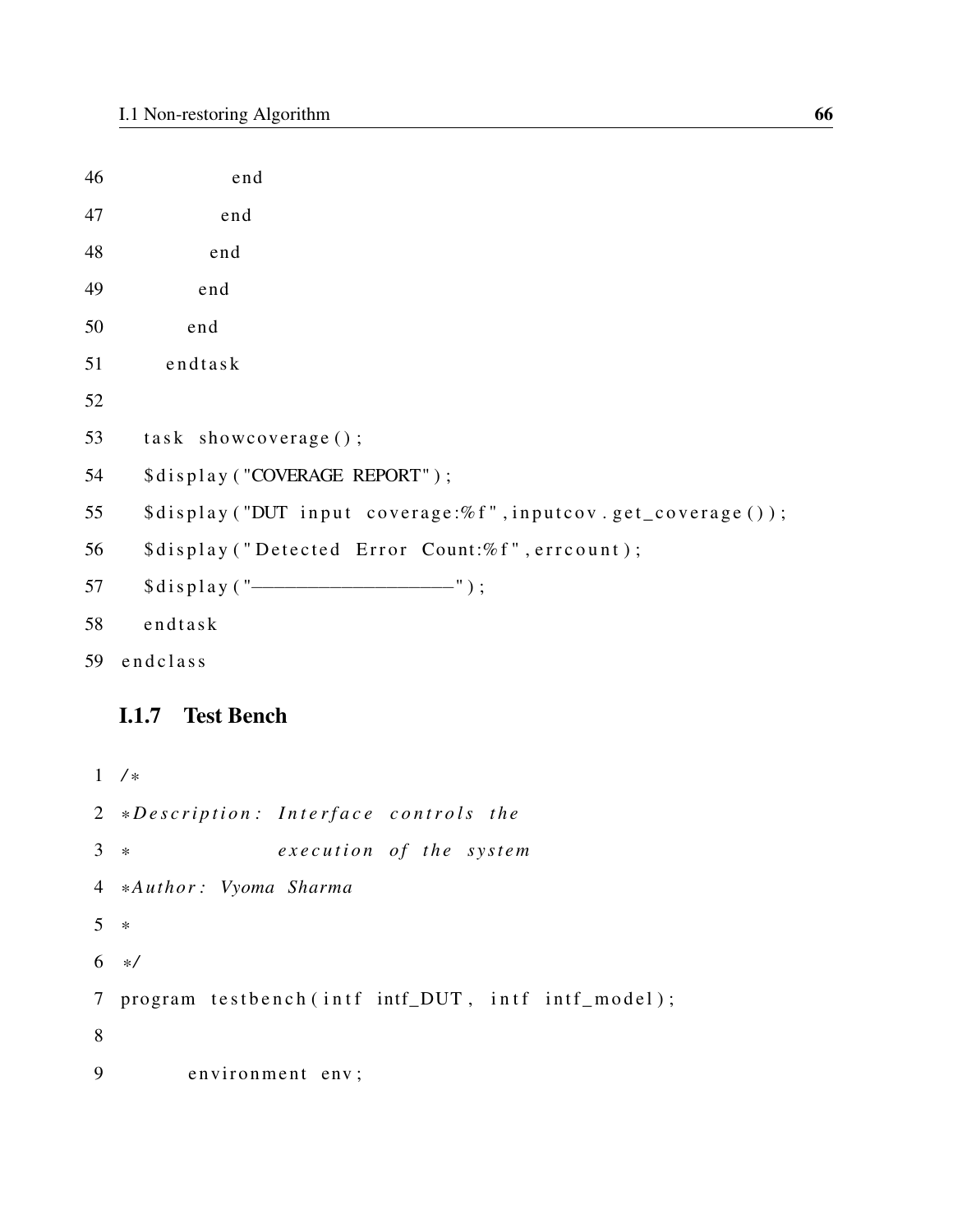```
46              end
47            end
48          end
49        end
50      end
51    endtask
52
53    task showcoverage();
54    $display("COVERAGE REPORT");
55    $display("DUT input coverage:%f",inputcov.get_coverage());
56    $display("Detected Error Count:%f",errcount);
57    $display("—————————————————");
58    endtask
59  endclass
```

### I.1.7 Test Bench

```
1  /*
2  *Description: Interface controls the
3  *             execution of the system
4  *Author: Vyoma Sharma
5  *
6  */
7  program testbench(intf intf_DUT, intf intf_model);
8
9      environment env;
```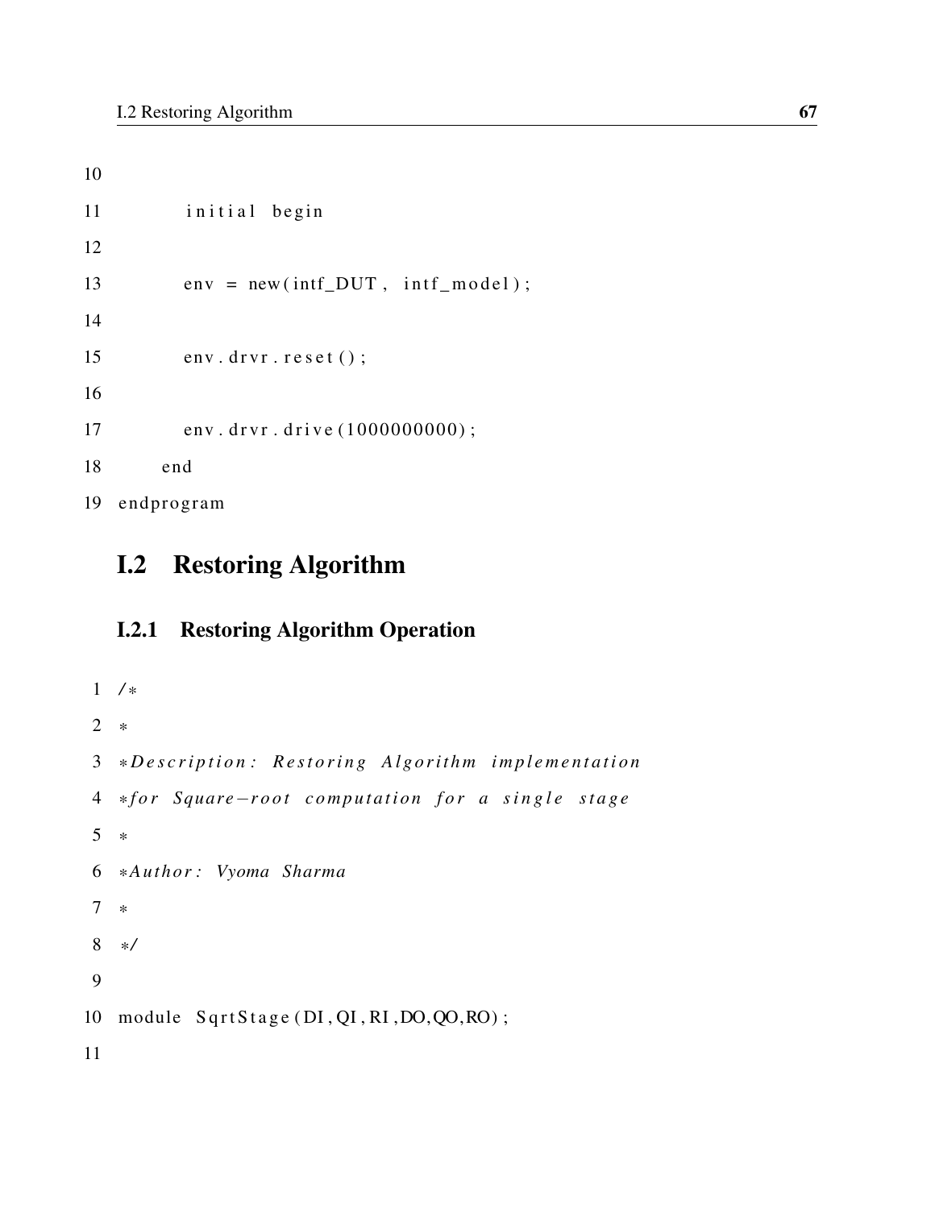```
10
11         initial begin
12
13         env = new(intf_DUT, intf_model);
14
15         env.drvr.reset();
16
17         env.drvr.drive(1000000000);
18       end
19 endprogram
```

## I.2 Restoring Algorithm

### I.2.1 Restoring Algorithm Operation

```
1  /*
2  *
3  *Description: Restoring Algorithm implementation
4  *for Square-root computation for a single stage
5  *
6  *Author: Vyoma Sharma
7  *
8  */
9
10 module SqrtStage(DI,QI,RI,DO,QO,RO);
11
```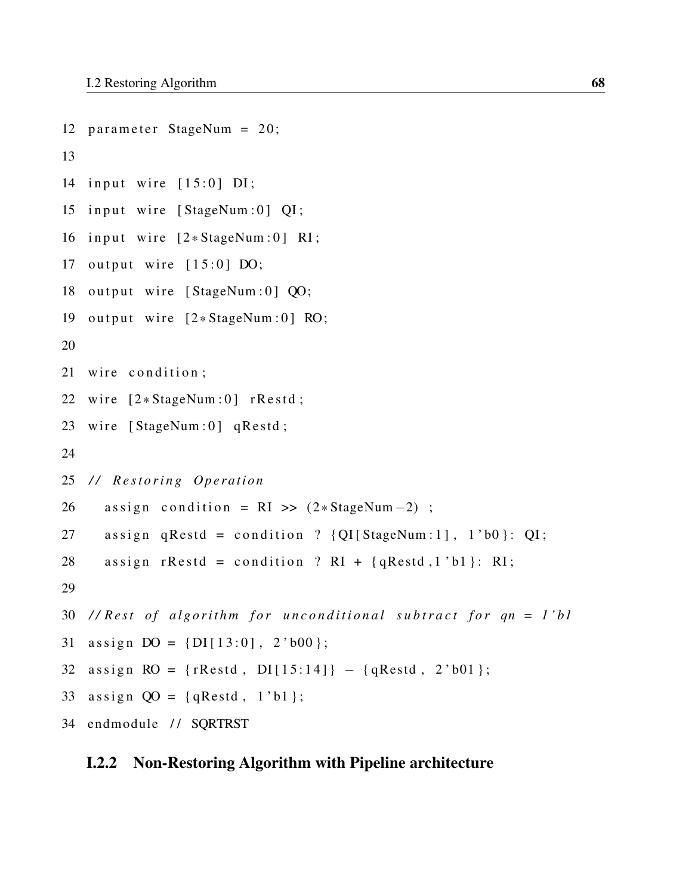```
12 parameter StageNum = 20;
13
14 input wire [15:0] DI;
15 input wire [StageNum:0] QI;
16 input wire [2*StageNum:0] RI;
17 output wire [15:0] DO;
18 output wire [StageNum:0] QO;
19 output wire [2*StageNum:0] RO;
20
21 wire condition;
22 wire [2*StageNum:0] rRestd;
23 wire [StageNum:0] qRestd;
24
25 // Restoring Operation
26   assign condition = RI >> (2*StageNum-2) ;
27   assign qRestd = condition ? {QI[StageNum:1], 1'b0}: QI;
28   assign rRestd = condition ? RI + {qRestd,1'b1}: RI;
29
30 //Rest of algorithm for unconditional subtract for qn = 1'b1
31 assign DO = {DI[13:0], 2'b00};
32 assign RO = {rRestd, DI[15:14]} - {qRestd, 2'b01};
33 assign QO = {qRestd, 1'b1};
34 endmodule // SQRTRST
```

### I.2.2 Non-Restoring Algorithm with Pipeline architecture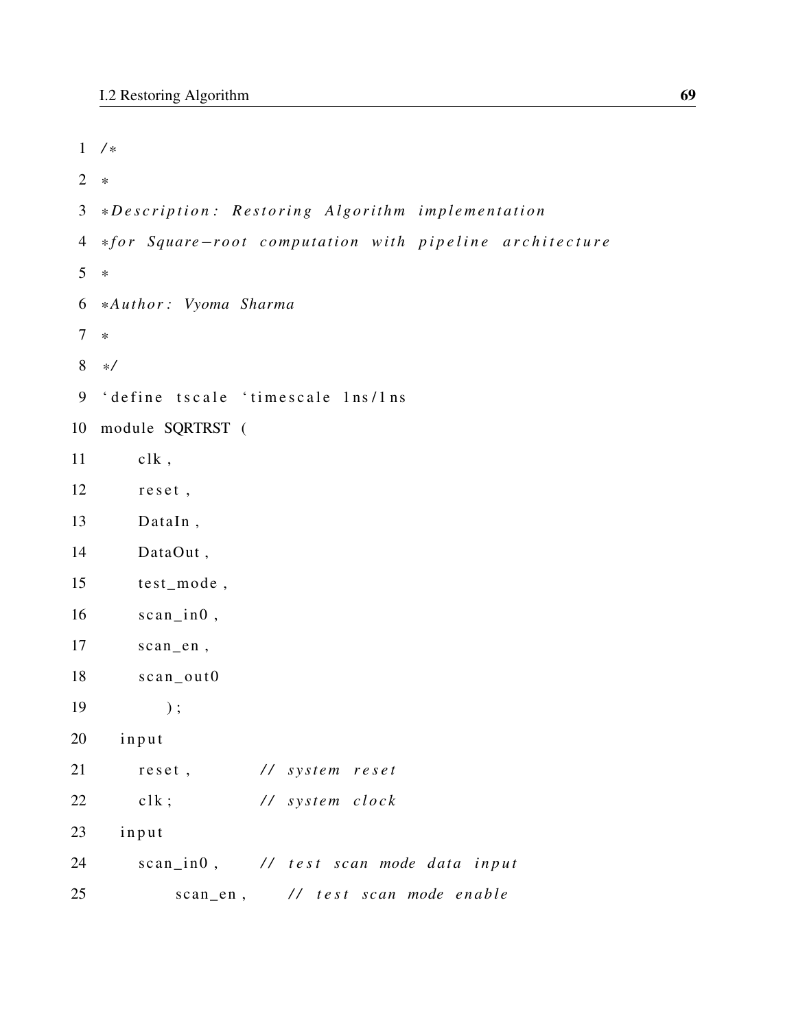```
/*
*
*Description: Restoring Algorithm implementation
*for Square-root computation with pipeline architecture
*
*Author: Vyoma Sharma
*
*/
`define tscale `timescale 1ns/1ns
module SQRTRST (
    clk,
    reset,
    DataIn,
    DataOut,
    test_mode,
    scan_in0,
    scan_en,
    scan_out0
        );
  input
    reset,        // system reset
    clk;          // system clock
  input
    scan_in0,     // test scan mode data input
        scan_en,     // test scan mode enable
```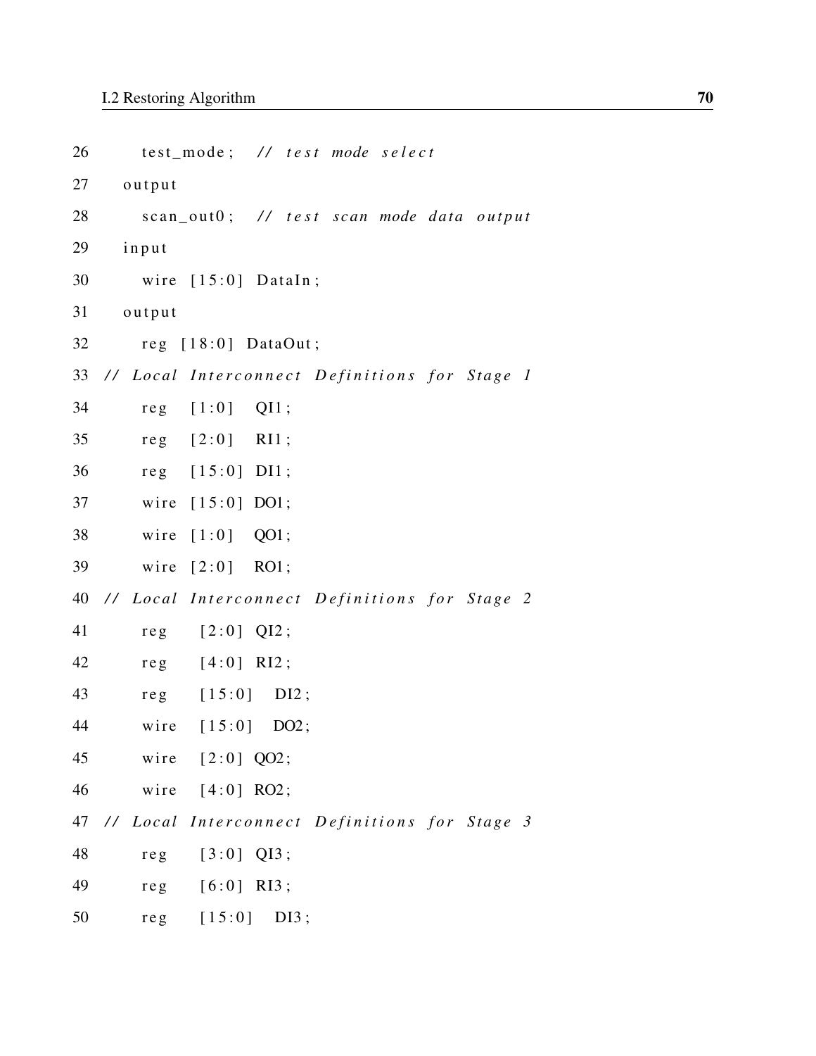```
26        test_mode;  // test mode select
27     output
28        scan_out0;  // test scan mode data output
29     input
30        wire [15:0] DataIn;
31     output
32        reg [18:0] DataOut;
33  // Local Interconnect Definitions for Stage 1
34        reg   [1:0]   QI1;
35        reg   [2:0]   RI1;
36        reg   [15:0]  DI1;
37        wire  [15:0]  DO1;
38        wire  [1:0]   QO1;
39        wire  [2:0]   RO1;
40  // Local Interconnect Definitions for Stage 2
41        reg    [2:0]  QI2;
42        reg    [4:0]  RI2;
43        reg    [15:0]   DI2;
44        wire   [15:0]   DO2;
45        wire   [2:0]  QO2;
46        wire   [4:0]  RO2;
47  // Local Interconnect Definitions for Stage 3
48        reg    [3:0]  QI3;
49        reg    [6:0]  RI3;
50        reg    [15:0]   DI3;
```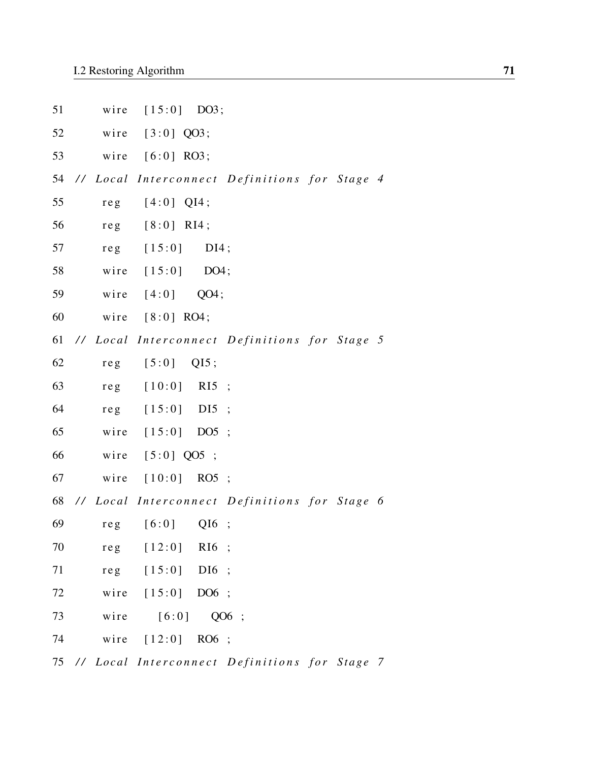```
51      wire   [15:0]   DO3;
52      wire   [3:0] QO3;
53      wire   [6:0] RO3;
54  // Local Interconnect Definitions for Stage 4
55      reg    [4:0]  QI4;
56      reg    [8:0]  RI4;
57      reg    [15:0]     DI4;
58      wire   [15:0]     DO4;
59      wire   [4:0]    QO4;
60      wire   [8:0] RO4;
61  // Local Interconnect Definitions for Stage 5
62      reg    [5:0]    QI5;
63      reg    [10:0]    RI5  ;
64      reg    [15:0]    DI5  ;
65      wire   [15:0]   DO5  ;
66      wire   [5:0] QO5  ;
67      wire   [10:0]   RO5  ;
68  // Local Interconnect Definitions for Stage 6
69      reg    [6:0]     QI6  ;
70      reg    [12:0]    RI6  ;
71      reg    [15:0]    DI6  ;
72      wire   [15:0]   DO6  ;
73      wire      [6:0]     QO6  ;
74      wire   [12:0]   RO6  ;
75  // Local Interconnect Definitions for Stage 7
```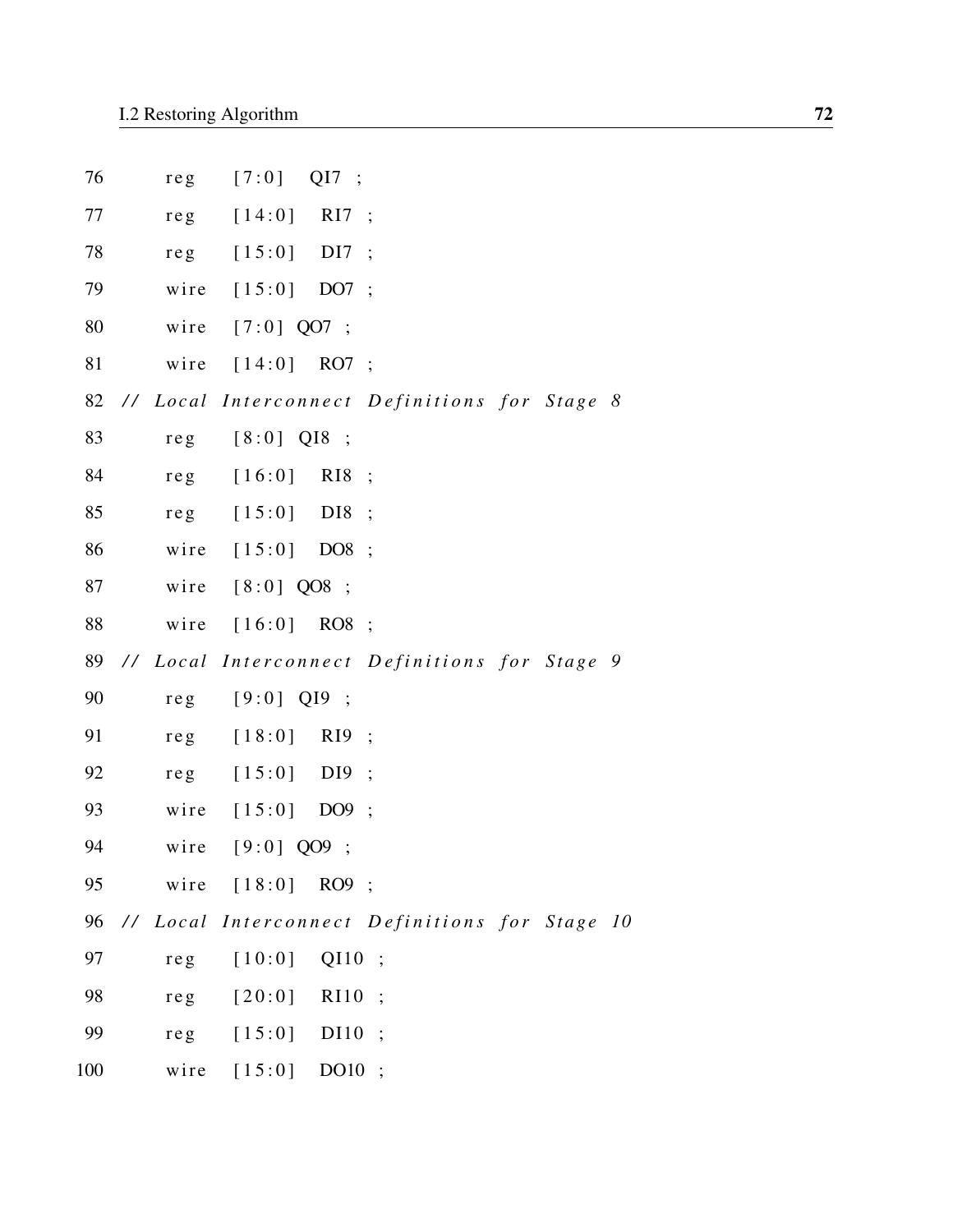```
76      reg    [7:0]   QI7 ;
77      reg    [14:0]  RI7 ;
78      reg    [15:0]  DI7 ;
79      wire   [15:0]  DO7 ;
80      wire   [7:0] QO7 ;
81      wire   [14:0]  RO7 ;
82  // Local Interconnect Definitions for Stage 8
83      reg    [8:0] QI8 ;
84      reg    [16:0]  RI8 ;
85      reg    [15:0]  DI8 ;
86      wire   [15:0]  DO8 ;
87      wire   [8:0] QO8 ;
88      wire   [16:0]  RO8 ;
89  // Local Interconnect Definitions for Stage 9
90      reg    [9:0] QI9 ;
91      reg    [18:0]  RI9 ;
92      reg    [15:0]  DI9 ;
93      wire   [15:0]  DO9 ;
94      wire   [9:0] QO9 ;
95      wire   [18:0]  RO9 ;
96  // Local Interconnect Definitions for Stage 10
97      reg    [10:0]  QI10 ;
98      reg    [20:0]  RI10 ;
99      reg    [15:0]  DI10 ;
100     wire   [15:0]  DO10 ;
```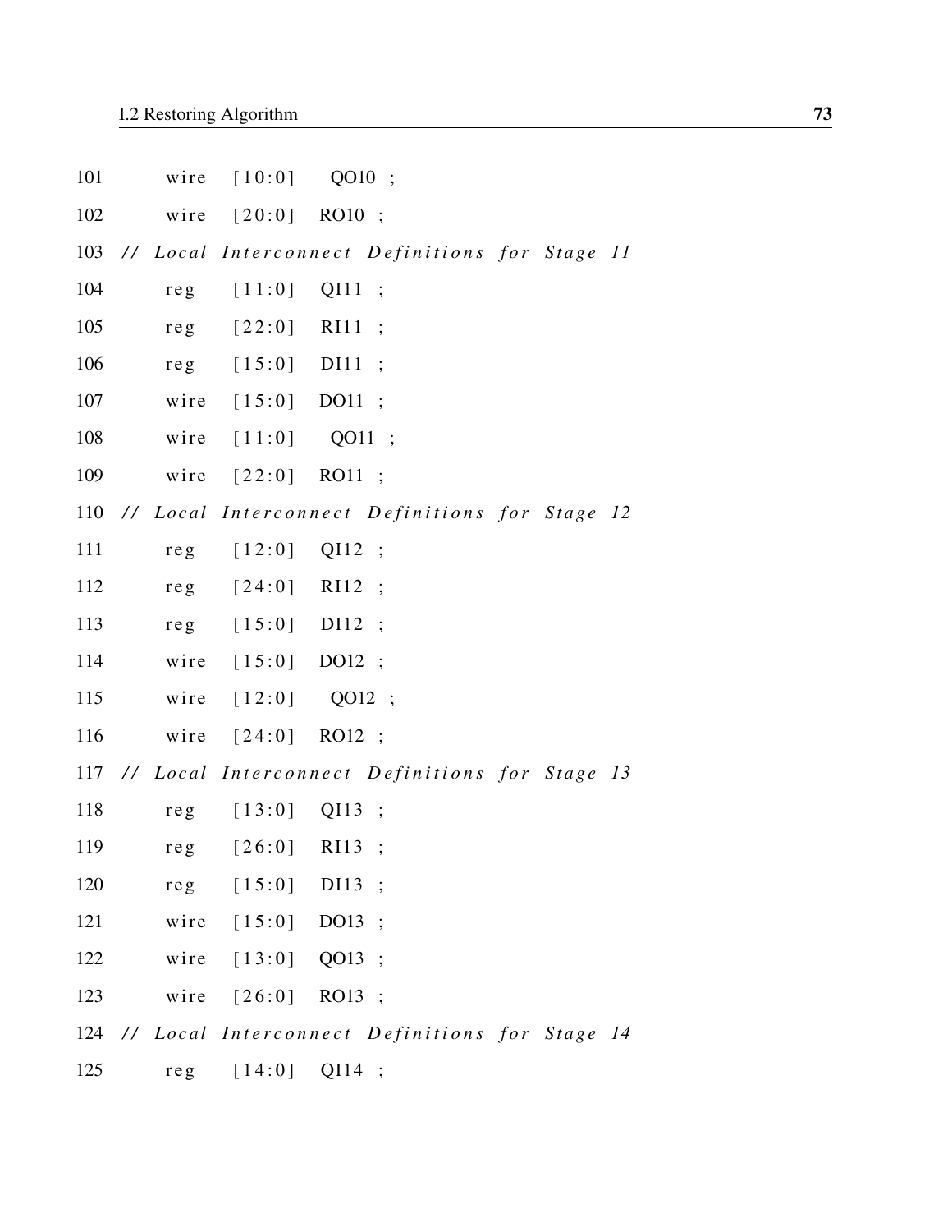```
101        wire   [10:0]    QO10 ;
102        wire   [20:0]   RO10 ;
103  // Local Interconnect Definitions for Stage 11
104        reg    [11:0]   QI11 ;
105        reg    [22:0]   RI11 ;
106        reg    [15:0]   DI11 ;
107        wire   [15:0]   DO11 ;
108        wire   [11:0]    QO11 ;
109        wire   [22:0]   RO11 ;
110  // Local Interconnect Definitions for Stage 12
111        reg    [12:0]   QI12 ;
112        reg    [24:0]   RI12 ;
113        reg    [15:0]   DI12 ;
114        wire   [15:0]   DO12 ;
115        wire   [12:0]    QO12 ;
116        wire   [24:0]   RO12 ;
117  // Local Interconnect Definitions for Stage 13
118        reg    [13:0]   QI13 ;
119        reg    [26:0]   RI13 ;
120        reg    [15:0]   DI13 ;
121        wire   [15:0]   DO13 ;
122        wire   [13:0]   QO13 ;
123        wire   [26:0]   RO13 ;
124  // Local Interconnect Definitions for Stage 14
125        reg    [14:0]   QI14 ;
```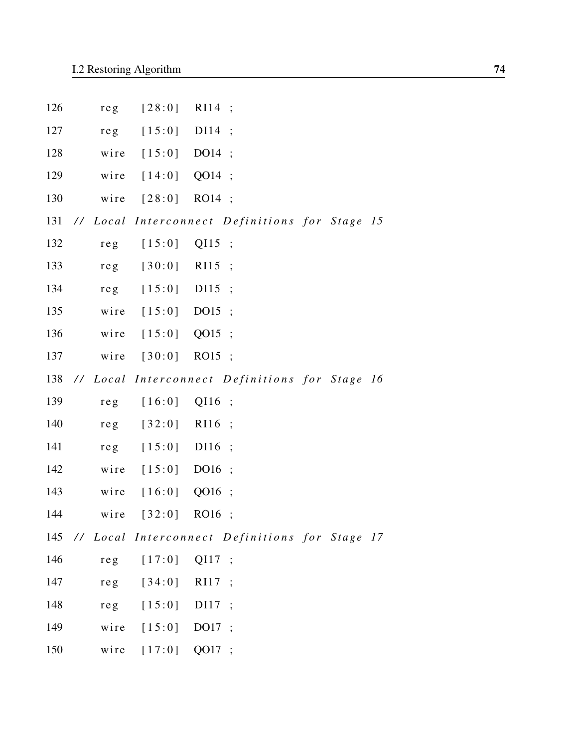```
126     reg    [28:0]   RI14 ;
127     reg    [15:0]   DI14 ;
128     wire   [15:0]   DO14 ;
129     wire   [14:0]   QO14 ;
130     wire   [28:0]   RO14 ;
131 // Local Interconnect Definitions for Stage 15
132     reg    [15:0]   QI15 ;
133     reg    [30:0]   RI15 ;
134     reg    [15:0]   DI15 ;
135     wire   [15:0]   DO15 ;
136     wire   [15:0]   QO15 ;
137     wire   [30:0]   RO15 ;
138 // Local Interconnect Definitions for Stage 16
139     reg    [16:0]   QI16 ;
140     reg    [32:0]   RI16 ;
141     reg    [15:0]   DI16 ;
142     wire   [15:0]   DO16 ;
143     wire   [16:0]   QO16 ;
144     wire   [32:0]   RO16 ;
145 // Local Interconnect Definitions for Stage 17
146     reg    [17:0]   QI17 ;
147     reg    [34:0]   RI17 ;
148     reg    [15:0]   DI17 ;
149     wire   [15:0]   DO17 ;
150     wire   [17:0]   QO17 ;
```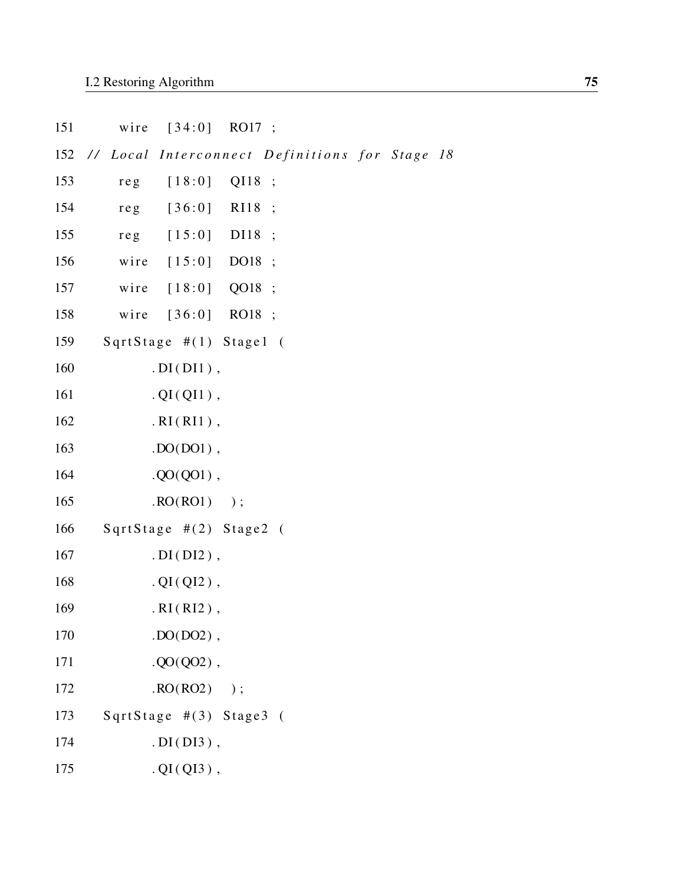```
151     wire    [34:0]   RO17 ;
152 // Local Interconnect Definitions for Stage 18
153     reg     [18:0]   QI18 ;
154     reg     [36:0]   RI18 ;
155     reg     [15:0]   DI18 ;
156     wire    [15:0]   DO18 ;
157     wire    [18:0]   QO18 ;
158     wire    [36:0]   RO18 ;
159   SqrtStage #(1) Stage1 (
160         .DI(DI1),
161         .QI(QI1),
162         .RI(RI1),
163         .DO(DO1),
164         .QO(QO1),
165         .RO(RO1)   );
166   SqrtStage #(2) Stage2 (
167         .DI(DI2),
168         .QI(QI2),
169         .RI(RI2),
170         .DO(DO2),
171         .QO(QO2),
172         .RO(RO2)   );
173   SqrtStage #(3) Stage3 (
174         .DI(DI3),
175         .QI(QI3),
```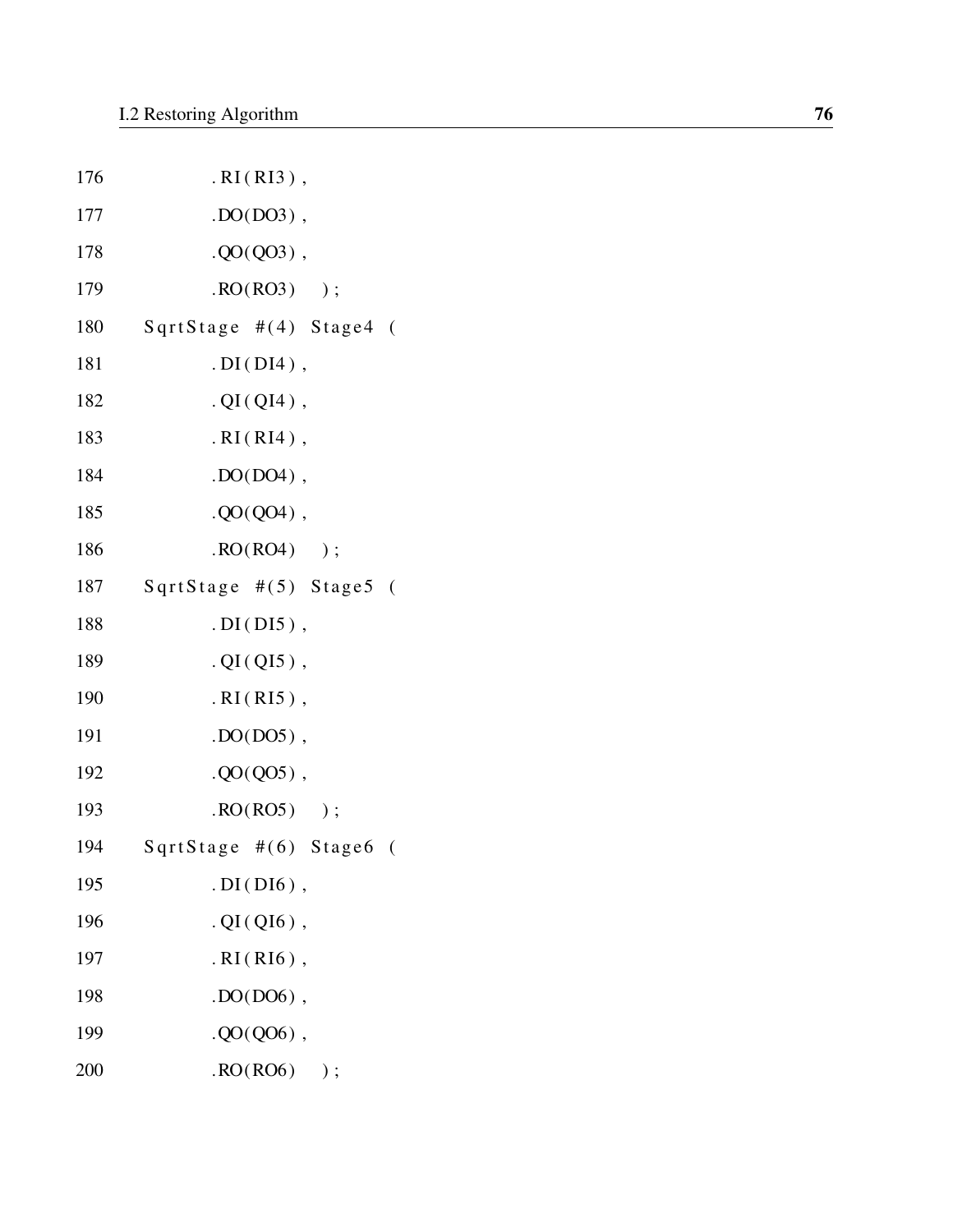```
176             .RI(RI3),
177             .DO(DO3),
178             .QO(QO3),
179             .RO(RO3)    );
180     SqrtStage #(4) Stage4 (
181             .DI(DI4),
182             .QI(QI4),
183             .RI(RI4),
184             .DO(DO4),
185             .QO(QO4),
186             .RO(RO4)    );
187     SqrtStage #(5) Stage5 (
188             .DI(DI5),
189             .QI(QI5),
190             .RI(RI5),
191             .DO(DO5),
192             .QO(QO5),
193             .RO(RO5)    );
194     SqrtStage #(6) Stage6 (
195             .DI(DI6),
196             .QI(QI6),
197             .RI(RI6),
198             .DO(DO6),
199             .QO(QO6),
200             .RO(RO6)    );
```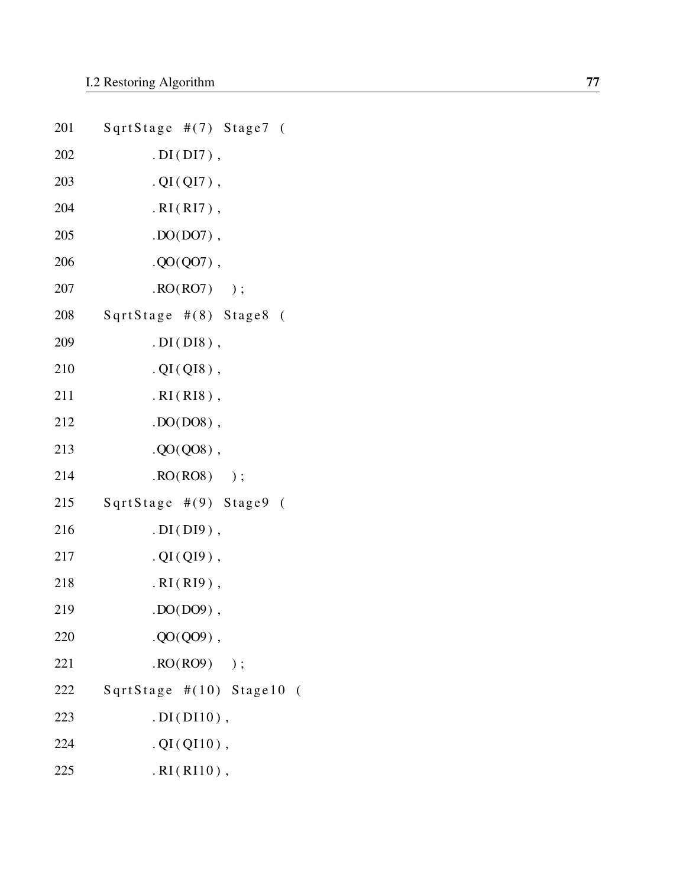```
201    SqrtStage #(7) Stage7 (
202            .DI(DI7),
203            .QI(QI7),
204            .RI(RI7),
205            .DO(DO7),
206            .QO(QO7),
207            .RO(RO7)    );
208    SqrtStage #(8) Stage8 (
209            .DI(DI8),
210            .QI(QI8),
211            .RI(RI8),
212            .DO(DO8),
213            .QO(QO8),
214            .RO(RO8)    );
215    SqrtStage #(9) Stage9 (
216            .DI(DI9),
217            .QI(QI9),
218            .RI(RI9),
219            .DO(DO9),
220            .QO(QO9),
221            .RO(RO9)    );
222    SqrtStage #(10) Stage10 (
223            .DI(DI10),
224            .QI(QI10),
225            .RI(RI10),
```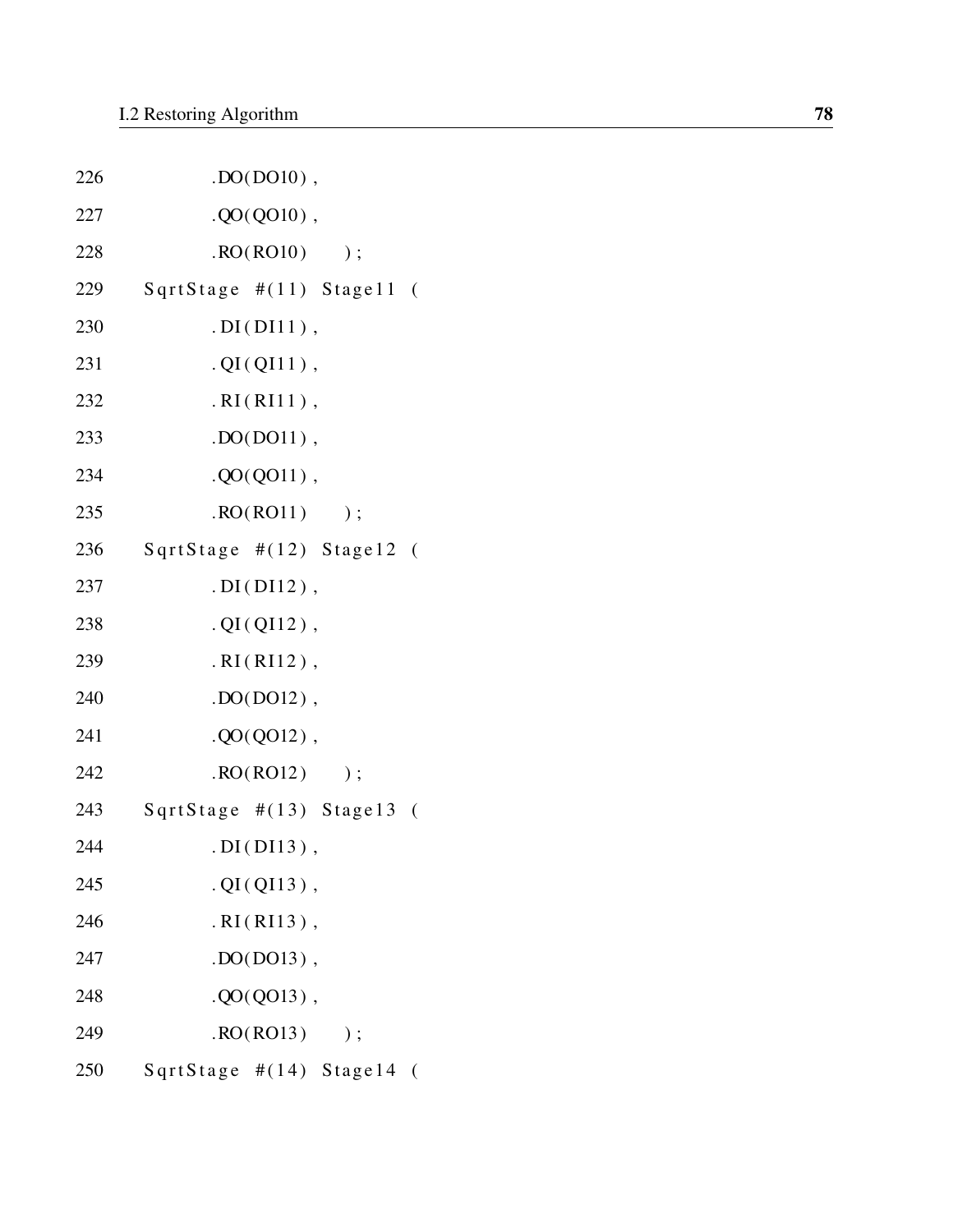```
226         .DO(DO10),
227         .QO(QO10),
228         .RO(RO10)    );
229     SqrtStage #(11) Stage11 (
230         .DI(DI11),
231         .QI(QI11),
232         .RI(RI11),
233         .DO(DO11),
234         .QO(QO11),
235         .RO(RO11)    );
236     SqrtStage #(12) Stage12 (
237         .DI(DI12),
238         .QI(QI12),
239         .RI(RI12),
240         .DO(DO12),
241         .QO(QO12),
242         .RO(RO12)    );
243     SqrtStage #(13) Stage13 (
244         .DI(DI13),
245         .QI(QI13),
246         .RI(RI13),
247         .DO(DO13),
248         .QO(QO13),
249         .RO(RO13)    );
250     SqrtStage #(14) Stage14 (
```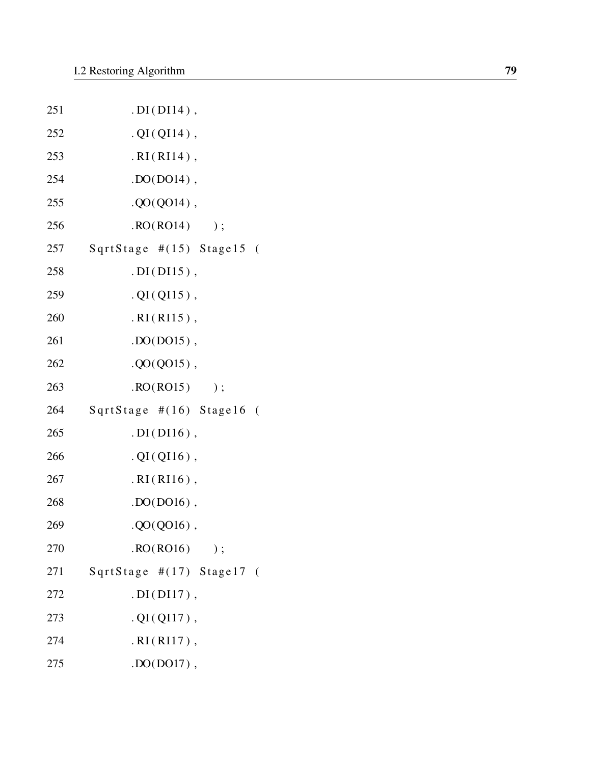```
251            .DI(DI14),
252            .QI(QI14),
253            .RI(RI14),
254            .DO(DO14),
255            .QO(QO14),
256            .RO(RO14)    );
257    SqrtStage #(15) Stage15 (
258            .DI(DI15),
259            .QI(QI15),
260            .RI(RI15),
261            .DO(DO15),
262            .QO(QO15),
263            .RO(RO15)    );
264    SqrtStage #(16) Stage16 (
265            .DI(DI16),
266            .QI(QI16),
267            .RI(RI16),
268            .DO(DO16),
269            .QO(QO16),
270            .RO(RO16)    );
271    SqrtStage #(17) Stage17 (
272            .DI(DI17),
273            .QI(QI17),
274            .RI(RI17),
275            .DO(DO17),
```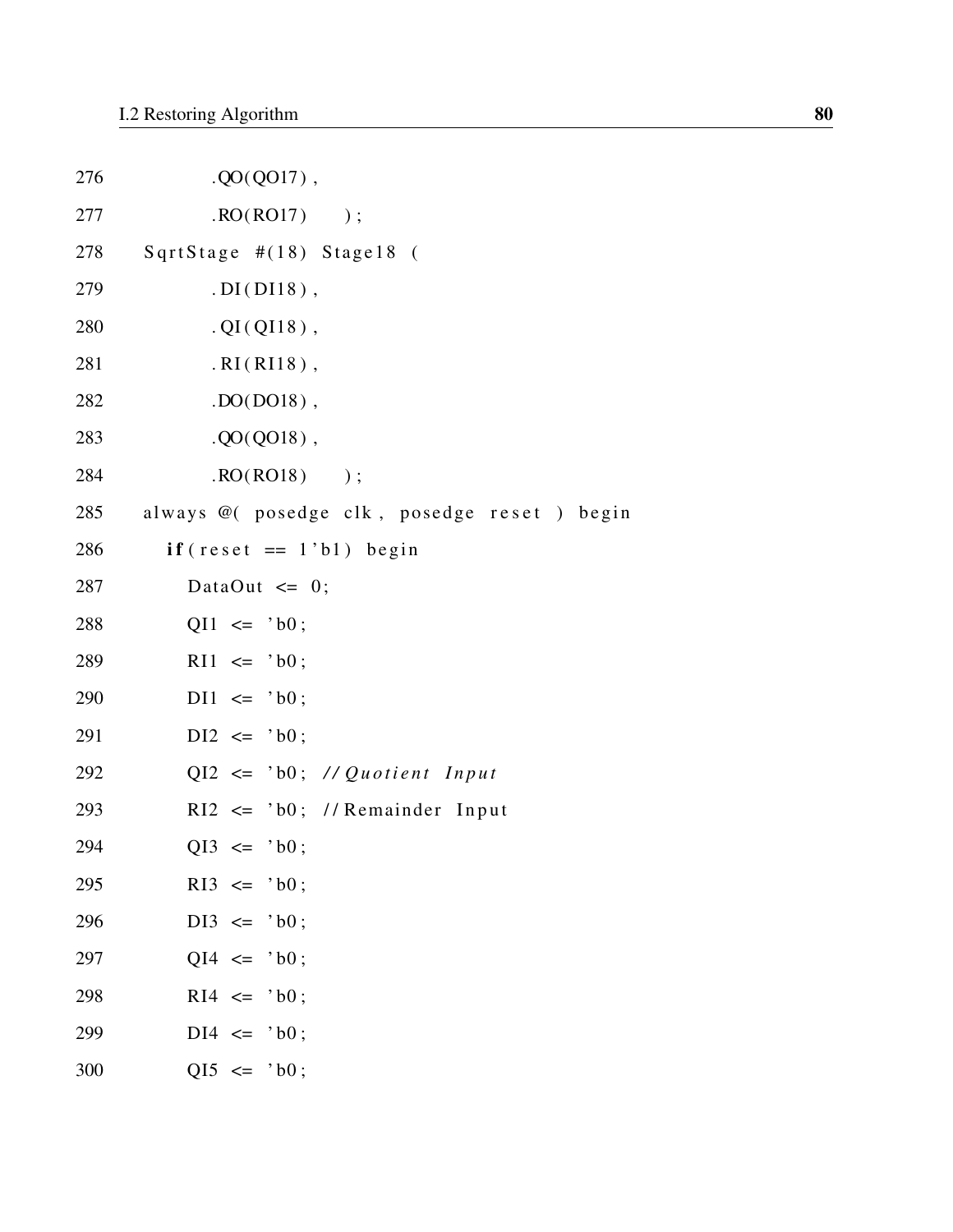```
276            .QO(QO17) ,
277            .RO(RO17)     ) ;
278   SqrtStage #(18) Stage18 (
279            .DI(DI18) ,
280            .QI(QI18) ,
281            .RI(RI18) ,
282            .DO(DO18) ,
283            .QO(QO18) ,
284            .RO(RO18)     ) ;
285   always @( posedge clk , posedge reset ) begin
286     if(reset == 1'b1) begin
287         DataOut <= 0;
288         QI1 <= 'b0;
289         RI1 <= 'b0;
290         DI1 <= 'b0;
291         DI2 <= 'b0;
292         QI2 <= 'b0; //Quotient Input
293         RI2 <= 'b0; //Remainder Input
294         QI3 <= 'b0;
295         RI3 <= 'b0;
296         DI3 <= 'b0;
297         QI4 <= 'b0;
298         RI4 <= 'b0;
299         DI4 <= 'b0;
300         QI5 <= 'b0;
```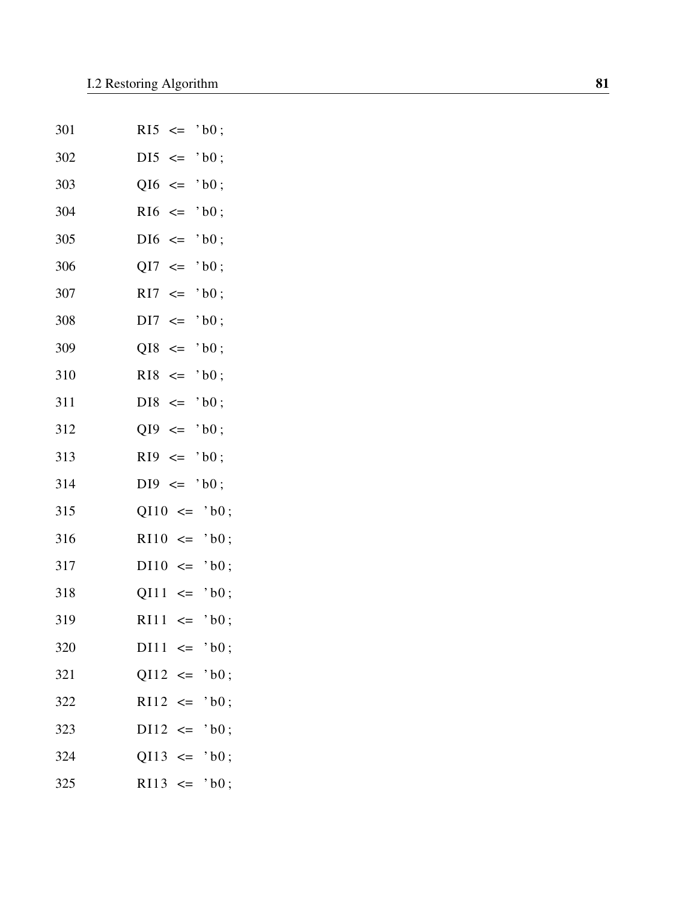```
301            RI5  <=  'b0;
302            DI5  <=  'b0;
303            QI6  <=  'b0;
304            RI6  <=  'b0;
305            DI6  <=  'b0;
306            QI7  <=  'b0;
307            RI7  <=  'b0;
308            DI7  <=  'b0;
309            QI8  <=  'b0;
310            RI8  <=  'b0;
311            DI8  <=  'b0;
312            QI9  <=  'b0;
313            RI9  <=  'b0;
314            DI9  <=  'b0;
315            QI10  <=  'b0;
316            RI10  <=  'b0;
317            DI10  <=  'b0;
318            QI11  <=  'b0;
319            RI11  <=  'b0;
320            DI11  <=  'b0;
321            QI12  <=  'b0;
322            RI12  <=  'b0;
323            DI12  <=  'b0;
324            QI13  <=  'b0;
325            RI13  <=  'b0;
```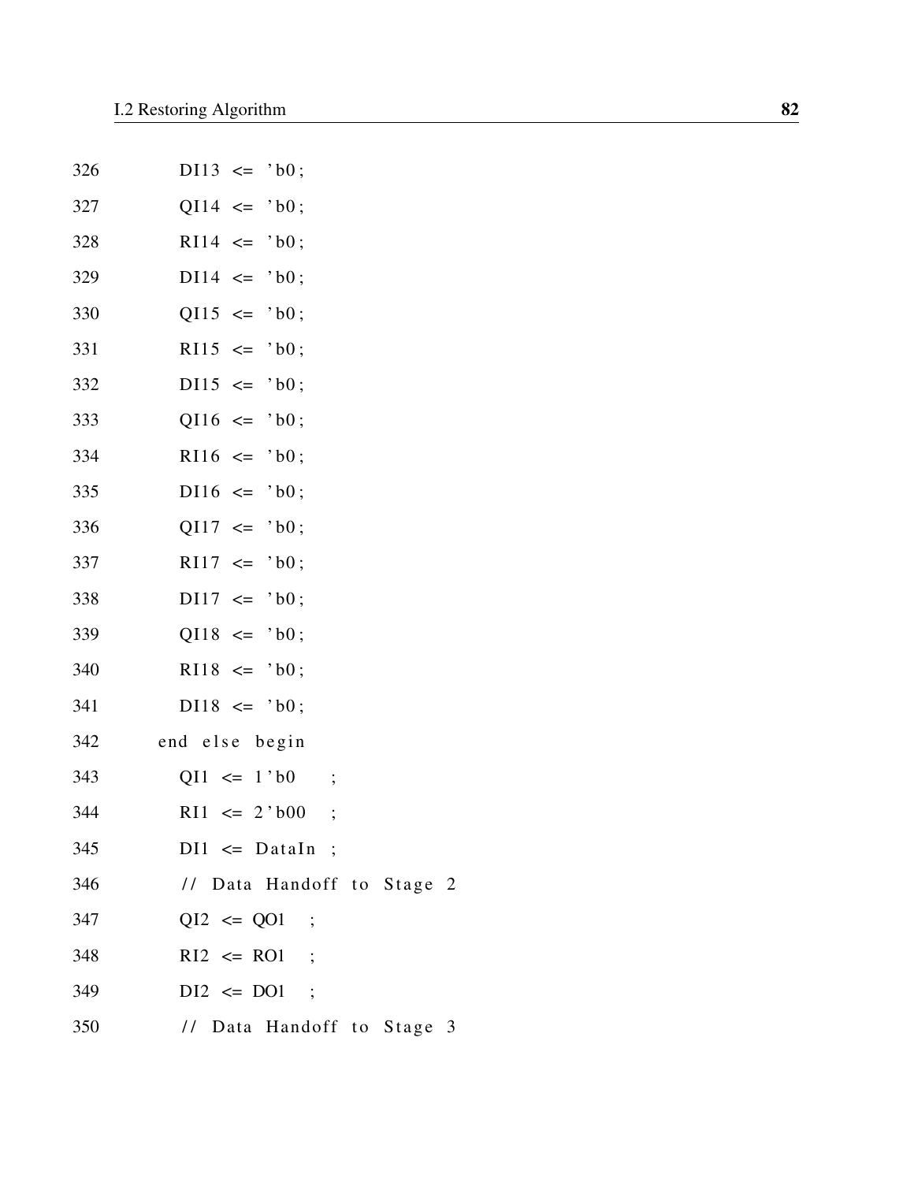```
326         DI13 <= 'b0;
327         QI14 <= 'b0;
328         RI14 <= 'b0;
329         DI14 <= 'b0;
330         QI15 <= 'b0;
331         RI15 <= 'b0;
332         DI15 <= 'b0;
333         QI16 <= 'b0;
334         RI16 <= 'b0;
335         DI16 <= 'b0;
336         QI17 <= 'b0;
337         RI17 <= 'b0;
338         DI17 <= 'b0;
339         QI18 <= 'b0;
340         RI18 <= 'b0;
341         DI18 <= 'b0;
342       end else begin
343         QI1 <= 1'b0    ;
344         RI1 <= 2'b00   ;
345         DI1 <= DataIn ;
346         // Data Handoff to Stage 2
347         QI2 <= QO1   ;
348         RI2 <= RO1   ;
349         DI2 <= DO1   ;
350         // Data Handoff to Stage 3
```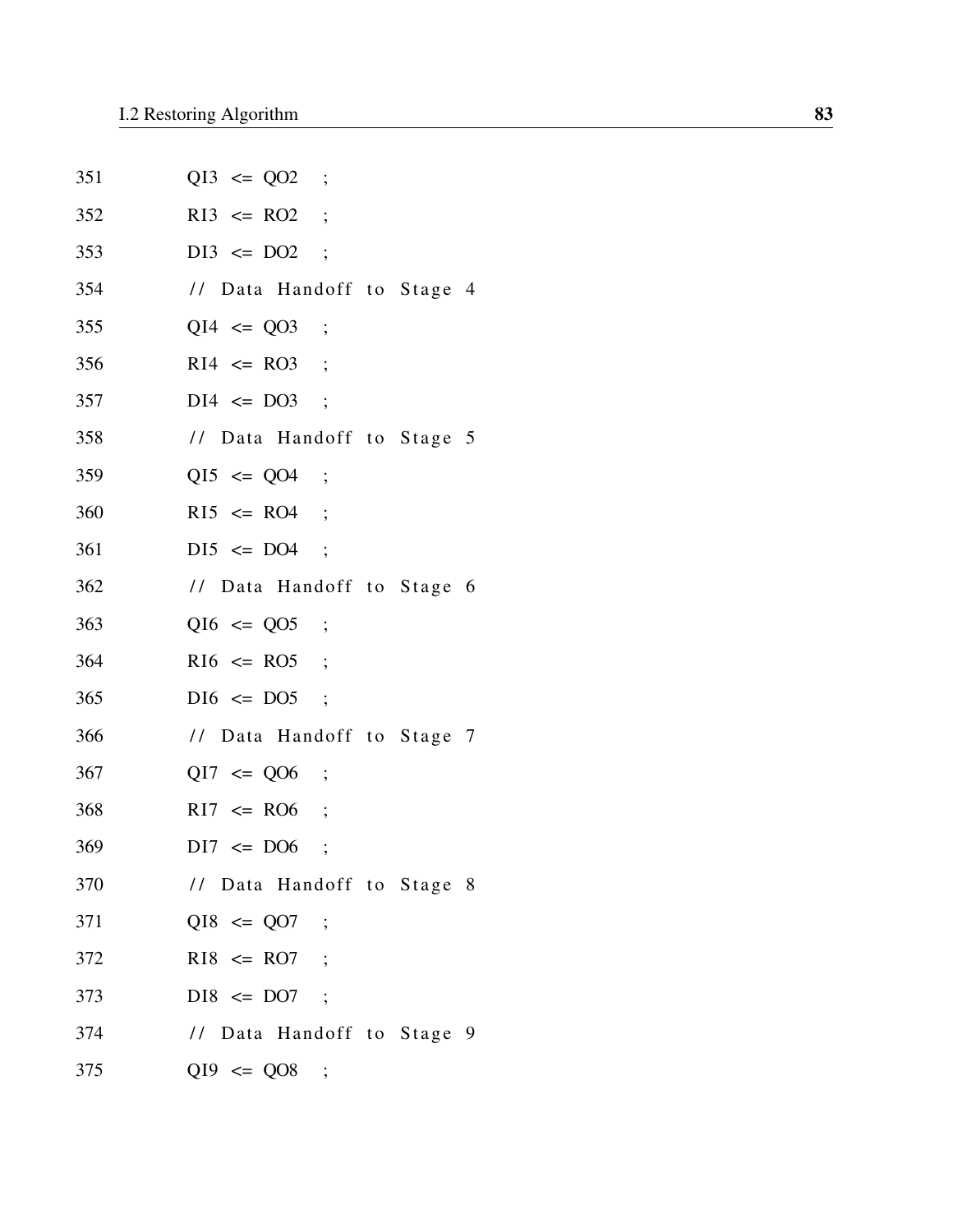```
351         QI3  <=  QO2   ;
352         RI3  <=  RO2   ;
353         DI3  <=  DO2   ;
354         // Data Handoff to Stage 4
355         QI4  <=  QO3   ;
356         RI4  <=  RO3   ;
357         DI4  <=  DO3   ;
358         // Data Handoff to Stage 5
359         QI5  <=  QO4   ;
360         RI5  <=  RO4   ;
361         DI5  <=  DO4   ;
362         // Data Handoff to Stage 6
363         QI6  <=  QO5   ;
364         RI6  <=  RO5   ;
365         DI6  <=  DO5   ;
366         // Data Handoff to Stage 7
367         QI7  <=  QO6   ;
368         RI7  <=  RO6   ;
369         DI7  <=  DO6   ;
370         // Data Handoff to Stage 8
371         QI8  <=  QO7   ;
372         RI8  <=  RO7   ;
373         DI8  <=  DO7   ;
374         // Data Handoff to Stage 9
375         QI9  <=  QO8   ;
```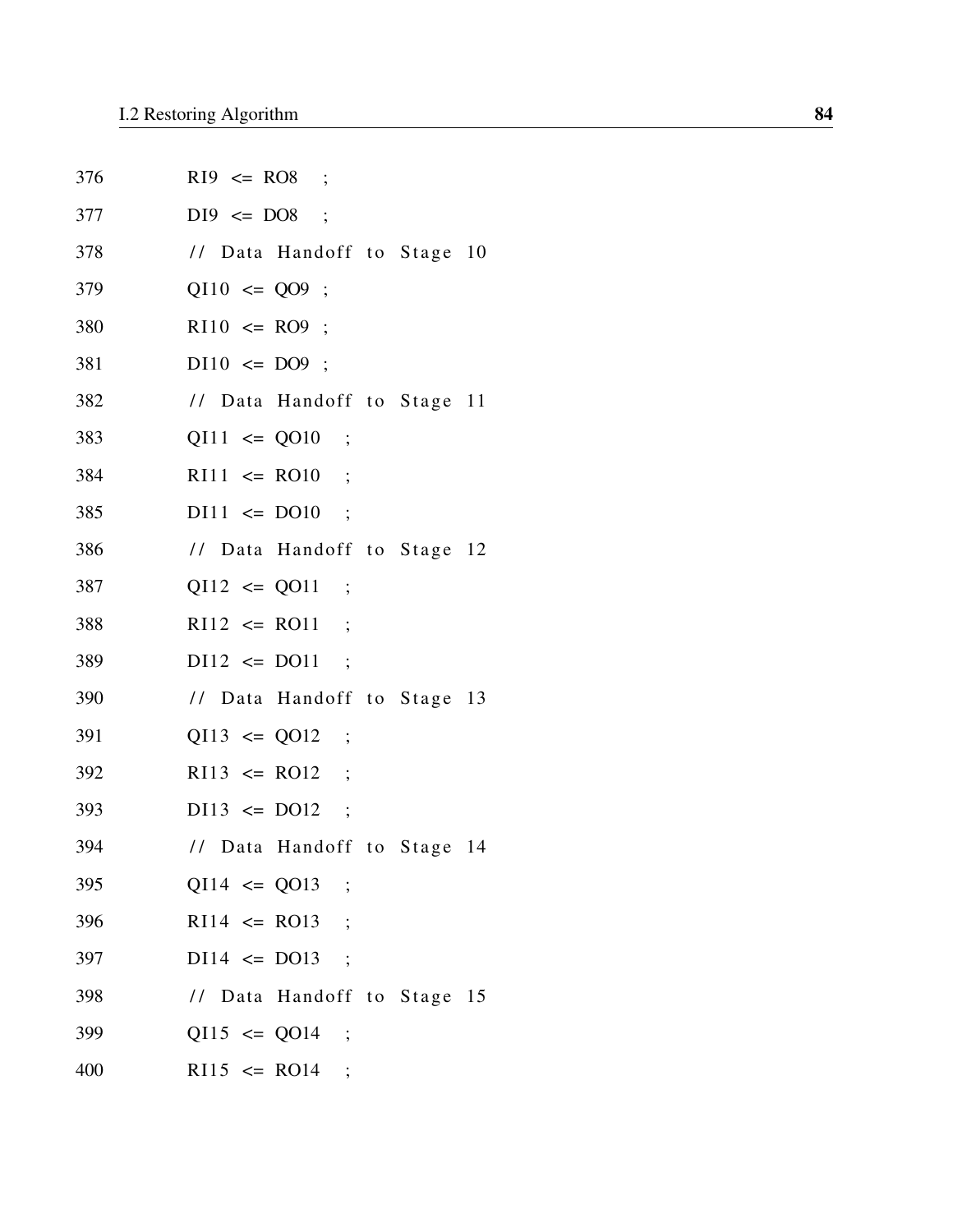```
376         RI9  <= RO8   ;
377         DI9  <= DO8   ;
378         // Data Handoff to Stage 10
379         QI10  <= QO9  ;
380         RI10  <= RO9  ;
381         DI10  <= DO9  ;
382         // Data Handoff to Stage 11
383         QI11  <= QO10   ;
384         RI11  <= RO10   ;
385         DI11  <= DO10   ;
386         // Data Handoff to Stage 12
387         QI12  <= QO11   ;
388         RI12  <= RO11   ;
389         DI12  <= DO11   ;
390         // Data Handoff to Stage 13
391         QI13  <= QO12   ;
392         RI13  <= RO12   ;
393         DI13  <= DO12   ;
394         // Data Handoff to Stage 14
395         QI14  <= QO13   ;
396         RI14  <= RO13   ;
397         DI14  <= DO13   ;
398         // Data Handoff to Stage 15
399         QI15  <= QO14   ;
400         RI15  <= RO14   ;
```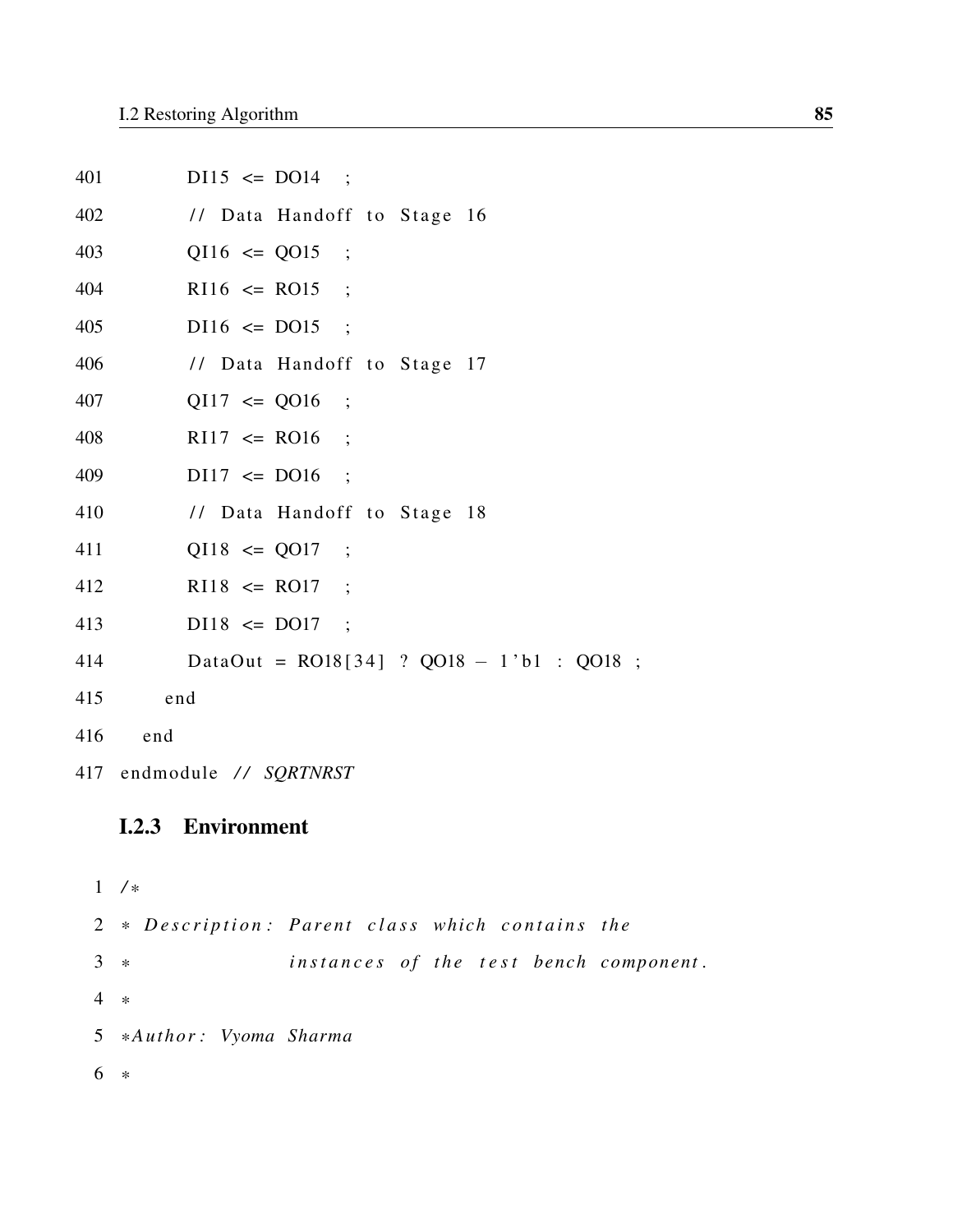```
401          DI15  <=  DO14   ;
402          // Data Handoff to Stage 16
403          QI16  <=  QO15   ;
404          RI16  <=  RO15   ;
405          DI16  <=  DO15   ;
406          // Data Handoff to Stage 17
407          QI17  <=  QO16   ;
408          RI17  <=  RO16   ;
409          DI17  <=  DO16   ;
410          // Data Handoff to Stage 18
411          QI18  <=  QO17   ;
412          RI18  <=  RO17   ;
413          DI18  <=  DO17   ;
414          DataOut = RO18[34] ? QO18 - 1'b1 : QO18 ;
415       end
416    end
417  endmodule // SQRTNRST
```

### I.2.3 Environment

```
1 /*
2 * Description: Parent class which contains the
3 *              instances of the test bench component.
4 *
5 *Author: Vyoma Sharma
6 *
```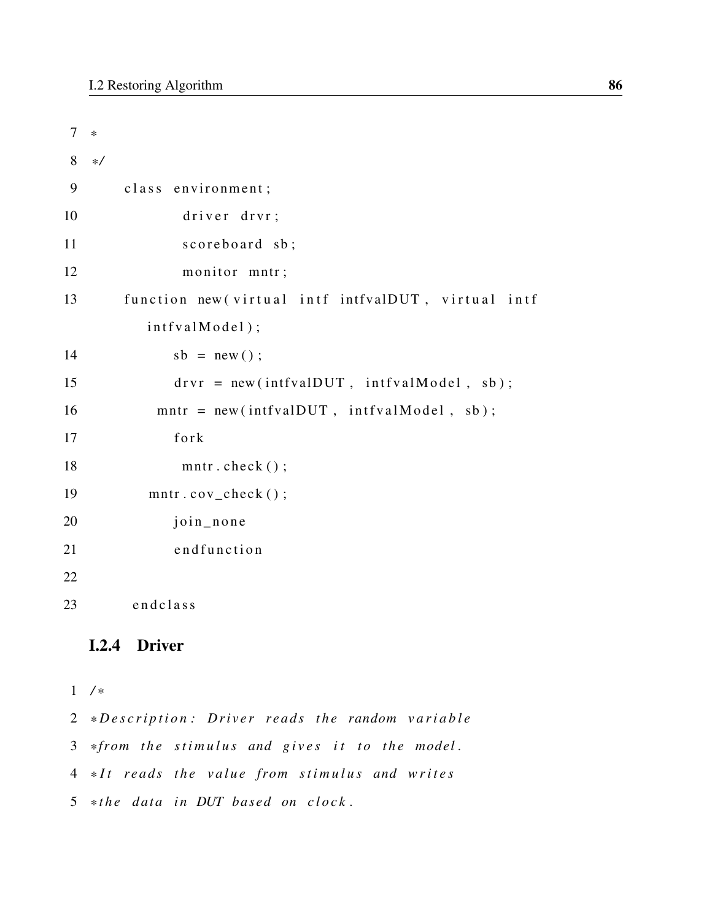```
7 *
8 */
9     class environment;
10            driver drvr;
11            scoreboard sb;
12            monitor mntr;
13    function new(virtual intf intfvalDUT, virtual intf
         intfvalModel);
14          sb = new();
15          drvr = new(intfvalDUT, intfvalModel, sb);
16        mntr = new(intfvalDUT, intfvalModel, sb);
17          fork
18            mntr.check();
19       mntr.cov_check();
20          join_none
21          endfunction
22
23      endclass
```

### I.2.4 Driver

```
1 /*
2 *Description: Driver reads the random variable
3 *from the stimulus and gives it to the model.
4 *It reads the value from stimulus and writes
5 *the data in DUT based on clock.
```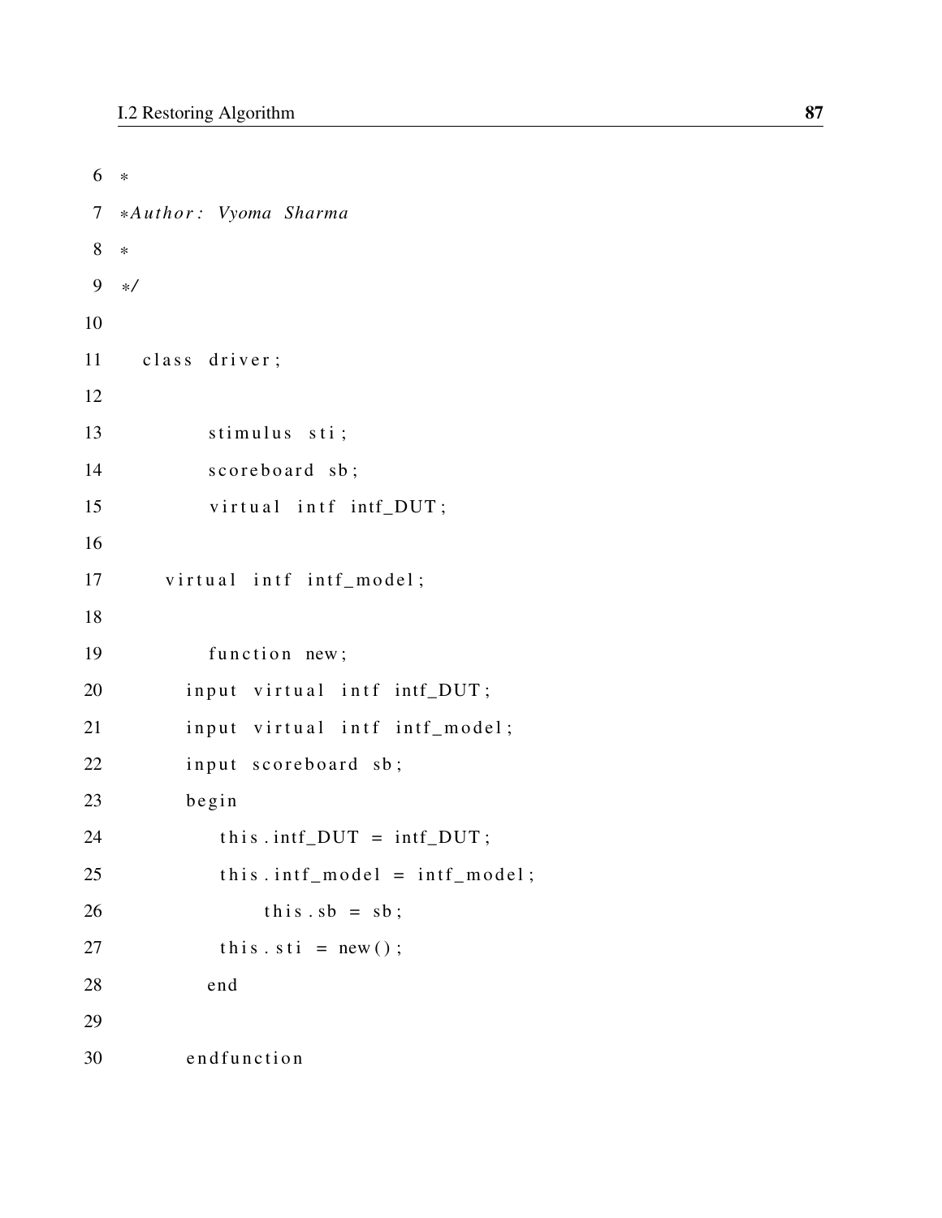```
6  *
7  *Author: Vyoma Sharma
8  *
9  */
10
11   class driver;
12
13          stimulus sti;
14          scoreboard sb;
15          virtual intf intf_DUT;
16
17      virtual intf intf_model;
18
19          function new;
20        input virtual intf intf_DUT;
21        input virtual intf intf_model;
22        input scoreboard sb;
23        begin
24           this.intf_DUT = intf_DUT;
25           this.intf_model = intf_model;
26                this.sb = sb;
27           this.sti = new();
28          end
29
30        endfunction
```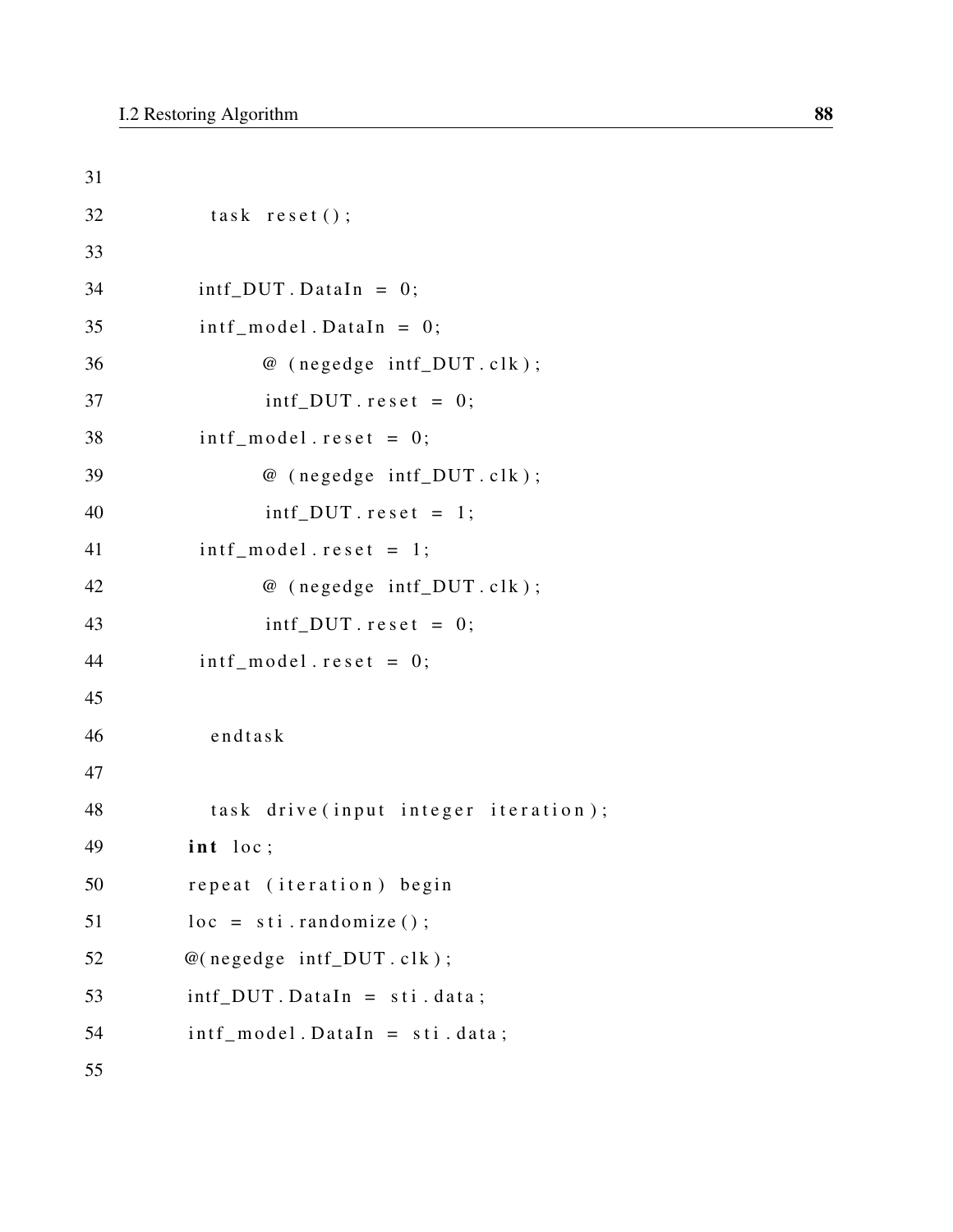```
31
32          task reset();
33
34        intf_DUT.DataIn = 0;
35        intf_model.DataIn = 0;
36              @ (negedge intf_DUT.clk);
37              intf_DUT.reset = 0;
38        intf_model.reset = 0;
39              @ (negedge intf_DUT.clk);
40              intf_DUT.reset = 1;
41        intf_model.reset = 1;
42              @ (negedge intf_DUT.clk);
43              intf_DUT.reset = 0;
44        intf_model.reset = 0;
45
46          endtask
47
48          task drive(input integer iteration);
49        int loc;
50        repeat (iteration) begin
51        loc = sti.randomize();
52        @(negedge intf_DUT.clk);
53        intf_DUT.DataIn = sti.data;
54        intf_model.DataIn = sti.data;
55
```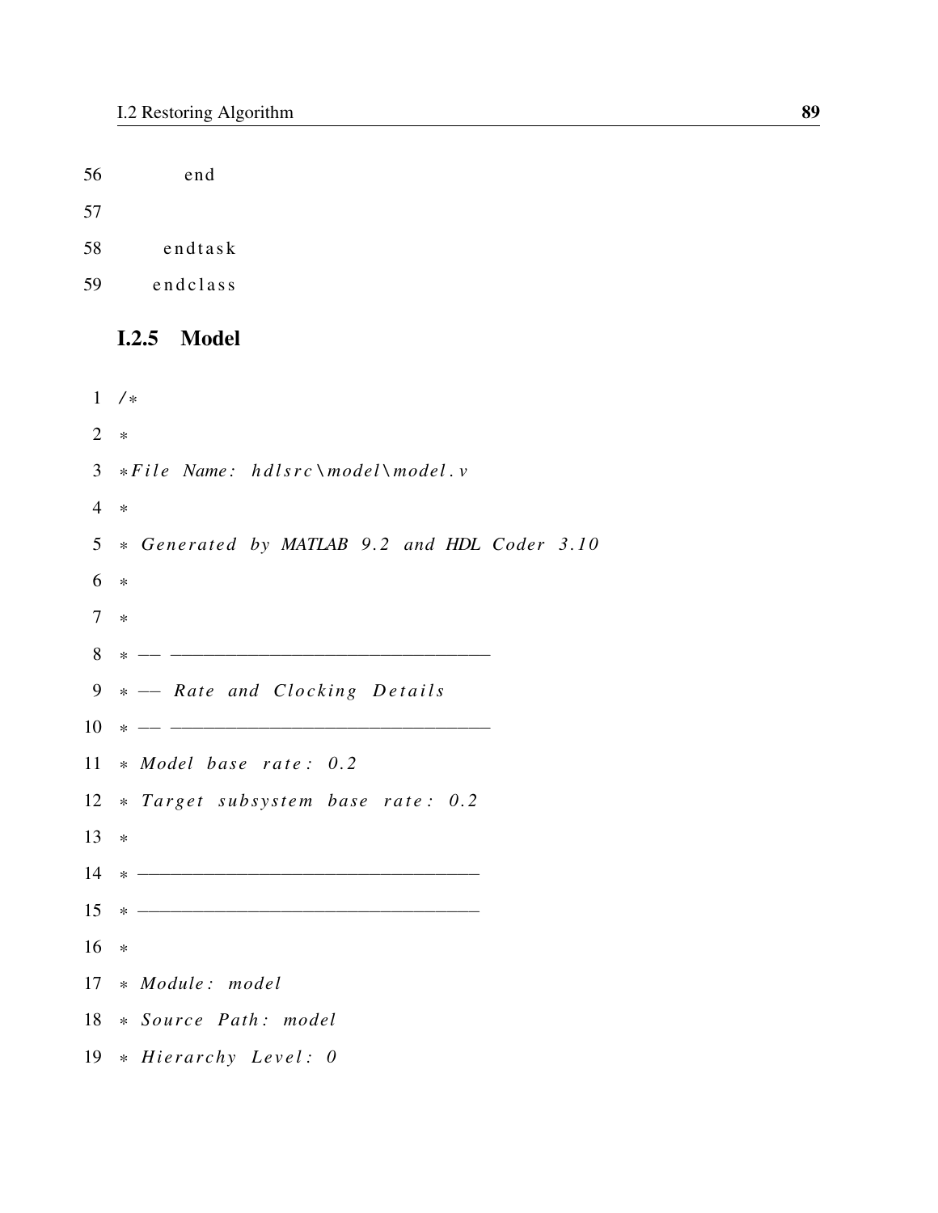```
56            end
57
58         endtask
59       endclass
```

### I.2.5 Model

```
1  /*
2  *
3  *File Name: hdlsrc\model\model.v
4  *
5  * Generated by MATLAB 9.2 and HDL Coder 3.10
6  *
7  *
8  * -- -------------------------------------------------------------
9  * -- Rate and Clocking Details
10 * -- -------------------------------------------------------------
11 * Model base rate: 0.2
12 * Target subsystem base rate: 0.2
13 *
14 * -------------------------------------------------------------
15 * -------------------------------------------------------------
16 *
17 * Module: model
18 * Source Path: model
19 * Hierarchy Level: 0
```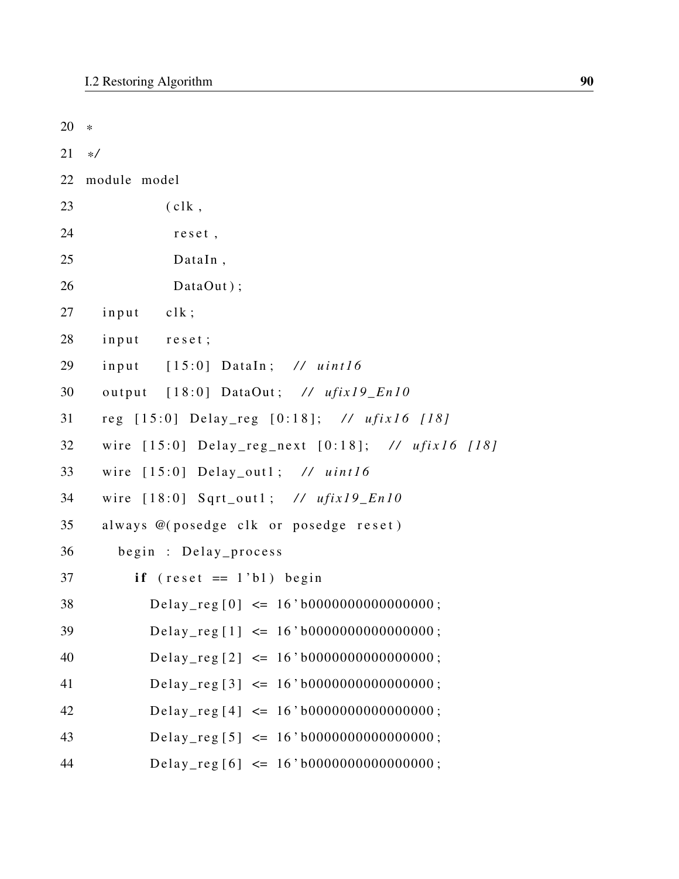```
20  *
21  */
22  module model
23            (clk,
24             reset,
25             DataIn,
26             DataOut);
27    input   clk;
28    input   reset;
29    input   [15:0] DataIn;  // uint16
30    output  [18:0] DataOut;  // ufix19_En10
31    reg [15:0] Delay_reg [0:18];  // ufix16 [18]
32    wire [15:0] Delay_reg_next [0:18];  // ufix16 [18]
33    wire [15:0] Delay_out1;  // uint16
34    wire [18:0] Sqrt_out1;  // ufix19_En10
35    always @(posedge clk or posedge reset)
36      begin : Delay_process
37        if (reset == 1'b1) begin
38          Delay_reg[0] <= 16'b0000000000000000;
39          Delay_reg[1] <= 16'b0000000000000000;
40          Delay_reg[2] <= 16'b0000000000000000;
41          Delay_reg[3] <= 16'b0000000000000000;
42          Delay_reg[4] <= 16'b0000000000000000;
43          Delay_reg[5] <= 16'b0000000000000000;
44          Delay_reg[6] <= 16'b0000000000000000;
```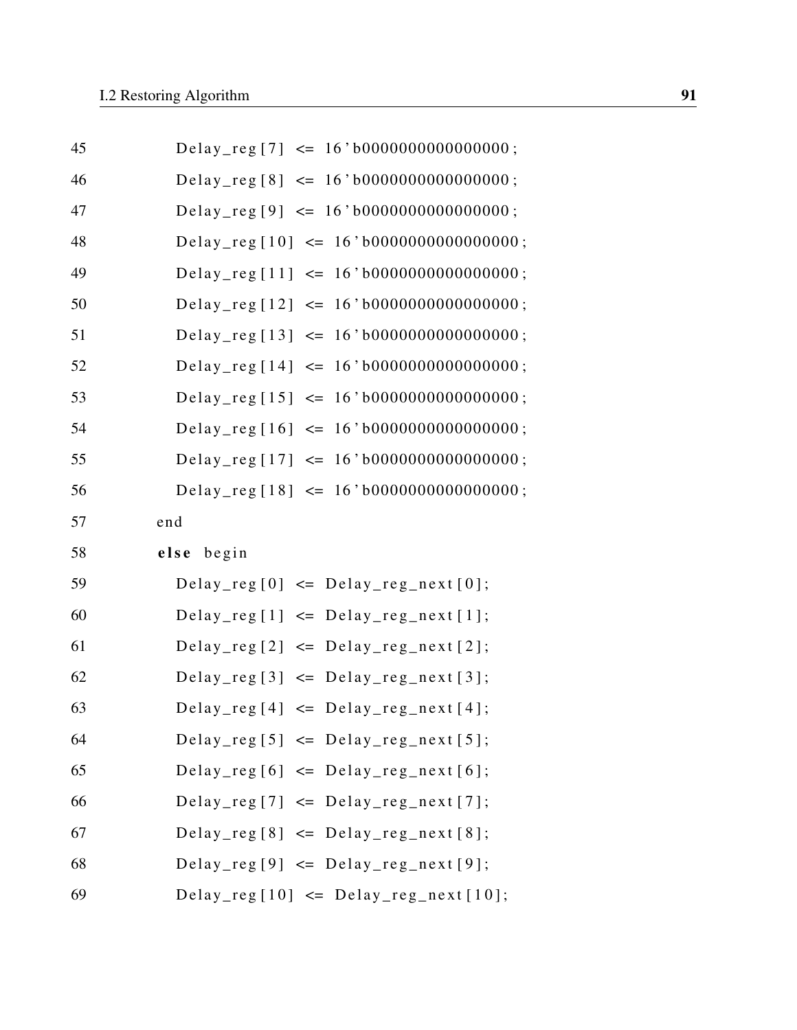```
45          Delay_reg[7] <= 16'b0000000000000000;
46          Delay_reg[8] <= 16'b0000000000000000;
47          Delay_reg[9] <= 16'b0000000000000000;
48          Delay_reg[10] <= 16'b0000000000000000;
49          Delay_reg[11] <= 16'b0000000000000000;
50          Delay_reg[12] <= 16'b0000000000000000;
51          Delay_reg[13] <= 16'b0000000000000000;
52          Delay_reg[14] <= 16'b0000000000000000;
53          Delay_reg[15] <= 16'b0000000000000000;
54          Delay_reg[16] <= 16'b0000000000000000;
55          Delay_reg[17] <= 16'b0000000000000000;
56          Delay_reg[18] <= 16'b0000000000000000;
57        end
58        else begin
59          Delay_reg[0] <= Delay_reg_next[0];
60          Delay_reg[1] <= Delay_reg_next[1];
61          Delay_reg[2] <= Delay_reg_next[2];
62          Delay_reg[3] <= Delay_reg_next[3];
63          Delay_reg[4] <= Delay_reg_next[4];
64          Delay_reg[5] <= Delay_reg_next[5];
65          Delay_reg[6] <= Delay_reg_next[6];
66          Delay_reg[7] <= Delay_reg_next[7];
67          Delay_reg[8] <= Delay_reg_next[8];
68          Delay_reg[9] <= Delay_reg_next[9];
69          Delay_reg[10] <= Delay_reg_next[10];
```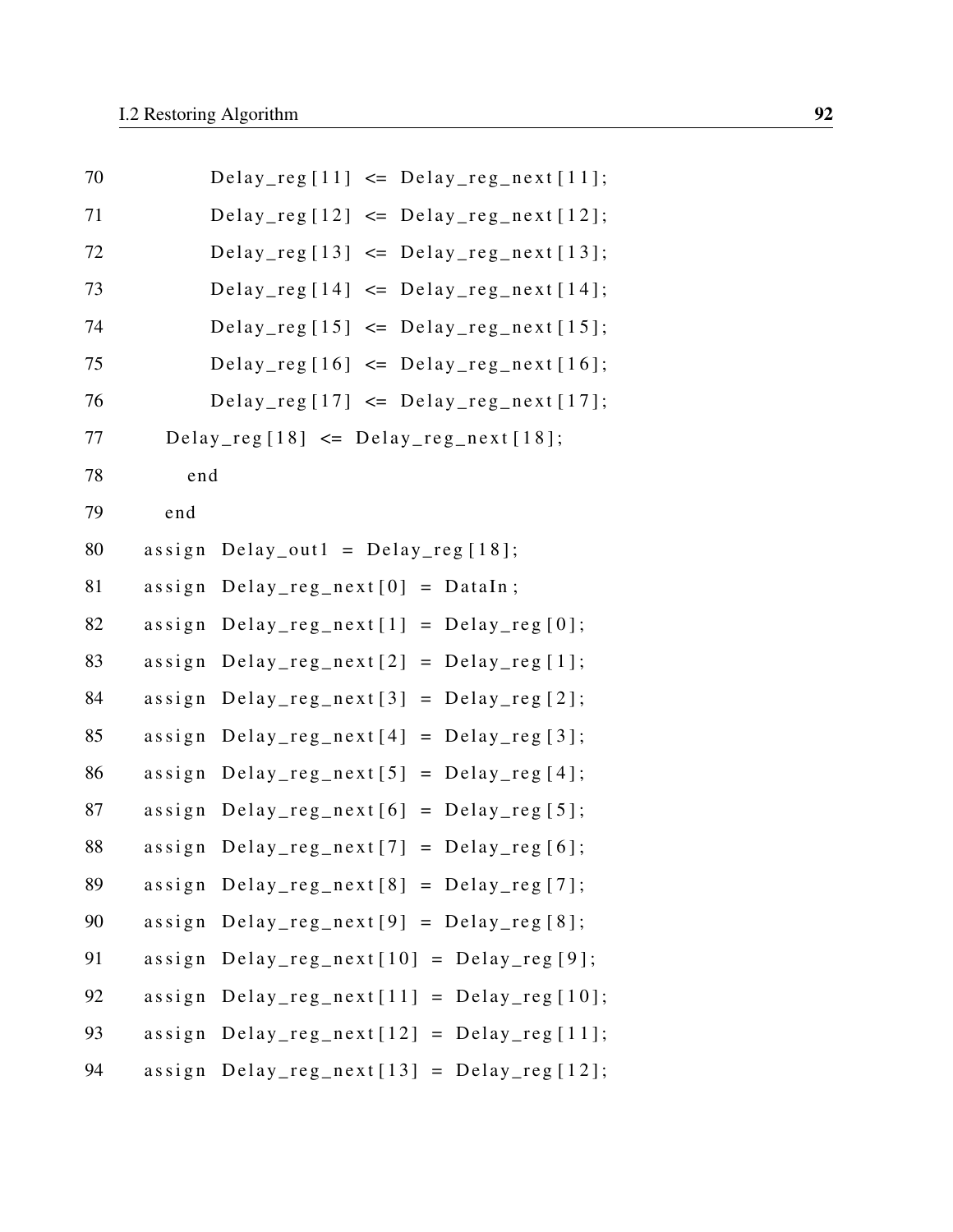```
70            Delay_reg[11] <= Delay_reg_next[11];
71            Delay_reg[12] <= Delay_reg_next[12];
72            Delay_reg[13] <= Delay_reg_next[13];
73            Delay_reg[14] <= Delay_reg_next[14];
74            Delay_reg[15] <= Delay_reg_next[15];
75            Delay_reg[16] <= Delay_reg_next[16];
76            Delay_reg[17] <= Delay_reg_next[17];
77        Delay_reg[18] <= Delay_reg_next[18];
78          end
79        end
80      assign Delay_out1 = Delay_reg[18];
81      assign Delay_reg_next[0] = DataIn;
82      assign Delay_reg_next[1] = Delay_reg[0];
83      assign Delay_reg_next[2] = Delay_reg[1];
84      assign Delay_reg_next[3] = Delay_reg[2];
85      assign Delay_reg_next[4] = Delay_reg[3];
86      assign Delay_reg_next[5] = Delay_reg[4];
87      assign Delay_reg_next[6] = Delay_reg[5];
88      assign Delay_reg_next[7] = Delay_reg[6];
89      assign Delay_reg_next[8] = Delay_reg[7];
90      assign Delay_reg_next[9] = Delay_reg[8];
91      assign Delay_reg_next[10] = Delay_reg[9];
92      assign Delay_reg_next[11] = Delay_reg[10];
93      assign Delay_reg_next[12] = Delay_reg[11];
94      assign Delay_reg_next[13] = Delay_reg[12];
```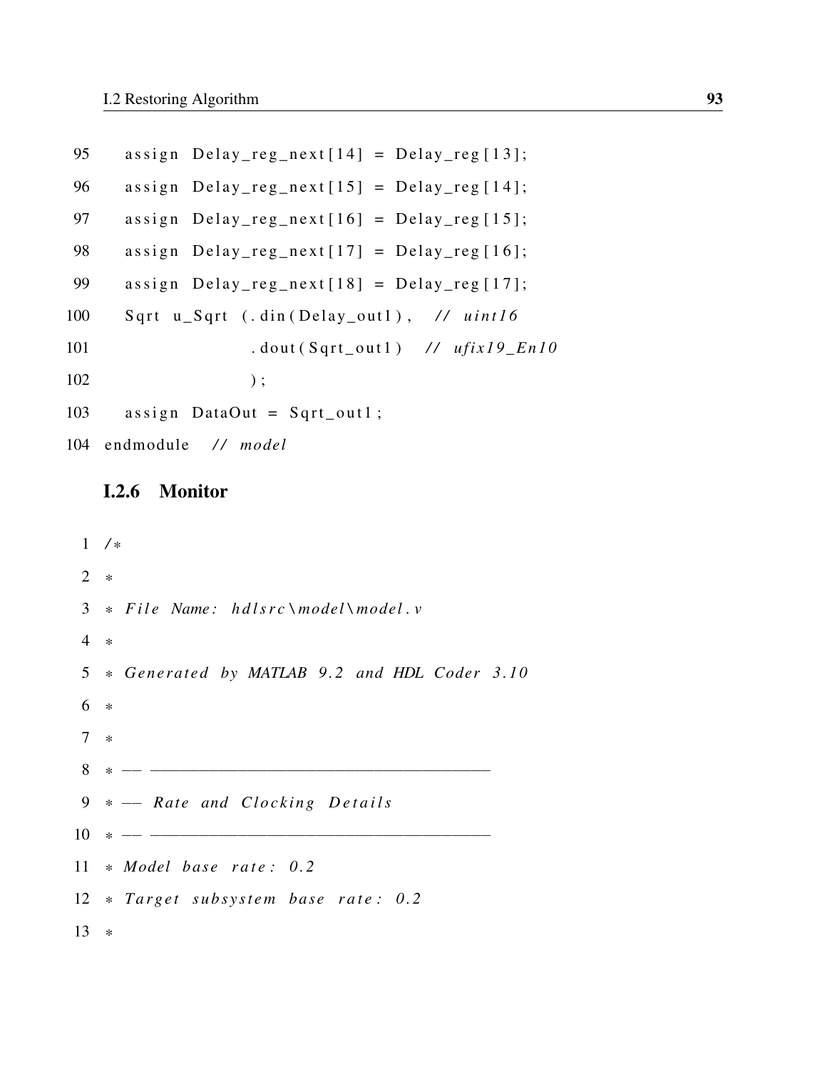```
95    assign Delay_reg_next[14] = Delay_reg[13];
96    assign Delay_reg_next[15] = Delay_reg[14];
97    assign Delay_reg_next[16] = Delay_reg[15];
98    assign Delay_reg_next[17] = Delay_reg[16];
99    assign Delay_reg_next[18] = Delay_reg[17];
100   Sqrt u_Sqrt (.din(Delay_out1),  // uint16
101                .dout(Sqrt_out1)  // ufix19_En10
102                );
103   assign DataOut = Sqrt_out1;
104 endmodule  // model
```

### I.2.6 Monitor

```
1  /*
2  *
3  * File Name: hdlsrc\model\model.v
4  *
5  * Generated by MATLAB 9.2 and HDL Coder 3.10
6  *
7  *
8  * -- -------------------------------------------------------------
9  * -- Rate and Clocking Details
10 * -- -------------------------------------------------------------
11 * Model base rate: 0.2
12 * Target subsystem base rate: 0.2
13 *
```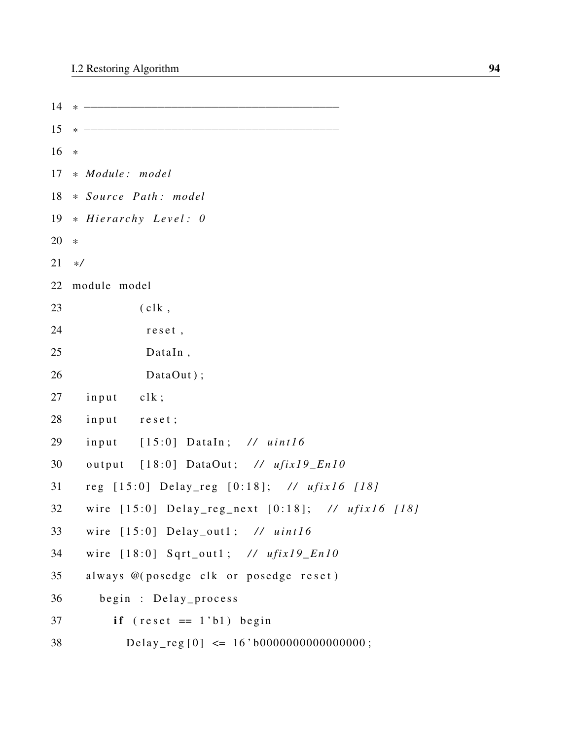```
14  * ——————————————————————————————————————
15  * ——————————————————————————————————————
16  *
17  * Module: model
18  * Source Path: model
19  * Hierarchy Level: 0
20  *
21  */
22  module model
23            (clk,
24             reset,
25             DataIn,
26             DataOut);
27    input   clk;
28    input   reset;
29    input   [15:0] DataIn;  // uint16
30    output  [18:0] DataOut;  // ufix19_En10
31    reg [15:0] Delay_reg [0:18];  // ufix16 [18]
32    wire [15:0] Delay_reg_next [0:18];  // ufix16 [18]
33    wire [15:0] Delay_out1;  // uint16
34    wire [18:0] Sqrt_out1;  // ufix19_En10
35    always @(posedge clk or posedge reset)
36      begin : Delay_process
37        if (reset == 1'b1) begin
38          Delay_reg[0] <= 16'b0000000000000000;
```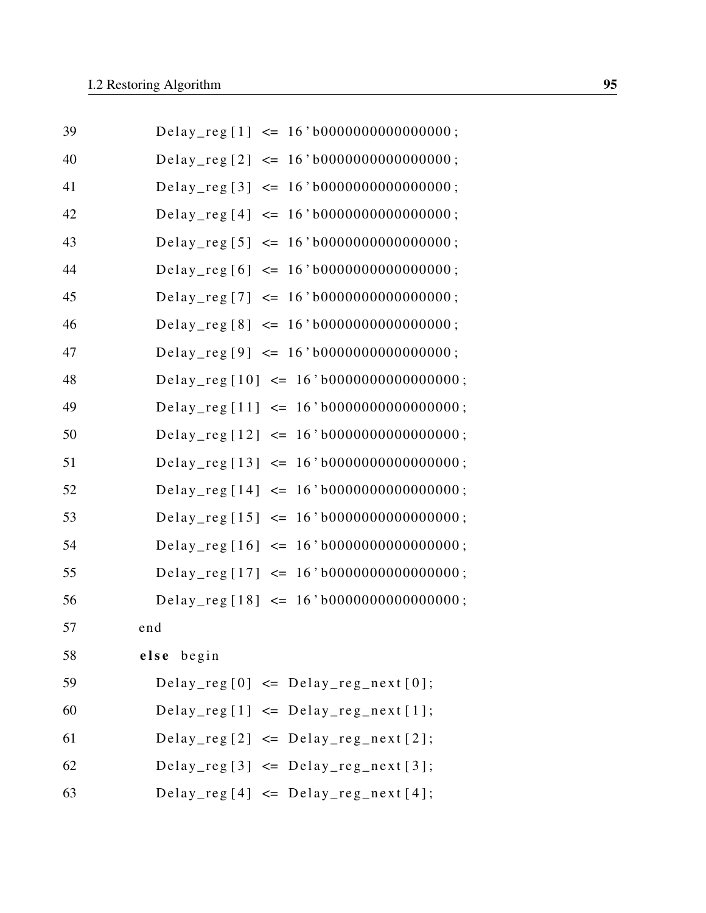```
39            Delay_reg[1] <= 16'b0000000000000000;
40            Delay_reg[2] <= 16'b0000000000000000;
41            Delay_reg[3] <= 16'b0000000000000000;
42            Delay_reg[4] <= 16'b0000000000000000;
43            Delay_reg[5] <= 16'b0000000000000000;
44            Delay_reg[6] <= 16'b0000000000000000;
45            Delay_reg[7] <= 16'b0000000000000000;
46            Delay_reg[8] <= 16'b0000000000000000;
47            Delay_reg[9] <= 16'b0000000000000000;
48            Delay_reg[10] <= 16'b0000000000000000;
49            Delay_reg[11] <= 16'b0000000000000000;
50            Delay_reg[12] <= 16'b0000000000000000;
51            Delay_reg[13] <= 16'b0000000000000000;
52            Delay_reg[14] <= 16'b0000000000000000;
53            Delay_reg[15] <= 16'b0000000000000000;
54            Delay_reg[16] <= 16'b0000000000000000;
55            Delay_reg[17] <= 16'b0000000000000000;
56            Delay_reg[18] <= 16'b0000000000000000;
57          end
58          else begin
59            Delay_reg[0] <= Delay_reg_next[0];
60            Delay_reg[1] <= Delay_reg_next[1];
61            Delay_reg[2] <= Delay_reg_next[2];
62            Delay_reg[3] <= Delay_reg_next[3];
63            Delay_reg[4] <= Delay_reg_next[4];
```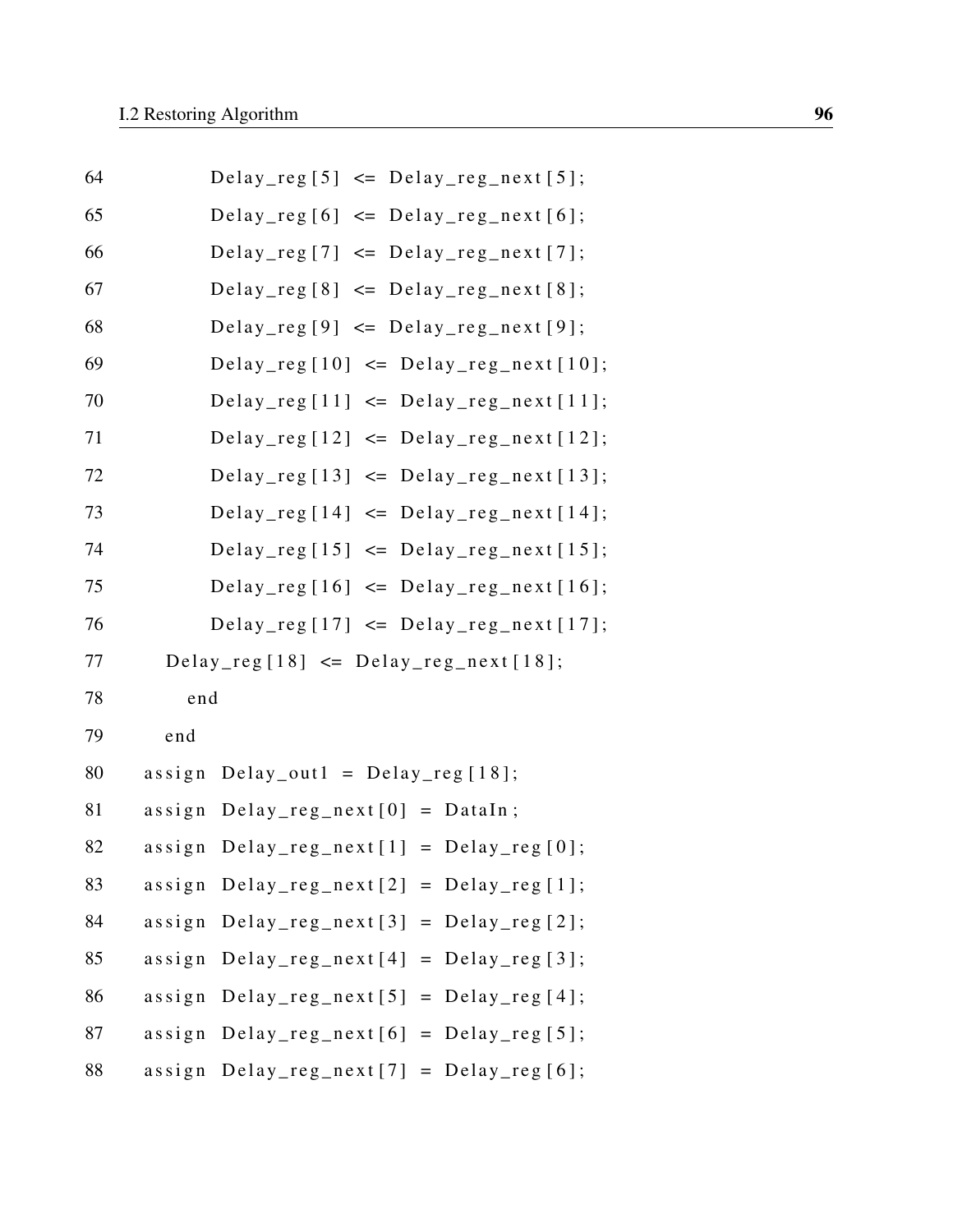```
64          Delay_reg[5] <= Delay_reg_next[5];
65          Delay_reg[6] <= Delay_reg_next[6];
66          Delay_reg[7] <= Delay_reg_next[7];
67          Delay_reg[8] <= Delay_reg_next[8];
68          Delay_reg[9] <= Delay_reg_next[9];
69          Delay_reg[10] <= Delay_reg_next[10];
70          Delay_reg[11] <= Delay_reg_next[11];
71          Delay_reg[12] <= Delay_reg_next[12];
72          Delay_reg[13] <= Delay_reg_next[13];
73          Delay_reg[14] <= Delay_reg_next[14];
74          Delay_reg[15] <= Delay_reg_next[15];
75          Delay_reg[16] <= Delay_reg_next[16];
76          Delay_reg[17] <= Delay_reg_next[17];
77      Delay_reg[18] <= Delay_reg_next[18];
78        end
79      end
80    assign Delay_out1 = Delay_reg[18];
81    assign Delay_reg_next[0] = DataIn;
82    assign Delay_reg_next[1] = Delay_reg[0];
83    assign Delay_reg_next[2] = Delay_reg[1];
84    assign Delay_reg_next[3] = Delay_reg[2];
85    assign Delay_reg_next[4] = Delay_reg[3];
86    assign Delay_reg_next[5] = Delay_reg[4];
87    assign Delay_reg_next[6] = Delay_reg[5];
88    assign Delay_reg_next[7] = Delay_reg[6];
```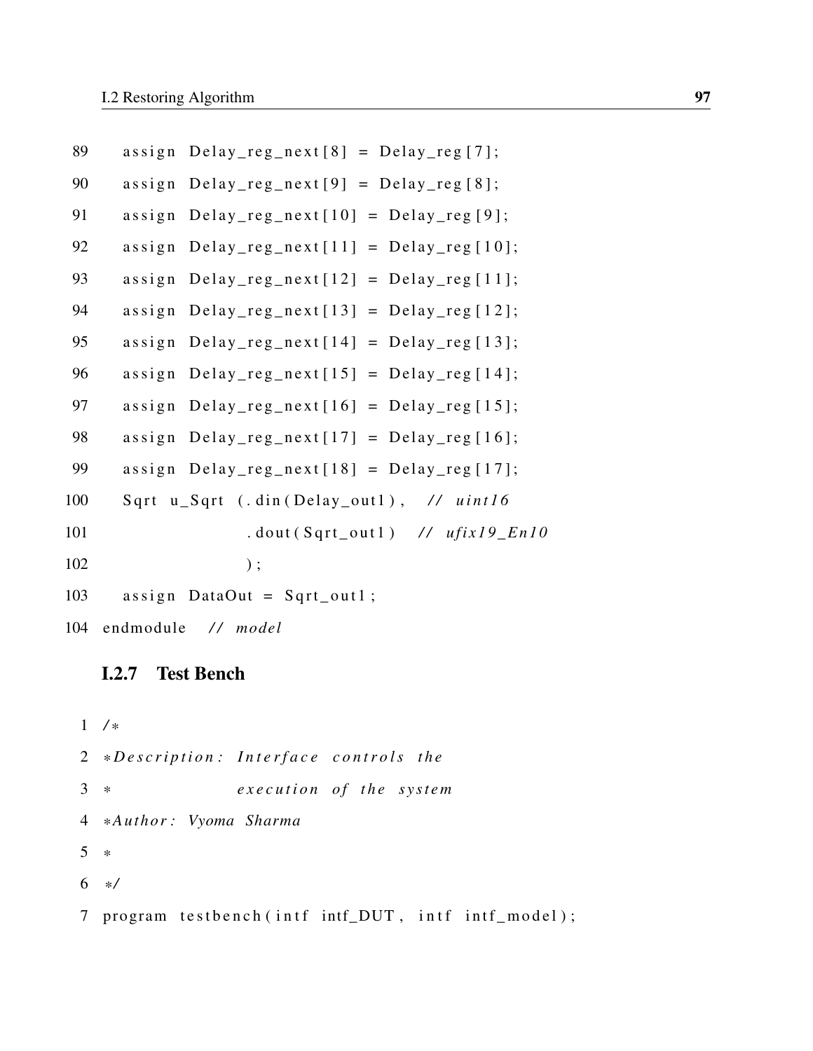```
89    assign Delay_reg_next[8] = Delay_reg[7];
90    assign Delay_reg_next[9] = Delay_reg[8];
91    assign Delay_reg_next[10] = Delay_reg[9];
92    assign Delay_reg_next[11] = Delay_reg[10];
93    assign Delay_reg_next[12] = Delay_reg[11];
94    assign Delay_reg_next[13] = Delay_reg[12];
95    assign Delay_reg_next[14] = Delay_reg[13];
96    assign Delay_reg_next[15] = Delay_reg[14];
97    assign Delay_reg_next[16] = Delay_reg[15];
98    assign Delay_reg_next[17] = Delay_reg[16];
99    assign Delay_reg_next[18] = Delay_reg[17];
100   Sqrt u_Sqrt (.din(Delay_out1),  // uint16
101                .dout(Sqrt_out1)  // ufix19_En10
102                );
103   assign DataOut = Sqrt_out1;
104 endmodule  // model
```

### I.2.7 Test Bench

```
1 /*
2 *Description: Interface controls the
3 *              execution of the system
4 *Author: Vyoma Sharma
5 *
6 */
7 program testbench(intf intf_DUT, intf intf_model);
```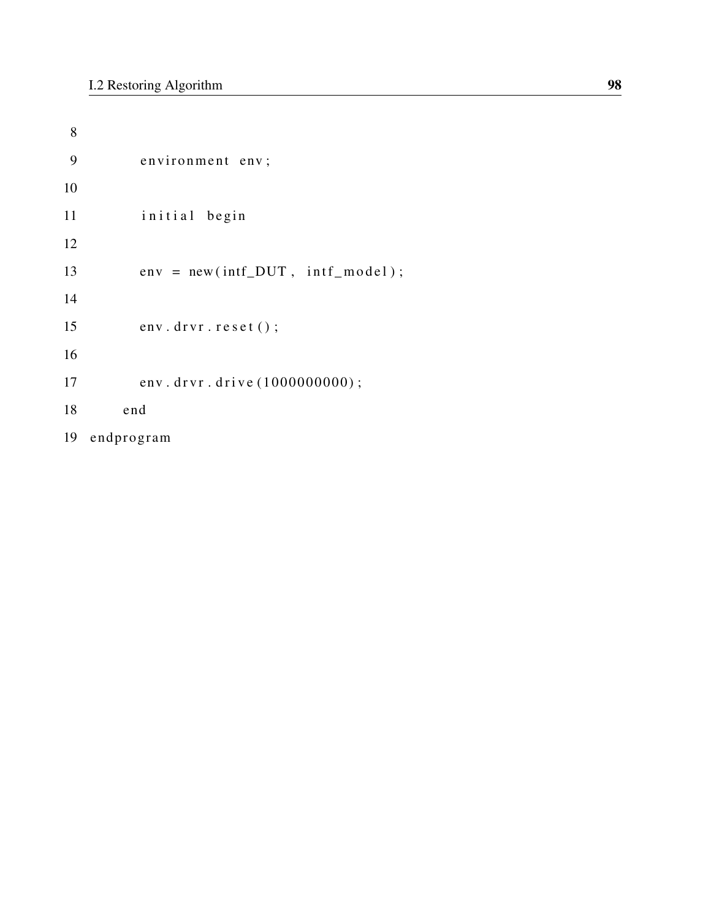```
8
9        environment env;
10
11        initial begin
12
13        env = new(intf_DUT, intf_model);
14
15        env.drvr.reset();
16
17        env.drvr.drive(1000000000);
18      end
19  endprogram
```